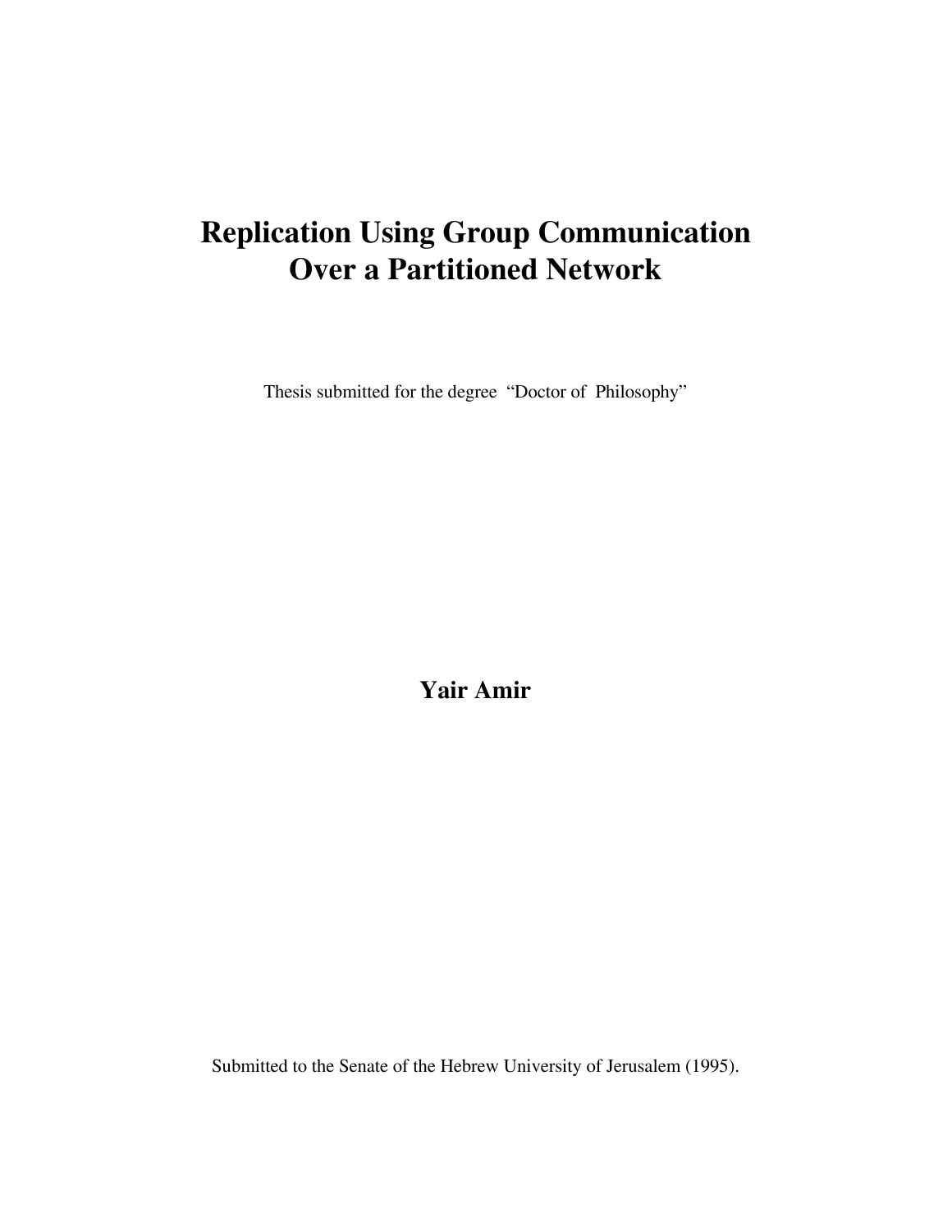# Replication Using Group Communication Over a Partitioned Network

Thesis submitted for the degree "Doctor of Philosophy"

**Yair Amir**

Submitted to the Senate of the Hebrew University of Jerusalem (1995).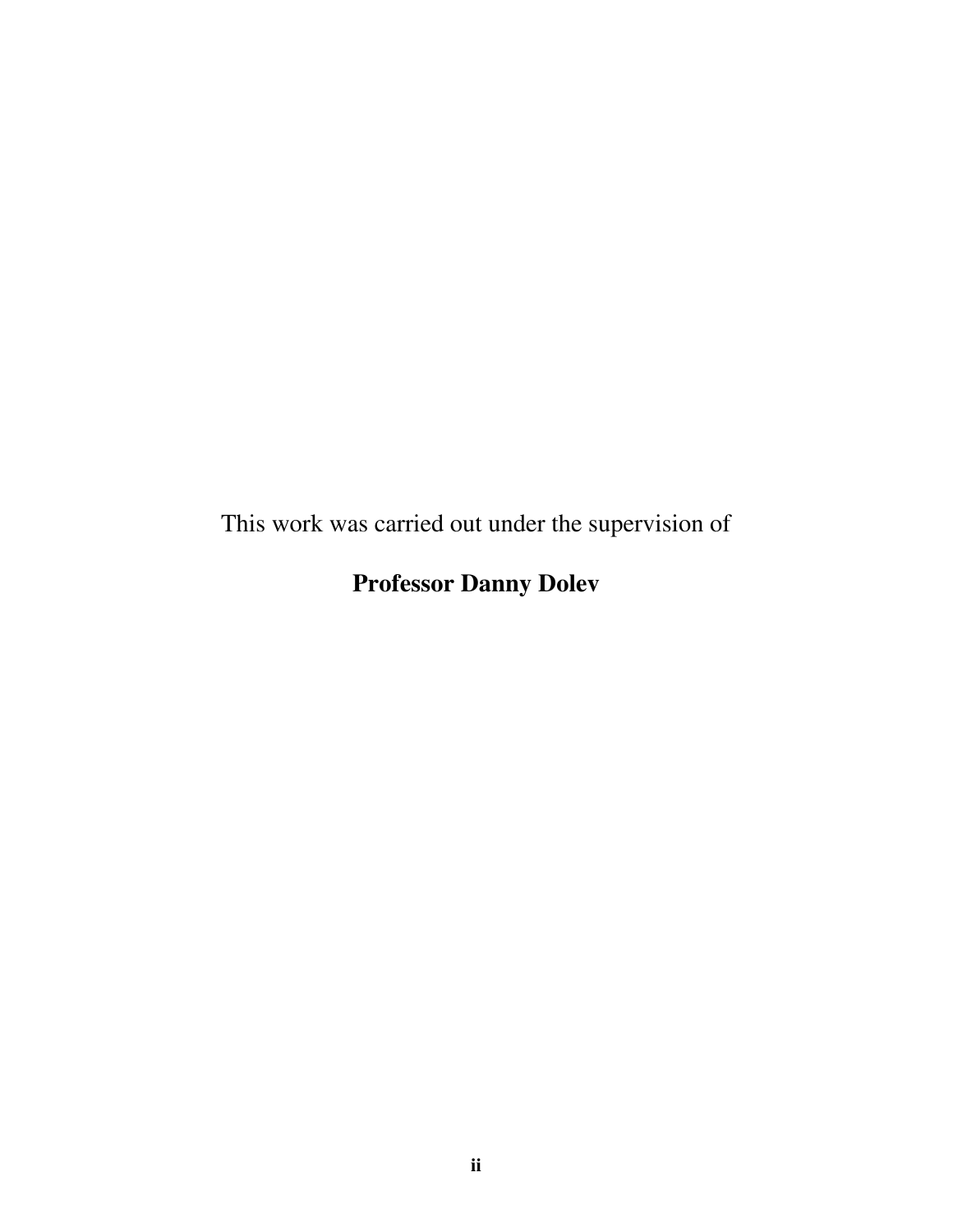This work was carried out under the supervision of

**Professor Danny Dolev**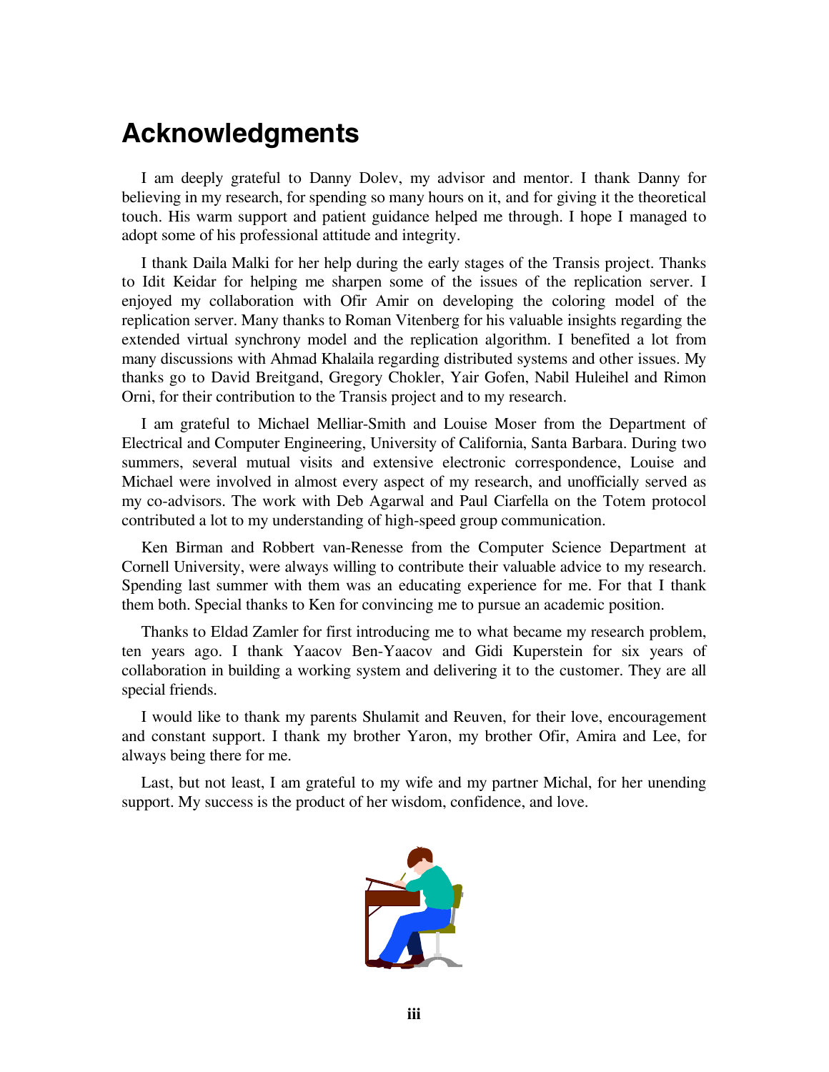# Acknowledgments

I am deeply grateful to Danny Dolev, my advisor and mentor. I thank Danny for believing in my research, for spending so many hours on it, and for giving it the theoretical touch. His warm support and patient guidance helped me through. I hope I managed to adopt some of his professional attitude and integrity.

I thank Daila Malki for her help during the early stages of the Transis project. Thanks to Idit Keidar for helping me sharpen some of the issues of the replication server. I enjoyed my collaboration with Ofir Amir on developing the coloring model of the replication server. Many thanks to Roman Vitenberg for his valuable insights regarding the extended virtual synchrony model and the replication algorithm. I benefited a lot from many discussions with Ahmad Khalaila regarding distributed systems and other issues. My thanks go to David Breitgand, Gregory Chokler, Yair Gofen, Nabil Huleihel and Rimon Orni, for their contribution to the Transis project and to my research.

I am grateful to Michael Melliar-Smith and Louise Moser from the Department of Electrical and Computer Engineering, University of California, Santa Barbara. During two summers, several mutual visits and extensive electronic correspondence, Louise and Michael were involved in almost every aspect of my research, and unofficially served as my co-advisors. The work with Deb Agarwal and Paul Ciarfella on the Totem protocol contributed a lot to my understanding of high-speed group communication.

Ken Birman and Robbert van-Renesse from the Computer Science Department at Cornell University, were always willing to contribute their valuable advice to my research. Spending last summer with them was an educating experience for me. For that I thank them both. Special thanks to Ken for convincing me to pursue an academic position.

Thanks to Eldad Zamler for first introducing me to what became my research problem, ten years ago. I thank Yaacov Ben-Yaacov and Gidi Kuperstein for six years of collaboration in building a working system and delivering it to the customer. They are all special friends.

I would like to thank my parents Shulamit and Reuven, for their love, encouragement and constant support. I thank my brother Yaron, my brother Ofir, Amira and Lee, for always being there for me.

Last, but not least, I am grateful to my wife and my partner Michal, for her unending support. My success is the product of her wisdom, confidence, and love.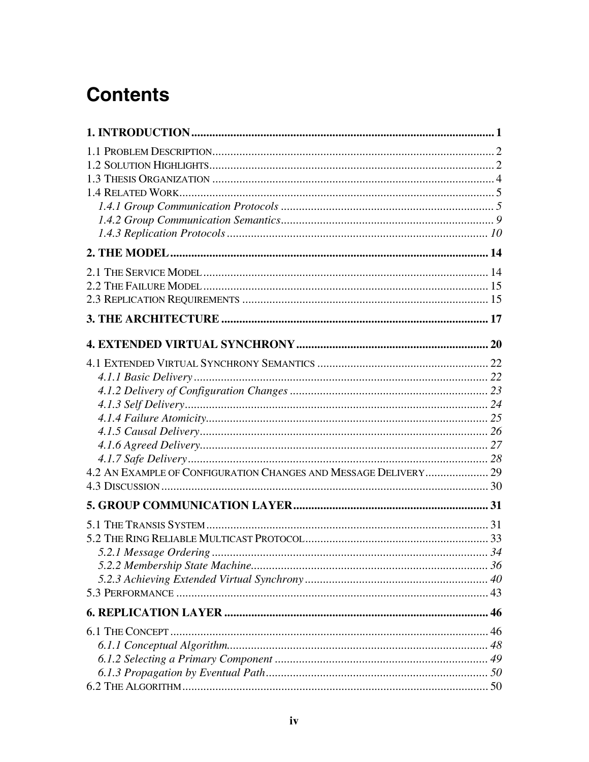# Contents

**1. INTRODUCTION ........ 1**

1.1 Problem Description ........ 2
1.2 Solution Highlights ........ 2
1.3 Thesis Organization ........ 4
1.4 Related Work ........ 5
  *1.4.1 Group Communication Protocols ........ 5*
  *1.4.2 Group Communication Semantics ........ 9*
  *1.4.3 Replication Protocols ........ 10*

**2. THE MODEL ........ 14**

2.1 The Service Model ........ 14
2.2 The Failure Model ........ 15
2.3 Replication Requirements ........ 15

**3. THE ARCHITECTURE ........ 17**

**4. EXTENDED VIRTUAL SYNCHRONY ........ 20**

4.1 Extended Virtual Synchrony Semantics ........ 22
  *4.1.1 Basic Delivery ........ 22*
  *4.1.2 Delivery of Configuration Changes ........ 23*
  *4.1.3 Self Delivery ........ 24*
  *4.1.4 Failure Atomicity ........ 25*
  *4.1.5 Causal Delivery ........ 26*
  *4.1.6 Agreed Delivery ........ 27*
  *4.1.7 Safe Delivery ........ 28*
4.2 An Example of Configuration Changes and Message Delivery ........ 29
4.3 Discussion ........ 30

**5. GROUP COMMUNICATION LAYER ........ 31**

5.1 The Transis System ........ 31
5.2 The Ring Reliable Multicast Protocol ........ 33
  *5.2.1 Message Ordering ........ 34*
  *5.2.2 Membership State Machine ........ 36*
  *5.2.3 Achieving Extended Virtual Synchrony ........ 40*
5.3 Performance ........ 43

**6. REPLICATION LAYER ........ 46**

6.1 The Concept ........ 46
  *6.1.1 Conceptual Algorithm ........ 48*
  *6.1.2 Selecting a Primary Component ........ 49*
  *6.1.3 Propagation by Eventual Path ........ 50*
6.2 The Algorithm ........ 50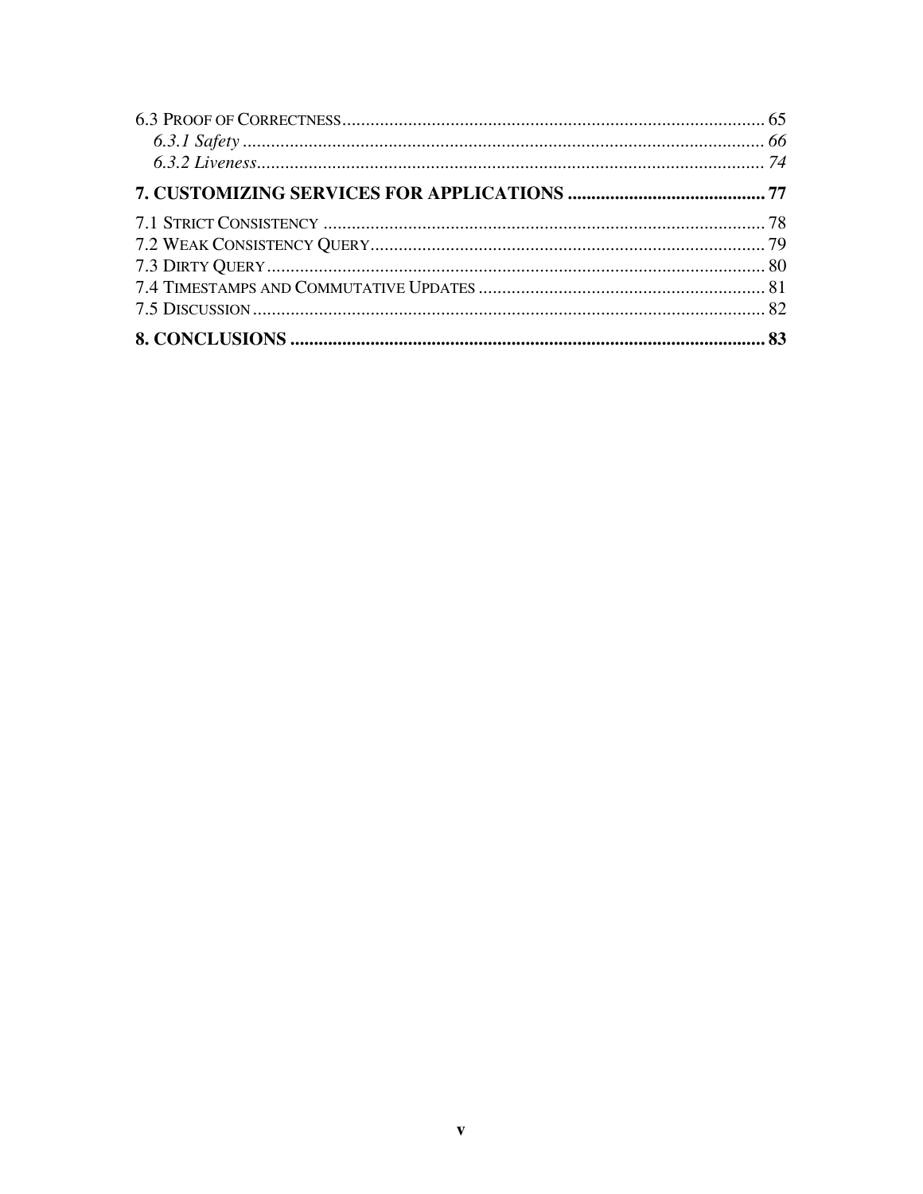6.3 PROOF OF CORRECTNESS ........................................................................................ 65

*6.3.1 Safety ............................................................................................................ 66*

*6.3.2 Liveness......................................................................................................... 74*

**7. CUSTOMIZING SERVICES FOR APPLICATIONS .......................................... 77**

7.1 STRICT CONSISTENCY ............................................................................................ 78

7.2 WEAK CONSISTENCY QUERY.................................................................................. 79

7.3 DIRTY QUERY......................................................................................................... 80

7.4 TIMESTAMPS AND COMMUTATIVE UPDATES ............................................................ 81

7.5 DISCUSSION ............................................................................................................ 82

**8. CONCLUSIONS ..................................................................................................... 83**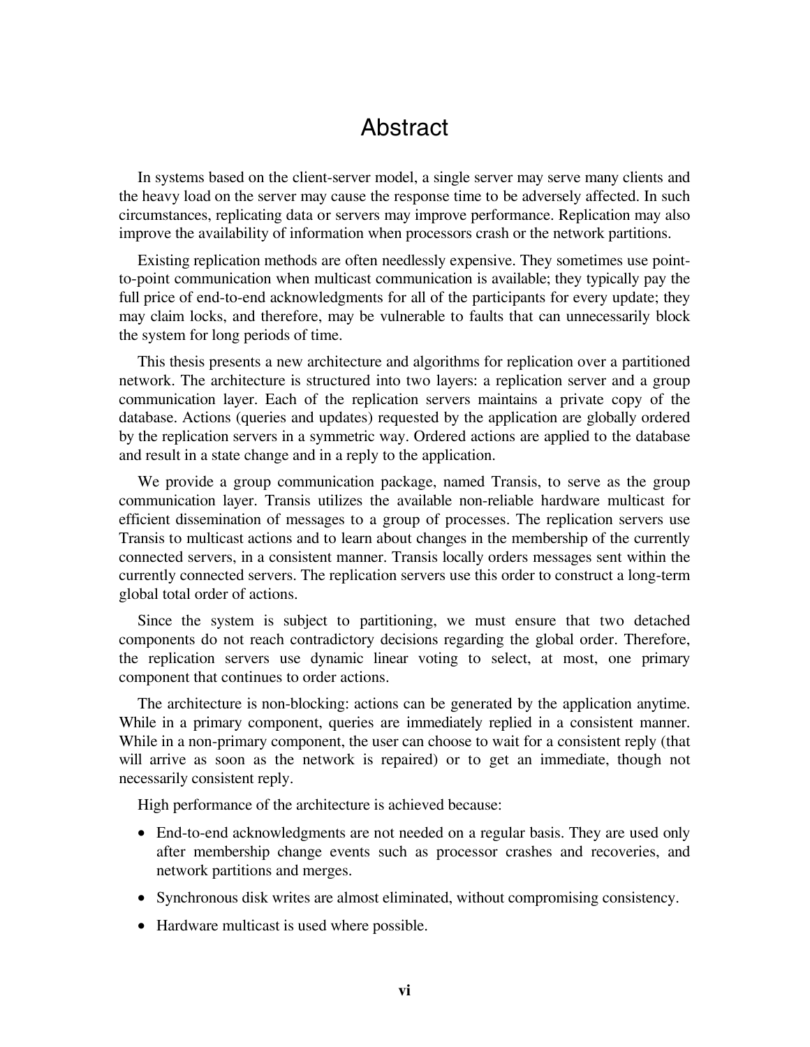# Abstract

In systems based on the client-server model, a single server may serve many clients and the heavy load on the server may cause the response time to be adversely affected. In such circumstances, replicating data or servers may improve performance. Replication may also improve the availability of information when processors crash or the network partitions.

Existing replication methods are often needlessly expensive. They sometimes use point-to-point communication when multicast communication is available; they typically pay the full price of end-to-end acknowledgments for all of the participants for every update; they may claim locks, and therefore, may be vulnerable to faults that can unnecessarily block the system for long periods of time.

This thesis presents a new architecture and algorithms for replication over a partitioned network. The architecture is structured into two layers: a replication server and a group communication layer. Each of the replication servers maintains a private copy of the database. Actions (queries and updates) requested by the application are globally ordered by the replication servers in a symmetric way. Ordered actions are applied to the database and result in a state change and in a reply to the application.

We provide a group communication package, named Transis, to serve as the group communication layer. Transis utilizes the available non-reliable hardware multicast for efficient dissemination of messages to a group of processes. The replication servers use Transis to multicast actions and to learn about changes in the membership of the currently connected servers, in a consistent manner. Transis locally orders messages sent within the currently connected servers. The replication servers use this order to construct a long-term global total order of actions.

Since the system is subject to partitioning, we must ensure that two detached components do not reach contradictory decisions regarding the global order. Therefore, the replication servers use dynamic linear voting to select, at most, one primary component that continues to order actions.

The architecture is non-blocking: actions can be generated by the application anytime. While in a primary component, queries are immediately replied in a consistent manner. While in a non-primary component, the user can choose to wait for a consistent reply (that will arrive as soon as the network is repaired) or to get an immediate, though not necessarily consistent reply.

High performance of the architecture is achieved because:

- End-to-end acknowledgments are not needed on a regular basis. They are used only after membership change events such as processor crashes and recoveries, and network partitions and merges.
- Synchronous disk writes are almost eliminated, without compromising consistency.
- Hardware multicast is used where possible.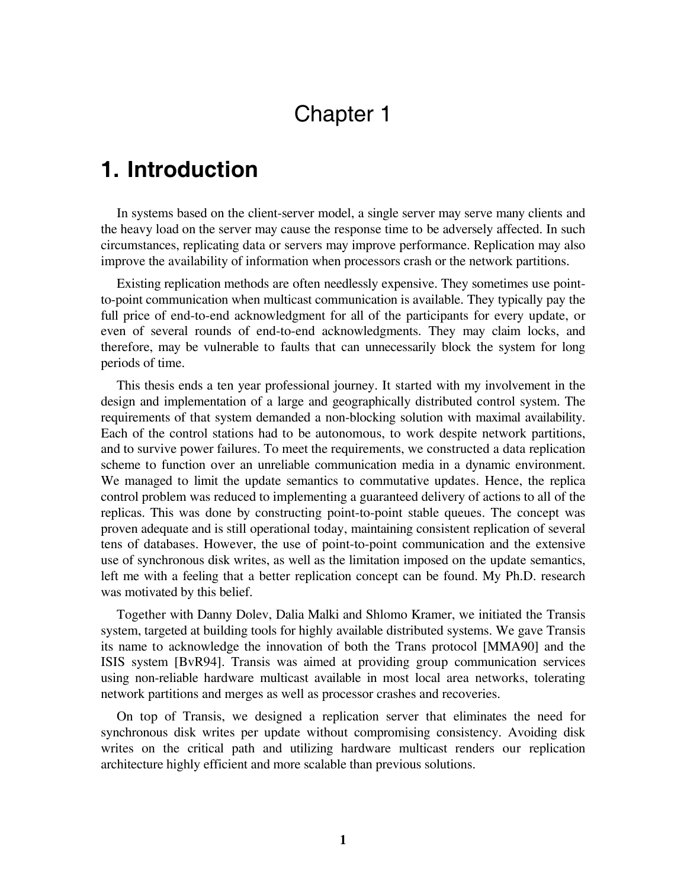# Chapter 1

## 1. Introduction

In systems based on the client-server model, a single server may serve many clients and the heavy load on the server may cause the response time to be adversely affected. In such circumstances, replicating data or servers may improve performance. Replication may also improve the availability of information when processors crash or the network partitions.

Existing replication methods are often needlessly expensive. They sometimes use point-to-point communication when multicast communication is available. They typically pay the full price of end-to-end acknowledgment for all of the participants for every update, or even of several rounds of end-to-end acknowledgments. They may claim locks, and therefore, may be vulnerable to faults that can unnecessarily block the system for long periods of time.

This thesis ends a ten year professional journey. It started with my involvement in the design and implementation of a large and geographically distributed control system. The requirements of that system demanded a non-blocking solution with maximal availability. Each of the control stations had to be autonomous, to work despite network partitions, and to survive power failures. To meet the requirements, we constructed a data replication scheme to function over an unreliable communication media in a dynamic environment. We managed to limit the update semantics to commutative updates. Hence, the replica control problem was reduced to implementing a guaranteed delivery of actions to all of the replicas. This was done by constructing point-to-point stable queues. The concept was proven adequate and is still operational today, maintaining consistent replication of several tens of databases. However, the use of point-to-point communication and the extensive use of synchronous disk writes, as well as the limitation imposed on the update semantics, left me with a feeling that a better replication concept can be found. My Ph.D. research was motivated by this belief.

Together with Danny Dolev, Dalia Malki and Shlomo Kramer, we initiated the Transis system, targeted at building tools for highly available distributed systems. We gave Transis its name to acknowledge the innovation of both the Trans protocol [MMA90] and the ISIS system [BvR94]. Transis was aimed at providing group communication services using non-reliable hardware multicast available in most local area networks, tolerating network partitions and merges as well as processor crashes and recoveries.

On top of Transis, we designed a replication server that eliminates the need for synchronous disk writes per update without compromising consistency. Avoiding disk writes on the critical path and utilizing hardware multicast renders our replication architecture highly efficient and more scalable than previous solutions.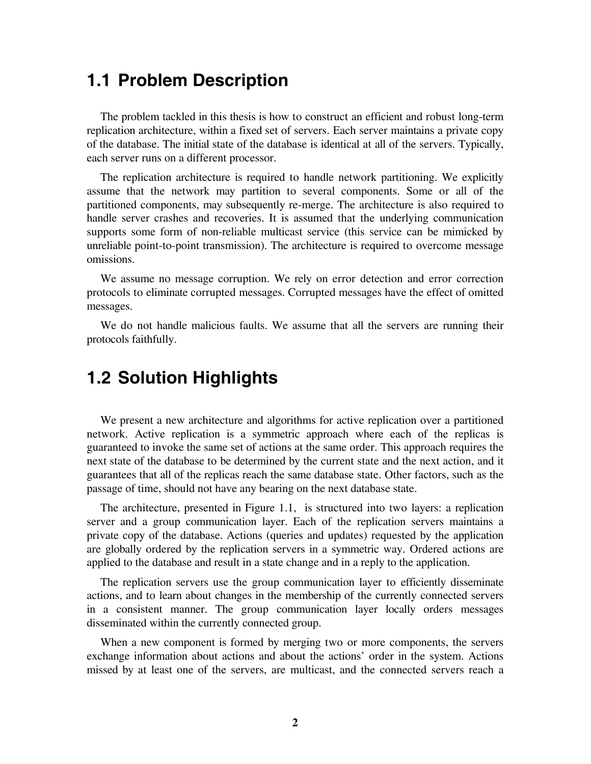## 1.1 Problem Description

The problem tackled in this thesis is how to construct an efficient and robust long-term replication architecture, within a fixed set of servers. Each server maintains a private copy of the database. The initial state of the database is identical at all of the servers. Typically, each server runs on a different processor.

The replication architecture is required to handle network partitioning. We explicitly assume that the network may partition to several components. Some or all of the partitioned components, may subsequently re-merge. The architecture is also required to handle server crashes and recoveries. It is assumed that the underlying communication supports some form of non-reliable multicast service (this service can be mimicked by unreliable point-to-point transmission). The architecture is required to overcome message omissions.

We assume no message corruption. We rely on error detection and error correction protocols to eliminate corrupted messages. Corrupted messages have the effect of omitted messages.

We do not handle malicious faults. We assume that all the servers are running their protocols faithfully.

## 1.2 Solution Highlights

We present a new architecture and algorithms for active replication over a partitioned network. Active replication is a symmetric approach where each of the replicas is guaranteed to invoke the same set of actions at the same order. This approach requires the next state of the database to be determined by the current state and the next action, and it guarantees that all of the replicas reach the same database state. Other factors, such as the passage of time, should not have any bearing on the next database state.

The architecture, presented in Figure 1.1, is structured into two layers: a replication server and a group communication layer. Each of the replication servers maintains a private copy of the database. Actions (queries and updates) requested by the application are globally ordered by the replication servers in a symmetric way. Ordered actions are applied to the database and result in a state change and in a reply to the application.

The replication servers use the group communication layer to efficiently disseminate actions, and to learn about changes in the membership of the currently connected servers in a consistent manner. The group communication layer locally orders messages disseminated within the currently connected group.

When a new component is formed by merging two or more components, the servers exchange information about actions and about the actions' order in the system. Actions missed by at least one of the servers, are multicast, and the connected servers reach a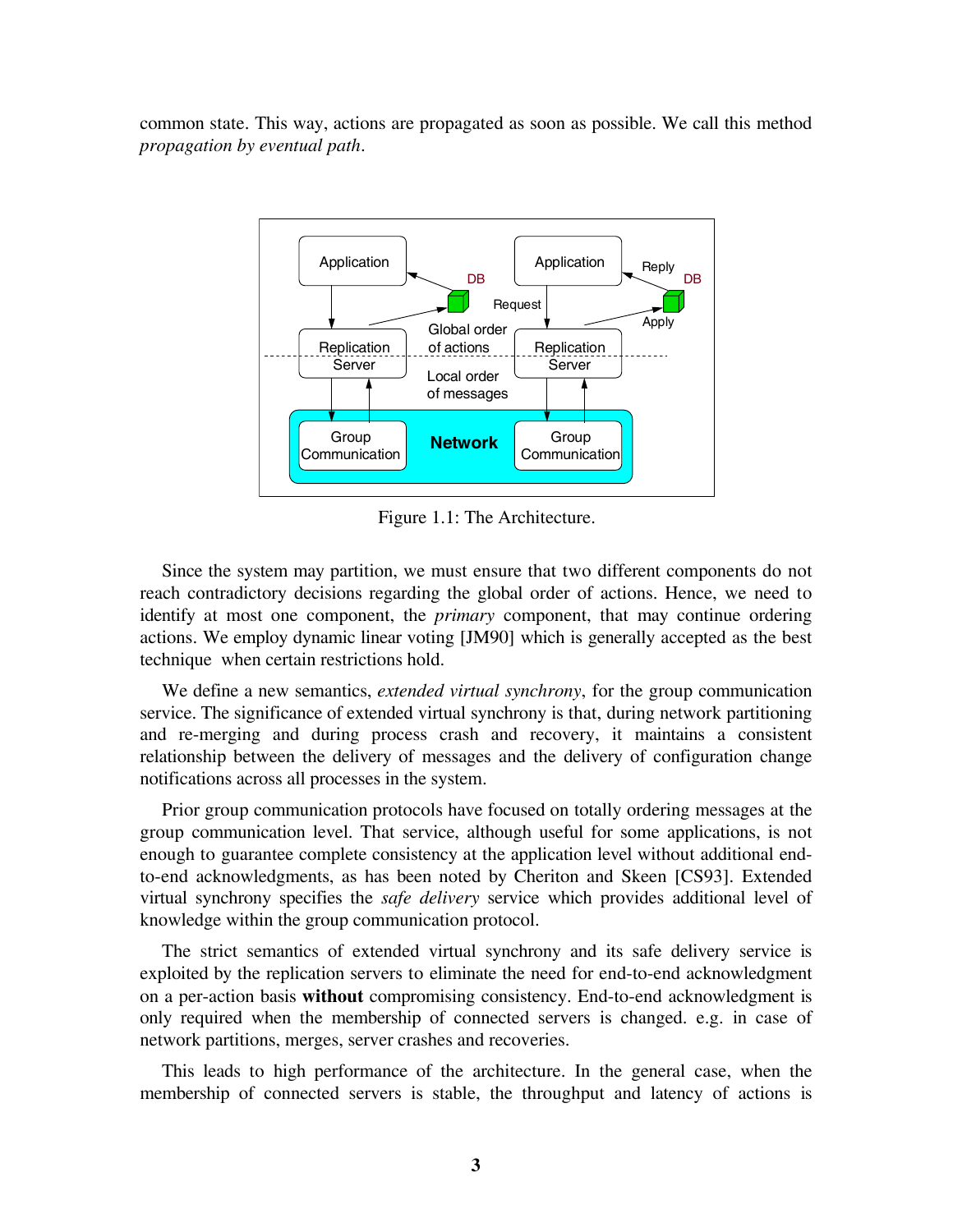common state. This way, actions are propagated as soon as possible. We call this method *propagation by eventual path*.

Figure 1.1: The Architecture.

Since the system may partition, we must ensure that two different components do not reach contradictory decisions regarding the global order of actions. Hence, we need to identify at most one component, the *primary* component, that may continue ordering actions. We employ dynamic linear voting [JM90] which is generally accepted as the best technique when certain restrictions hold.

We define a new semantics, *extended virtual synchrony*, for the group communication service. The significance of extended virtual synchrony is that, during network partitioning and re-merging and during process crash and recovery, it maintains a consistent relationship between the delivery of messages and the delivery of configuration change notifications across all processes in the system.

Prior group communication protocols have focused on totally ordering messages at the group communication level. That service, although useful for some applications, is not enough to guarantee complete consistency at the application level without additional end-to-end acknowledgments, as has been noted by Cheriton and Skeen [CS93]. Extended virtual synchrony specifies the *safe delivery* service which provides additional level of knowledge within the group communication protocol.

The strict semantics of extended virtual synchrony and its safe delivery service is exploited by the replication servers to eliminate the need for end-to-end acknowledgment on a per-action basis **without** compromising consistency. End-to-end acknowledgment is only required when the membership of connected servers is changed. e.g. in case of network partitions, merges, server crashes and recoveries.

This leads to high performance of the architecture. In the general case, when the membership of connected servers is stable, the throughput and latency of actions is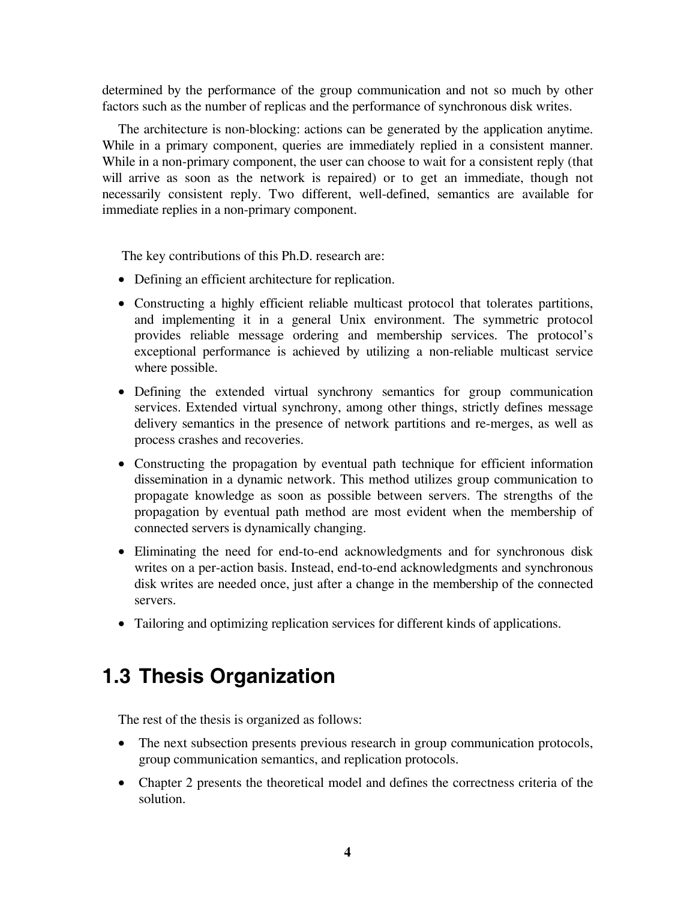determined by the performance of the group communication and not so much by other factors such as the number of replicas and the performance of synchronous disk writes.

The architecture is non-blocking: actions can be generated by the application anytime. While in a primary component, queries are immediately replied in a consistent manner. While in a non-primary component, the user can choose to wait for a consistent reply (that will arrive as soon as the network is repaired) or to get an immediate, though not necessarily consistent reply. Two different, well-defined, semantics are available for immediate replies in a non-primary component.

The key contributions of this Ph.D. research are:

- Defining an efficient architecture for replication.
- Constructing a highly efficient reliable multicast protocol that tolerates partitions, and implementing it in a general Unix environment. The symmetric protocol provides reliable message ordering and membership services. The protocol's exceptional performance is achieved by utilizing a non-reliable multicast service where possible.
- Defining the extended virtual synchrony semantics for group communication services. Extended virtual synchrony, among other things, strictly defines message delivery semantics in the presence of network partitions and re-merges, as well as process crashes and recoveries.
- Constructing the propagation by eventual path technique for efficient information dissemination in a dynamic network. This method utilizes group communication to propagate knowledge as soon as possible between servers. The strengths of the propagation by eventual path method are most evident when the membership of connected servers is dynamically changing.
- Eliminating the need for end-to-end acknowledgments and for synchronous disk writes on a per-action basis. Instead, end-to-end acknowledgments and synchronous disk writes are needed once, just after a change in the membership of the connected servers.
- Tailoring and optimizing replication services for different kinds of applications.

## 1.3 Thesis Organization

The rest of the thesis is organized as follows:

- The next subsection presents previous research in group communication protocols, group communication semantics, and replication protocols.
- Chapter 2 presents the theoretical model and defines the correctness criteria of the solution.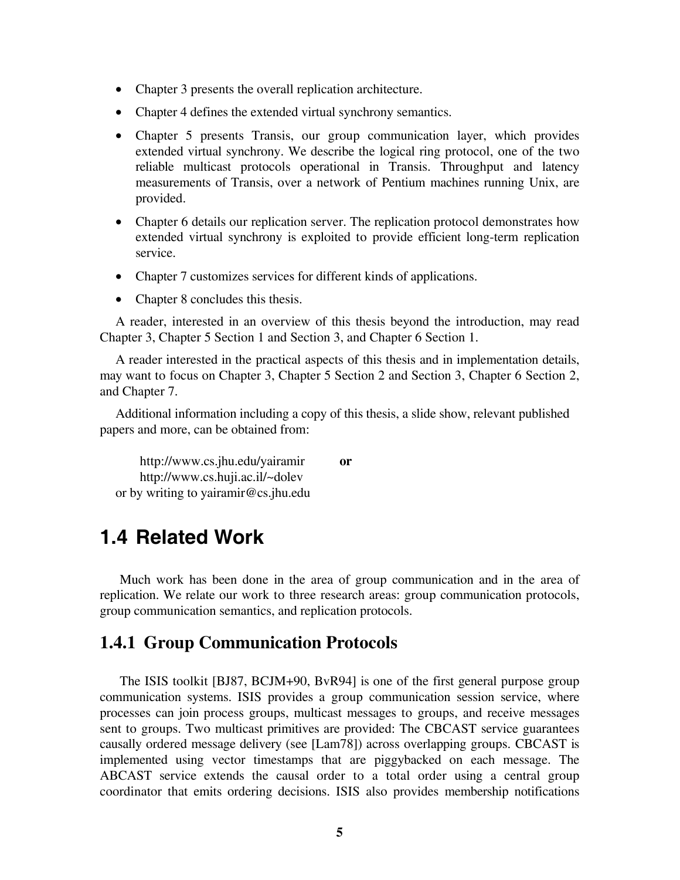- Chapter 3 presents the overall replication architecture.
- Chapter 4 defines the extended virtual synchrony semantics.
- Chapter 5 presents Transis, our group communication layer, which provides extended virtual synchrony. We describe the logical ring protocol, one of the two reliable multicast protocols operational in Transis. Throughput and latency measurements of Transis, over a network of Pentium machines running Unix, are provided.
- Chapter 6 details our replication server. The replication protocol demonstrates how extended virtual synchrony is exploited to provide efficient long-term replication service.
- Chapter 7 customizes services for different kinds of applications.
- Chapter 8 concludes this thesis.

A reader, interested in an overview of this thesis beyond the introduction, may read Chapter 3, Chapter 5 Section 1 and Section 3, and Chapter 6 Section 1.

A reader interested in the practical aspects of this thesis and in implementation details, may want to focus on Chapter 3, Chapter 5 Section 2 and Section 3, Chapter 6 Section 2, and Chapter 7.

Additional information including a copy of this thesis, a slide show, relevant published papers and more, can be obtained from:

http://www.cs.jhu.edu/yairamir **or**
http://www.cs.huji.ac.il/~dolev
or by writing to yairamir@cs.jhu.edu

## 1.4 Related Work

Much work has been done in the area of group communication and in the area of replication. We relate our work to three research areas: group communication protocols, group communication semantics, and replication protocols.

### 1.4.1 Group Communication Protocols

The ISIS toolkit [BJ87, BCJM+90, BvR94] is one of the first general purpose group communication systems. ISIS provides a group communication session service, where processes can join process groups, multicast messages to groups, and receive messages sent to groups. Two multicast primitives are provided: The CBCAST service guarantees causally ordered message delivery (see [Lam78]) across overlapping groups. CBCAST is implemented using vector timestamps that are piggybacked on each message. The ABCAST service extends the causal order to a total order using a central group coordinator that emits ordering decisions. ISIS also provides membership notifications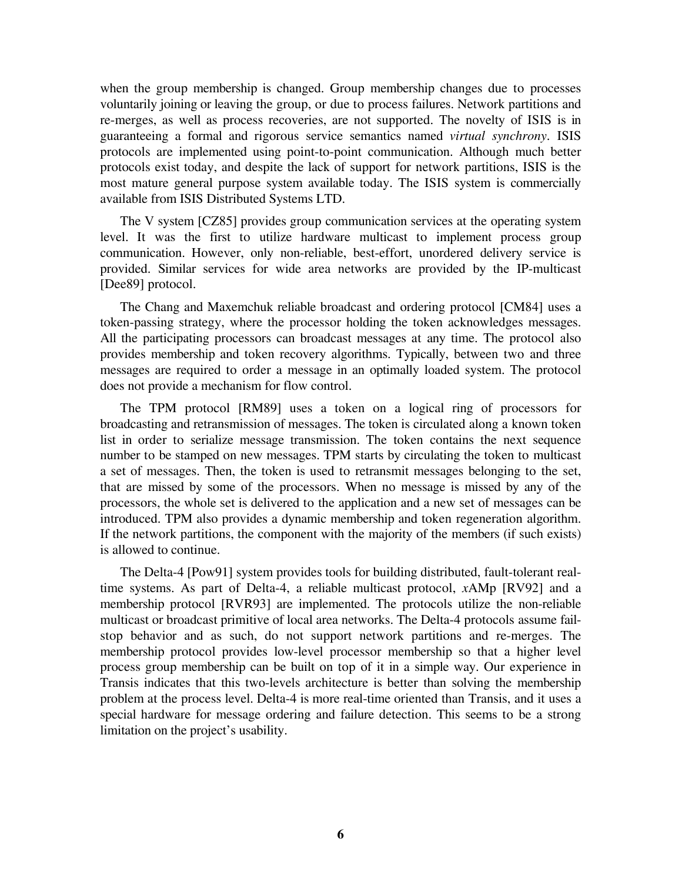when the group membership is changed. Group membership changes due to processes voluntarily joining or leaving the group, or due to process failures. Network partitions and re-merges, as well as process recoveries, are not supported. The novelty of ISIS is in guaranteeing a formal and rigorous service semantics named *virtual synchrony*. ISIS protocols are implemented using point-to-point communication. Although much better protocols exist today, and despite the lack of support for network partitions, ISIS is the most mature general purpose system available today. The ISIS system is commercially available from ISIS Distributed Systems LTD.

The V system [CZ85] provides group communication services at the operating system level. It was the first to utilize hardware multicast to implement process group communication. However, only non-reliable, best-effort, unordered delivery service is provided. Similar services for wide area networks are provided by the IP-multicast [Dee89] protocol.

The Chang and Maxemchuk reliable broadcast and ordering protocol [CM84] uses a token-passing strategy, where the processor holding the token acknowledges messages. All the participating processors can broadcast messages at any time. The protocol also provides membership and token recovery algorithms. Typically, between two and three messages are required to order a message in an optimally loaded system. The protocol does not provide a mechanism for flow control.

The TPM protocol [RM89] uses a token on a logical ring of processors for broadcasting and retransmission of messages. The token is circulated along a known token list in order to serialize message transmission. The token contains the next sequence number to be stamped on new messages. TPM starts by circulating the token to multicast a set of messages. Then, the token is used to retransmit messages belonging to the set, that are missed by some of the processors. When no message is missed by any of the processors, the whole set is delivered to the application and a new set of messages can be introduced. TPM also provides a dynamic membership and token regeneration algorithm. If the network partitions, the component with the majority of the members (if such exists) is allowed to continue.

The Delta-4 [Pow91] system provides tools for building distributed, fault-tolerant real-time systems. As part of Delta-4, a reliable multicast protocol, *x*AMp [RV92] and a membership protocol [RVR93] are implemented. The protocols utilize the non-reliable multicast or broadcast primitive of local area networks. The Delta-4 protocols assume fail-stop behavior and as such, do not support network partitions and re-merges. The membership protocol provides low-level processor membership so that a higher level process group membership can be built on top of it in a simple way. Our experience in Transis indicates that this two-levels architecture is better than solving the membership problem at the process level. Delta-4 is more real-time oriented than Transis, and it uses a special hardware for message ordering and failure detection. This seems to be a strong limitation on the project's usability.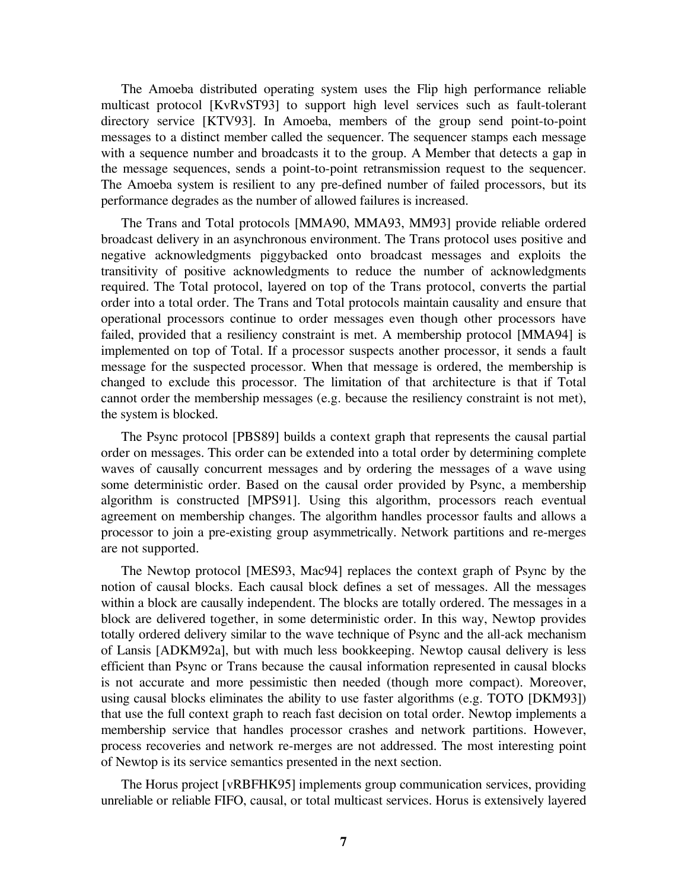The Amoeba distributed operating system uses the Flip high performance reliable multicast protocol [KvRvST93] to support high level services such as fault-tolerant directory service [KTV93]. In Amoeba, members of the group send point-to-point messages to a distinct member called the sequencer. The sequencer stamps each message with a sequence number and broadcasts it to the group. A Member that detects a gap in the message sequences, sends a point-to-point retransmission request to the sequencer. The Amoeba system is resilient to any pre-defined number of failed processors, but its performance degrades as the number of allowed failures is increased.

The Trans and Total protocols [MMA90, MMA93, MM93] provide reliable ordered broadcast delivery in an asynchronous environment. The Trans protocol uses positive and negative acknowledgments piggybacked onto broadcast messages and exploits the transitivity of positive acknowledgments to reduce the number of acknowledgments required. The Total protocol, layered on top of the Trans protocol, converts the partial order into a total order. The Trans and Total protocols maintain causality and ensure that operational processors continue to order messages even though other processors have failed, provided that a resiliency constraint is met. A membership protocol [MMA94] is implemented on top of Total. If a processor suspects another processor, it sends a fault message for the suspected processor. When that message is ordered, the membership is changed to exclude this processor. The limitation of that architecture is that if Total cannot order the membership messages (e.g. because the resiliency constraint is not met), the system is blocked.

The Psync protocol [PBS89] builds a context graph that represents the causal partial order on messages. This order can be extended into a total order by determining complete waves of causally concurrent messages and by ordering the messages of a wave using some deterministic order. Based on the causal order provided by Psync, a membership algorithm is constructed [MPS91]. Using this algorithm, processors reach eventual agreement on membership changes. The algorithm handles processor faults and allows a processor to join a pre-existing group asymmetrically. Network partitions and re-merges are not supported.

The Newtop protocol [MES93, Mac94] replaces the context graph of Psync by the notion of causal blocks. Each causal block defines a set of messages. All the messages within a block are causally independent. The blocks are totally ordered. The messages in a block are delivered together, in some deterministic order. In this way, Newtop provides totally ordered delivery similar to the wave technique of Psync and the all-ack mechanism of Lansis [ADKM92a], but with much less bookkeeping. Newtop causal delivery is less efficient than Psync or Trans because the causal information represented in causal blocks is not accurate and more pessimistic then needed (though more compact). Moreover, using causal blocks eliminates the ability to use faster algorithms (e.g. TOTO [DKM93]) that use the full context graph to reach fast decision on total order. Newtop implements a membership service that handles processor crashes and network partitions. However, process recoveries and network re-merges are not addressed. The most interesting point of Newtop is its service semantics presented in the next section.

The Horus project [vRBFHK95] implements group communication services, providing unreliable or reliable FIFO, causal, or total multicast services. Horus is extensively layered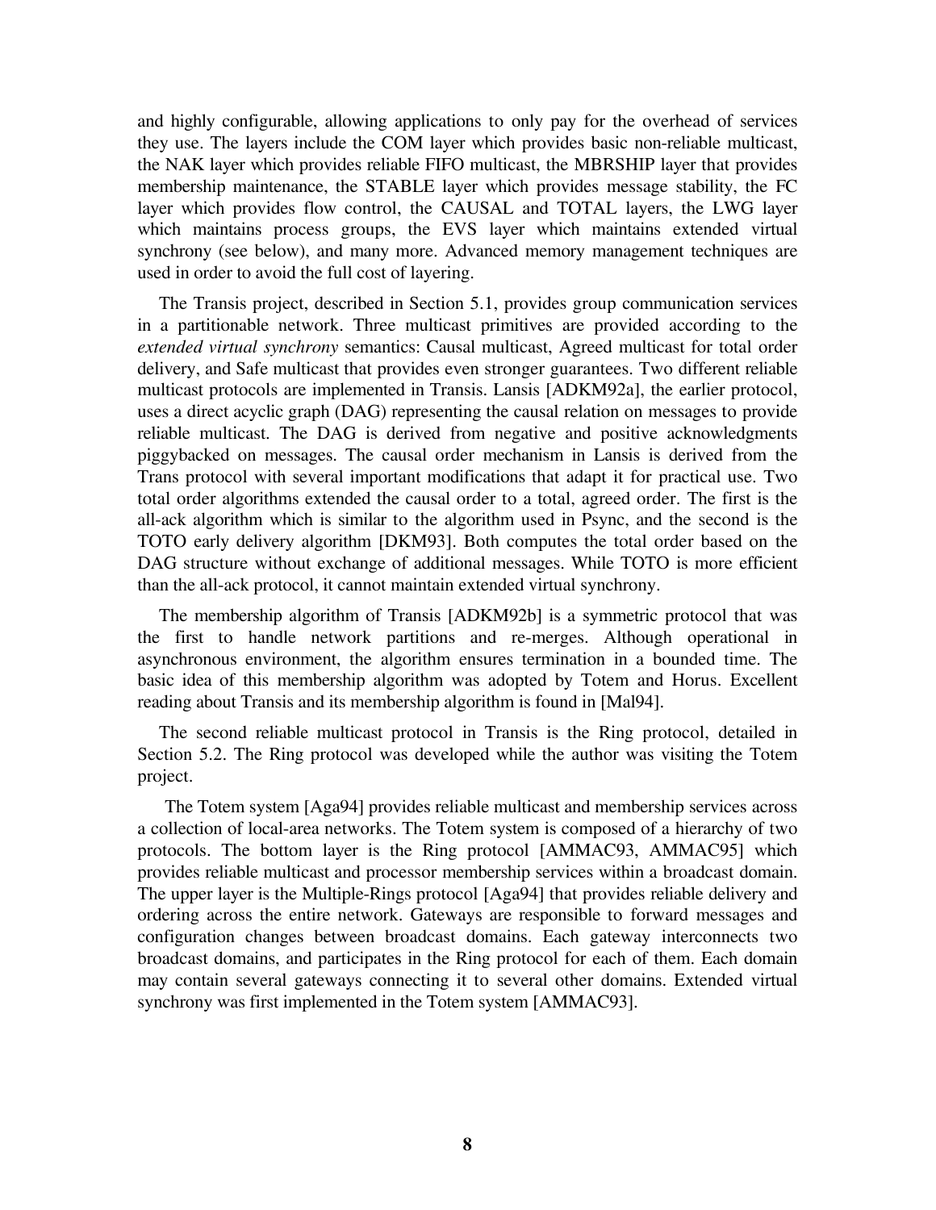and highly configurable, allowing applications to only pay for the overhead of services they use. The layers include the COM layer which provides basic non-reliable multicast, the NAK layer which provides reliable FIFO multicast, the MBRSHIP layer that provides membership maintenance, the STABLE layer which provides message stability, the FC layer which provides flow control, the CAUSAL and TOTAL layers, the LWG layer which maintains process groups, the EVS layer which maintains extended virtual synchrony (see below), and many more. Advanced memory management techniques are used in order to avoid the full cost of layering.

The Transis project, described in Section 5.1, provides group communication services in a partitionable network. Three multicast primitives are provided according to the *extended virtual synchrony* semantics: Causal multicast, Agreed multicast for total order delivery, and Safe multicast that provides even stronger guarantees. Two different reliable multicast protocols are implemented in Transis. Lansis [ADKM92a], the earlier protocol, uses a direct acyclic graph (DAG) representing the causal relation on messages to provide reliable multicast. The DAG is derived from negative and positive acknowledgments piggybacked on messages. The causal order mechanism in Lansis is derived from the Trans protocol with several important modifications that adapt it for practical use. Two total order algorithms extended the causal order to a total, agreed order. The first is the all-ack algorithm which is similar to the algorithm used in Psync, and the second is the TOTO early delivery algorithm [DKM93]. Both computes the total order based on the DAG structure without exchange of additional messages. While TOTO is more efficient than the all-ack protocol, it cannot maintain extended virtual synchrony.

The membership algorithm of Transis [ADKM92b] is a symmetric protocol that was the first to handle network partitions and re-merges. Although operational in asynchronous environment, the algorithm ensures termination in a bounded time. The basic idea of this membership algorithm was adopted by Totem and Horus. Excellent reading about Transis and its membership algorithm is found in [Mal94].

The second reliable multicast protocol in Transis is the Ring protocol, detailed in Section 5.2. The Ring protocol was developed while the author was visiting the Totem project.

The Totem system [Aga94] provides reliable multicast and membership services across a collection of local-area networks. The Totem system is composed of a hierarchy of two protocols. The bottom layer is the Ring protocol [AMMAC93, AMMAC95] which provides reliable multicast and processor membership services within a broadcast domain. The upper layer is the Multiple-Rings protocol [Aga94] that provides reliable delivery and ordering across the entire network. Gateways are responsible to forward messages and configuration changes between broadcast domains. Each gateway interconnects two broadcast domains, and participates in the Ring protocol for each of them. Each domain may contain several gateways connecting it to several other domains. Extended virtual synchrony was first implemented in the Totem system [AMMAC93].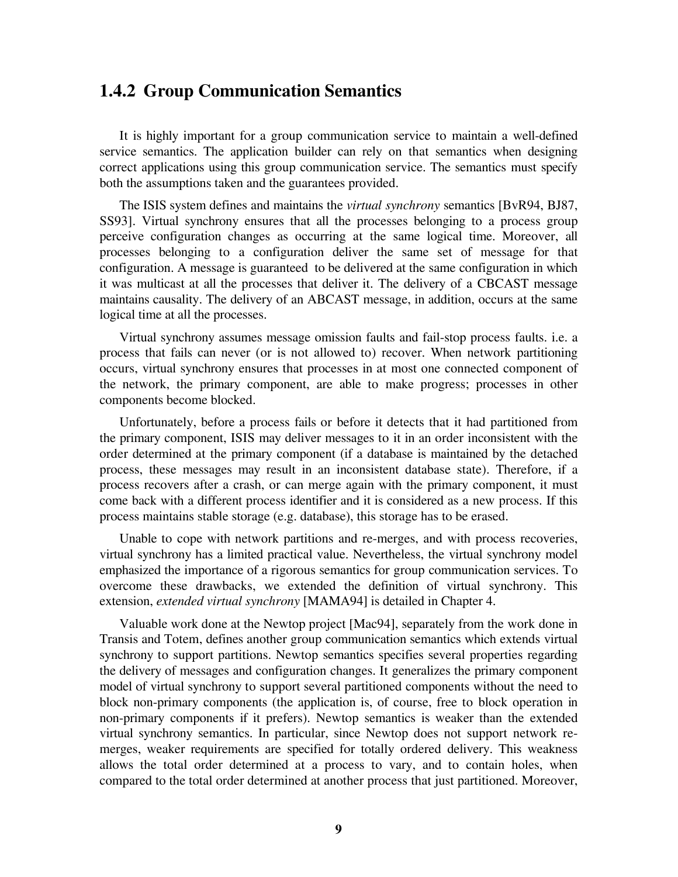### 1.4.2 Group Communication Semantics

It is highly important for a group communication service to maintain a well-defined service semantics. The application builder can rely on that semantics when designing correct applications using this group communication service. The semantics must specify both the assumptions taken and the guarantees provided.

The ISIS system defines and maintains the *virtual synchrony* semantics [BvR94, BJ87, SS93]. Virtual synchrony ensures that all the processes belonging to a process group perceive configuration changes as occurring at the same logical time. Moreover, all processes belonging to a configuration deliver the same set of message for that configuration. A message is guaranteed to be delivered at the same configuration in which it was multicast at all the processes that deliver it. The delivery of a CBCAST message maintains causality. The delivery of an ABCAST message, in addition, occurs at the same logical time at all the processes.

Virtual synchrony assumes message omission faults and fail-stop process faults. i.e. a process that fails can never (or is not allowed to) recover. When network partitioning occurs, virtual synchrony ensures that processes in at most one connected component of the network, the primary component, are able to make progress; processes in other components become blocked.

Unfortunately, before a process fails or before it detects that it had partitioned from the primary component, ISIS may deliver messages to it in an order inconsistent with the order determined at the primary component (if a database is maintained by the detached process, these messages may result in an inconsistent database state). Therefore, if a process recovers after a crash, or can merge again with the primary component, it must come back with a different process identifier and it is considered as a new process. If this process maintains stable storage (e.g. database), this storage has to be erased.

Unable to cope with network partitions and re-merges, and with process recoveries, virtual synchrony has a limited practical value. Nevertheless, the virtual synchrony model emphasized the importance of a rigorous semantics for group communication services. To overcome these drawbacks, we extended the definition of virtual synchrony. This extension, *extended virtual synchrony* [MAMA94] is detailed in Chapter 4.

Valuable work done at the Newtop project [Mac94], separately from the work done in Transis and Totem, defines another group communication semantics which extends virtual synchrony to support partitions. Newtop semantics specifies several properties regarding the delivery of messages and configuration changes. It generalizes the primary component model of virtual synchrony to support several partitioned components without the need to block non-primary components (the application is, of course, free to block operation in non-primary components if it prefers). Newtop semantics is weaker than the extended virtual synchrony semantics. In particular, since Newtop does not support network re-merges, weaker requirements are specified for totally ordered delivery. This weakness allows the total order determined at a process to vary, and to contain holes, when compared to the total order determined at another process that just partitioned. Moreover,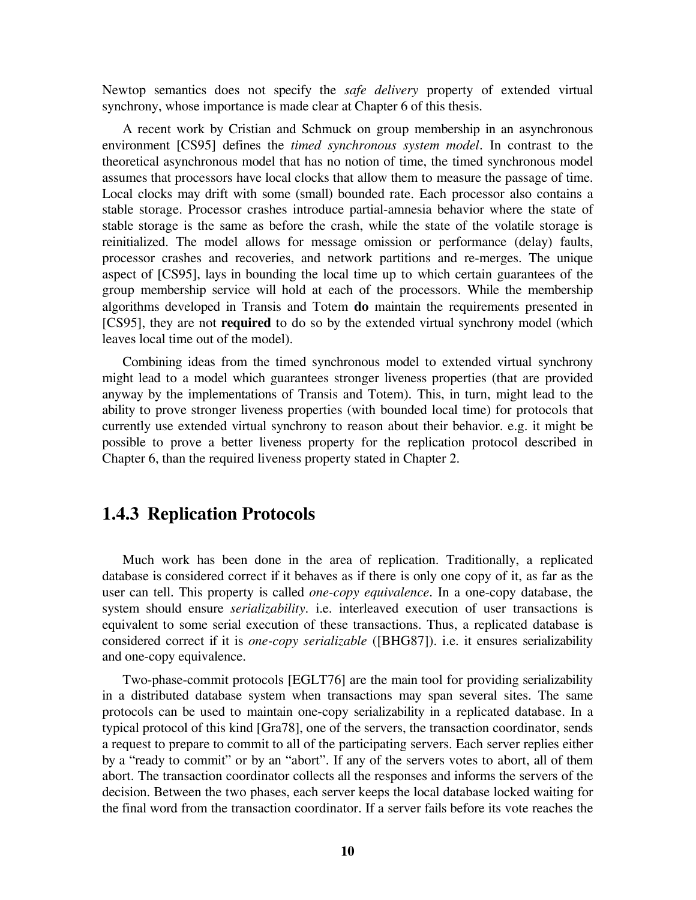Newtop semantics does not specify the *safe delivery* property of extended virtual synchrony, whose importance is made clear at Chapter 6 of this thesis.

A recent work by Cristian and Schmuck on group membership in an asynchronous environment [CS95] defines the *timed synchronous system model*. In contrast to the theoretical asynchronous model that has no notion of time, the timed synchronous model assumes that processors have local clocks that allow them to measure the passage of time. Local clocks may drift with some (small) bounded rate. Each processor also contains a stable storage. Processor crashes introduce partial-amnesia behavior where the state of stable storage is the same as before the crash, while the state of the volatile storage is reinitialized. The model allows for message omission or performance (delay) faults, processor crashes and recoveries, and network partitions and re-merges. The unique aspect of [CS95], lays in bounding the local time up to which certain guarantees of the group membership service will hold at each of the processors. While the membership algorithms developed in Transis and Totem **do** maintain the requirements presented in [CS95], they are not **required** to do so by the extended virtual synchrony model (which leaves local time out of the model).

Combining ideas from the timed synchronous model to extended virtual synchrony might lead to a model which guarantees stronger liveness properties (that are provided anyway by the implementations of Transis and Totem). This, in turn, might lead to the ability to prove stronger liveness properties (with bounded local time) for protocols that currently use extended virtual synchrony to reason about their behavior. e.g. it might be possible to prove a better liveness property for the replication protocol described in Chapter 6, than the required liveness property stated in Chapter 2.

### 1.4.3 Replication Protocols

Much work has been done in the area of replication. Traditionally, a replicated database is considered correct if it behaves as if there is only one copy of it, as far as the user can tell. This property is called *one-copy equivalence*. In a one-copy database, the system should ensure *serializability*. i.e. interleaved execution of user transactions is equivalent to some serial execution of these transactions. Thus, a replicated database is considered correct if it is *one-copy serializable* ([BHG87]). i.e. it ensures serializability and one-copy equivalence.

Two-phase-commit protocols [EGLT76] are the main tool for providing serializability in a distributed database system when transactions may span several sites. The same protocols can be used to maintain one-copy serializability in a replicated database. In a typical protocol of this kind [Gra78], one of the servers, the transaction coordinator, sends a request to prepare to commit to all of the participating servers. Each server replies either by a "ready to commit" or by an "abort". If any of the servers votes to abort, all of them abort. The transaction coordinator collects all the responses and informs the servers of the decision. Between the two phases, each server keeps the local database locked waiting for the final word from the transaction coordinator. If a server fails before its vote reaches the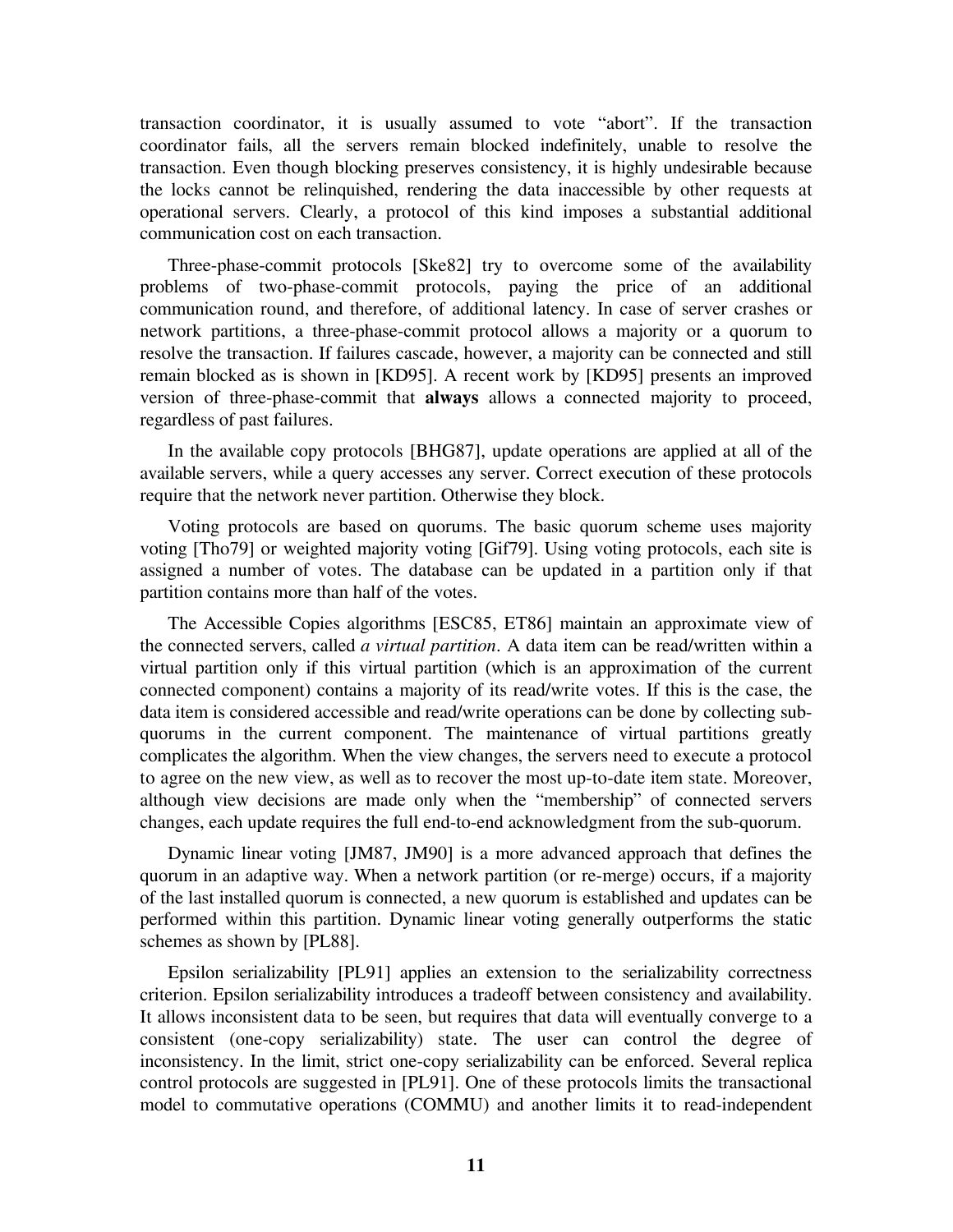transaction coordinator, it is usually assumed to vote "abort". If the transaction coordinator fails, all the servers remain blocked indefinitely, unable to resolve the transaction. Even though blocking preserves consistency, it is highly undesirable because the locks cannot be relinquished, rendering the data inaccessible by other requests at operational servers. Clearly, a protocol of this kind imposes a substantial additional communication cost on each transaction.

Three-phase-commit protocols [Ske82] try to overcome some of the availability problems of two-phase-commit protocols, paying the price of an additional communication round, and therefore, of additional latency. In case of server crashes or network partitions, a three-phase-commit protocol allows a majority or a quorum to resolve the transaction. If failures cascade, however, a majority can be connected and still remain blocked as is shown in [KD95]. A recent work by [KD95] presents an improved version of three-phase-commit that **always** allows a connected majority to proceed, regardless of past failures.

In the available copy protocols [BHG87], update operations are applied at all of the available servers, while a query accesses any server. Correct execution of these protocols require that the network never partition. Otherwise they block.

Voting protocols are based on quorums. The basic quorum scheme uses majority voting [Tho79] or weighted majority voting [Gif79]. Using voting protocols, each site is assigned a number of votes. The database can be updated in a partition only if that partition contains more than half of the votes.

The Accessible Copies algorithms [ESC85, ET86] maintain an approximate view of the connected servers, called *a virtual partition*. A data item can be read/written within a virtual partition only if this virtual partition (which is an approximation of the current connected component) contains a majority of its read/write votes. If this is the case, the data item is considered accessible and read/write operations can be done by collecting sub-quorums in the current component. The maintenance of virtual partitions greatly complicates the algorithm. When the view changes, the servers need to execute a protocol to agree on the new view, as well as to recover the most up-to-date item state. Moreover, although view decisions are made only when the "membership" of connected servers changes, each update requires the full end-to-end acknowledgment from the sub-quorum.

Dynamic linear voting [JM87, JM90] is a more advanced approach that defines the quorum in an adaptive way. When a network partition (or re-merge) occurs, if a majority of the last installed quorum is connected, a new quorum is established and updates can be performed within this partition. Dynamic linear voting generally outperforms the static schemes as shown by [PL88].

Epsilon serializability [PL91] applies an extension to the serializability correctness criterion. Epsilon serializability introduces a tradeoff between consistency and availability. It allows inconsistent data to be seen, but requires that data will eventually converge to a consistent (one-copy serializability) state. The user can control the degree of inconsistency. In the limit, strict one-copy serializability can be enforced. Several replica control protocols are suggested in [PL91]. One of these protocols limits the transactional model to commutative operations (COMMU) and another limits it to read-independent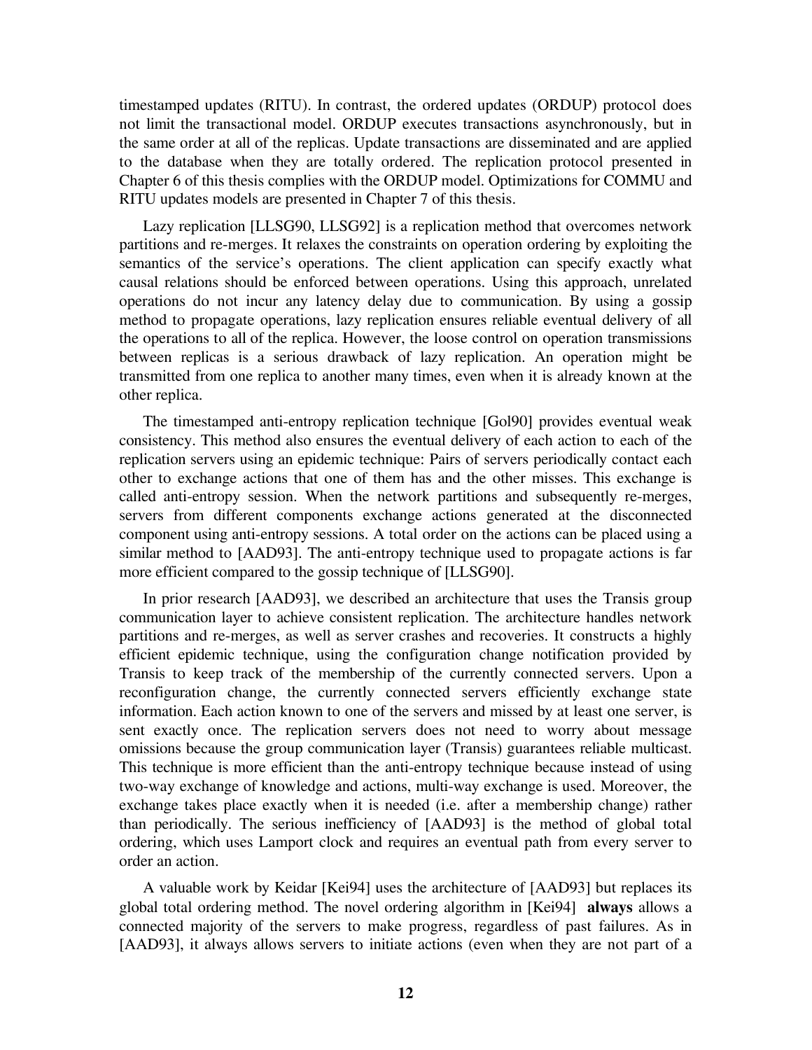timestamped updates (RITU). In contrast, the ordered updates (ORDUP) protocol does not limit the transactional model. ORDUP executes transactions asynchronously, but in the same order at all of the replicas. Update transactions are disseminated and are applied to the database when they are totally ordered. The replication protocol presented in Chapter 6 of this thesis complies with the ORDUP model. Optimizations for COMMU and RITU updates models are presented in Chapter 7 of this thesis.

Lazy replication [LLSG90, LLSG92] is a replication method that overcomes network partitions and re-merges. It relaxes the constraints on operation ordering by exploiting the semantics of the service's operations. The client application can specify exactly what causal relations should be enforced between operations. Using this approach, unrelated operations do not incur any latency delay due to communication. By using a gossip method to propagate operations, lazy replication ensures reliable eventual delivery of all the operations to all of the replica. However, the loose control on operation transmissions between replicas is a serious drawback of lazy replication. An operation might be transmitted from one replica to another many times, even when it is already known at the other replica.

The timestamped anti-entropy replication technique [Gol90] provides eventual weak consistency. This method also ensures the eventual delivery of each action to each of the replication servers using an epidemic technique: Pairs of servers periodically contact each other to exchange actions that one of them has and the other misses. This exchange is called anti-entropy session. When the network partitions and subsequently re-merges, servers from different components exchange actions generated at the disconnected component using anti-entropy sessions. A total order on the actions can be placed using a similar method to [AAD93]. The anti-entropy technique used to propagate actions is far more efficient compared to the gossip technique of [LLSG90].

In prior research [AAD93], we described an architecture that uses the Transis group communication layer to achieve consistent replication. The architecture handles network partitions and re-merges, as well as server crashes and recoveries. It constructs a highly efficient epidemic technique, using the configuration change notification provided by Transis to keep track of the membership of the currently connected servers. Upon a reconfiguration change, the currently connected servers efficiently exchange state information. Each action known to one of the servers and missed by at least one server, is sent exactly once. The replication servers does not need to worry about message omissions because the group communication layer (Transis) guarantees reliable multicast. This technique is more efficient than the anti-entropy technique because instead of using two-way exchange of knowledge and actions, multi-way exchange is used. Moreover, the exchange takes place exactly when it is needed (i.e. after a membership change) rather than periodically. The serious inefficiency of [AAD93] is the method of global total ordering, which uses Lamport clock and requires an eventual path from every server to order an action.

A valuable work by Keidar [Kei94] uses the architecture of [AAD93] but replaces its global total ordering method. The novel ordering algorithm in [Kei94] **always** allows a connected majority of the servers to make progress, regardless of past failures. As in [AAD93], it always allows servers to initiate actions (even when they are not part of a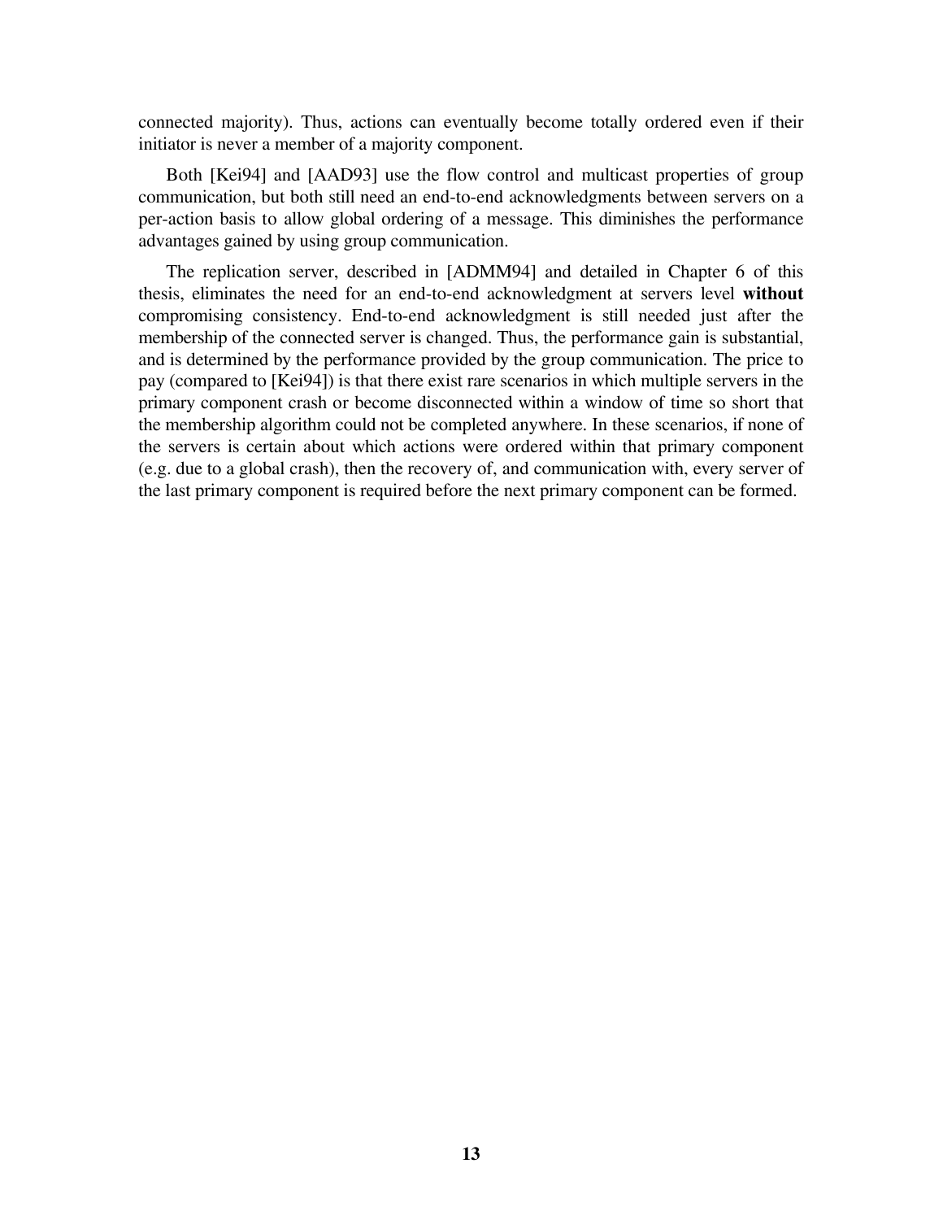connected majority). Thus, actions can eventually become totally ordered even if their initiator is never a member of a majority component.

Both [Kei94] and [AAD93] use the flow control and multicast properties of group communication, but both still need an end-to-end acknowledgments between servers on a per-action basis to allow global ordering of a message. This diminishes the performance advantages gained by using group communication.

The replication server, described in [ADMM94] and detailed in Chapter 6 of this thesis, eliminates the need for an end-to-end acknowledgment at servers level **without** compromising consistency. End-to-end acknowledgment is still needed just after the membership of the connected server is changed. Thus, the performance gain is substantial, and is determined by the performance provided by the group communication. The price to pay (compared to [Kei94]) is that there exist rare scenarios in which multiple servers in the primary component crash or become disconnected within a window of time so short that the membership algorithm could not be completed anywhere. In these scenarios, if none of the servers is certain about which actions were ordered within that primary component (e.g. due to a global crash), then the recovery of, and communication with, every server of the last primary component is required before the next primary component can be formed.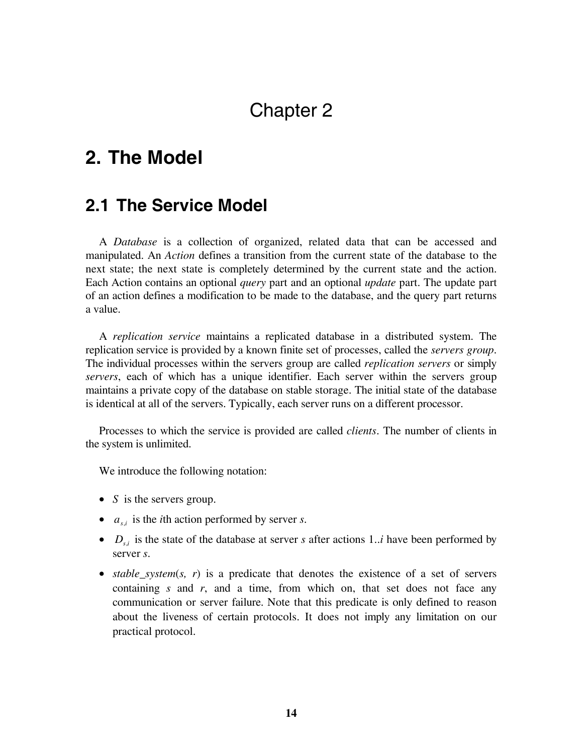# Chapter 2

# 2. The Model

## 2.1 The Service Model

A *Database* is a collection of organized, related data that can be accessed and manipulated. An *Action* defines a transition from the current state of the database to the next state; the next state is completely determined by the current state and the action. Each Action contains an optional *query* part and an optional *update* part. The update part of an action defines a modification to be made to the database, and the query part returns a value.

A *replication service* maintains a replicated database in a distributed system. The replication service is provided by a known finite set of processes, called the *servers group*. The individual processes within the servers group are called *replication servers* or simply *servers*, each of which has a unique identifier. Each server within the servers group maintains a private copy of the database on stable storage. The initial state of the database is identical at all of the servers. Typically, each server runs on a different processor.

Processes to which the service is provided are called *clients*. The number of clients in the system is unlimited.

We introduce the following notation:

- $S$ is the servers group.
- $a_{s,i}$ is the *i*th action performed by server *s*.
- $D_{s,i}$ is the state of the database at server *s* after actions 1..*i* have been performed by server *s*.
- *stable_system*(*s, r*) is a predicate that denotes the existence of a set of servers containing *s* and *r*, and a time, from which on, that set does not face any communication or server failure. Note that this predicate is only defined to reason about the liveness of certain protocols. It does not imply any limitation on our practical protocol.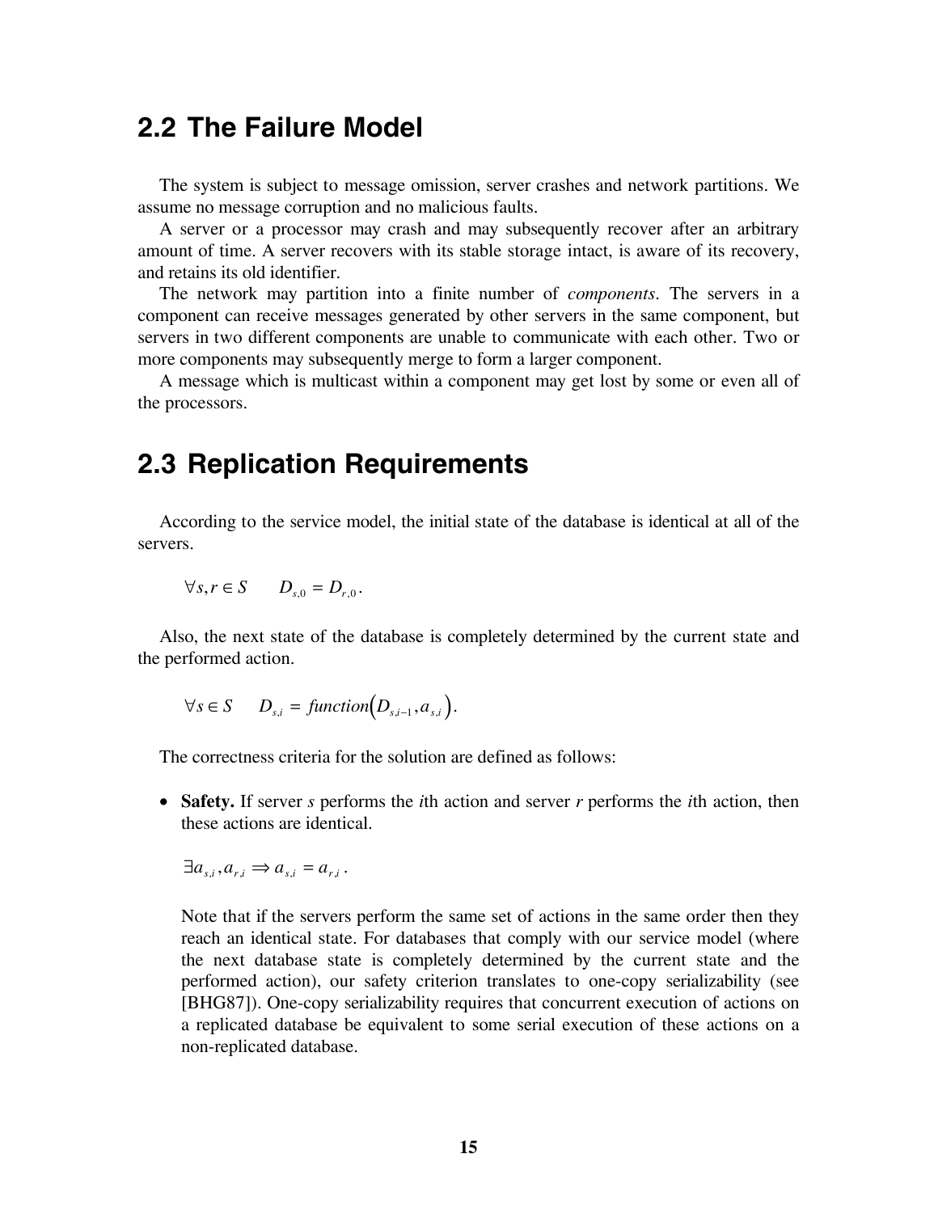## 2.2 The Failure Model

The system is subject to message omission, server crashes and network partitions. We assume no message corruption and no malicious faults.

A server or a processor may crash and may subsequently recover after an arbitrary amount of time. A server recovers with its stable storage intact, is aware of its recovery, and retains its old identifier.

The network may partition into a finite number of *components*. The servers in a component can receive messages generated by other servers in the same component, but servers in two different components are unable to communicate with each other. Two or more components may subsequently merge to form a larger component.

A message which is multicast within a component may get lost by some or even all of the processors.

## 2.3 Replication Requirements

According to the service model, the initial state of the database is identical at all of the servers.

$$\forall s, r \in S \qquad D_{s,0} = D_{r,0}.$$

Also, the next state of the database is completely determined by the current state and the performed action.

$$\forall s \in S \qquad D_{s,i} = \mathit{function}\left(D_{s,i-1}, a_{s,i}\right).$$

The correctness criteria for the solution are defined as follows:

- **Safety.** If server *s* performs the *i*th action and server *r* performs the *i*th action, then these actions are identical.

  $$\exists a_{s,i}, a_{r,i} \Rightarrow a_{s,i} = a_{r,i}.$$

  Note that if the servers perform the same set of actions in the same order then they reach an identical state. For databases that comply with our service model (where the next database state is completely determined by the current state and the performed action), our safety criterion translates to one-copy serializability (see [BHG87]). One-copy serializability requires that concurrent execution of actions on a replicated database be equivalent to some serial execution of these actions on a non-replicated database.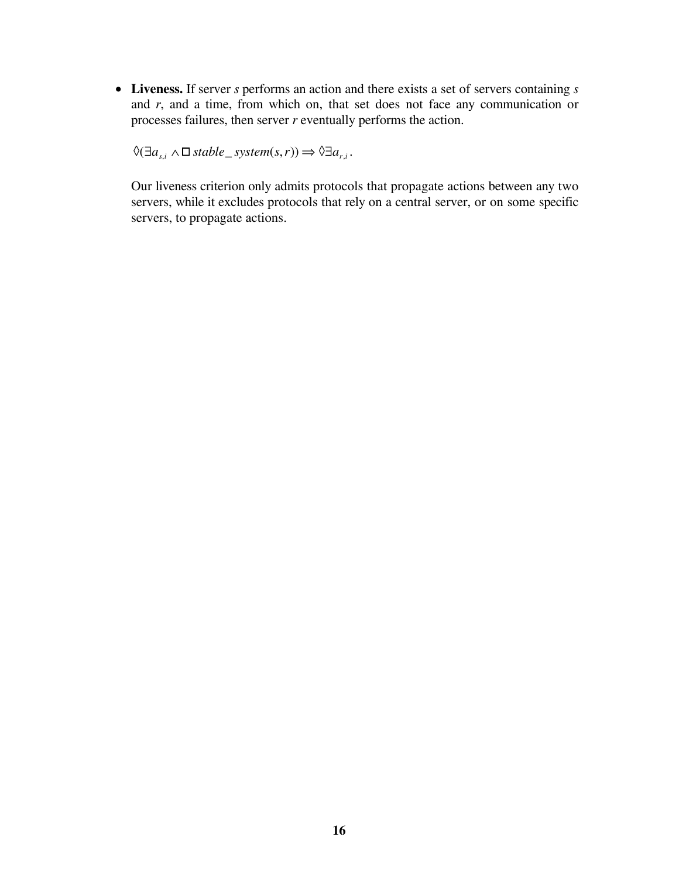- **Liveness.** If server *s* performs an action and there exists a set of servers containing *s* and *r*, and a time, from which on, that set does not face any communication or processes failures, then server *r* eventually performs the action.

  $\Diamond(\exists a_{s,i} \wedge \Box\, stable\_system(s,r)) \Rightarrow \Diamond \exists a_{r,i}$.

  Our liveness criterion only admits protocols that propagate actions between any two servers, while it excludes protocols that rely on a central server, or on some specific servers, to propagate actions.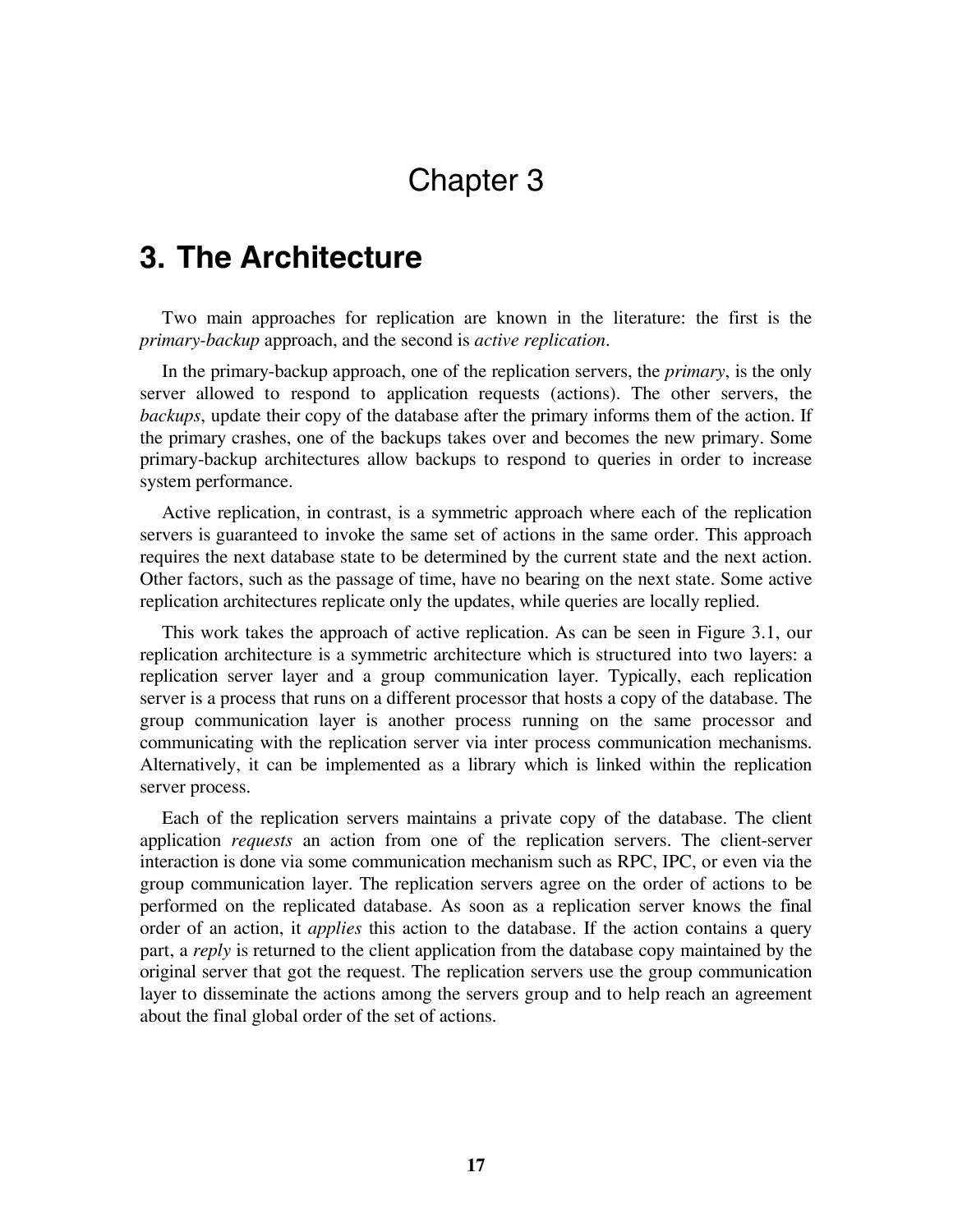# Chapter 3

# 3. The Architecture

Two main approaches for replication are known in the literature: the first is the *primary-backup* approach, and the second is *active replication*.

In the primary-backup approach, one of the replication servers, the *primary*, is the only server allowed to respond to application requests (actions). The other servers, the *backups*, update their copy of the database after the primary informs them of the action. If the primary crashes, one of the backups takes over and becomes the new primary. Some primary-backup architectures allow backups to respond to queries in order to increase system performance.

Active replication, in contrast, is a symmetric approach where each of the replication servers is guaranteed to invoke the same set of actions in the same order. This approach requires the next database state to be determined by the current state and the next action. Other factors, such as the passage of time, have no bearing on the next state. Some active replication architectures replicate only the updates, while queries are locally replied.

This work takes the approach of active replication. As can be seen in Figure 3.1, our replication architecture is a symmetric architecture which is structured into two layers: a replication server layer and a group communication layer. Typically, each replication server is a process that runs on a different processor that hosts a copy of the database. The group communication layer is another process running on the same processor and communicating with the replication server via inter process communication mechanisms. Alternatively, it can be implemented as a library which is linked within the replication server process.

Each of the replication servers maintains a private copy of the database. The client application *requests* an action from one of the replication servers. The client-server interaction is done via some communication mechanism such as RPC, IPC, or even via the group communication layer. The replication servers agree on the order of actions to be performed on the replicated database. As soon as a replication server knows the final order of an action, it *applies* this action to the database. If the action contains a query part, a *reply* is returned to the client application from the database copy maintained by the original server that got the request. The replication servers use the group communication layer to disseminate the actions among the servers group and to help reach an agreement about the final global order of the set of actions.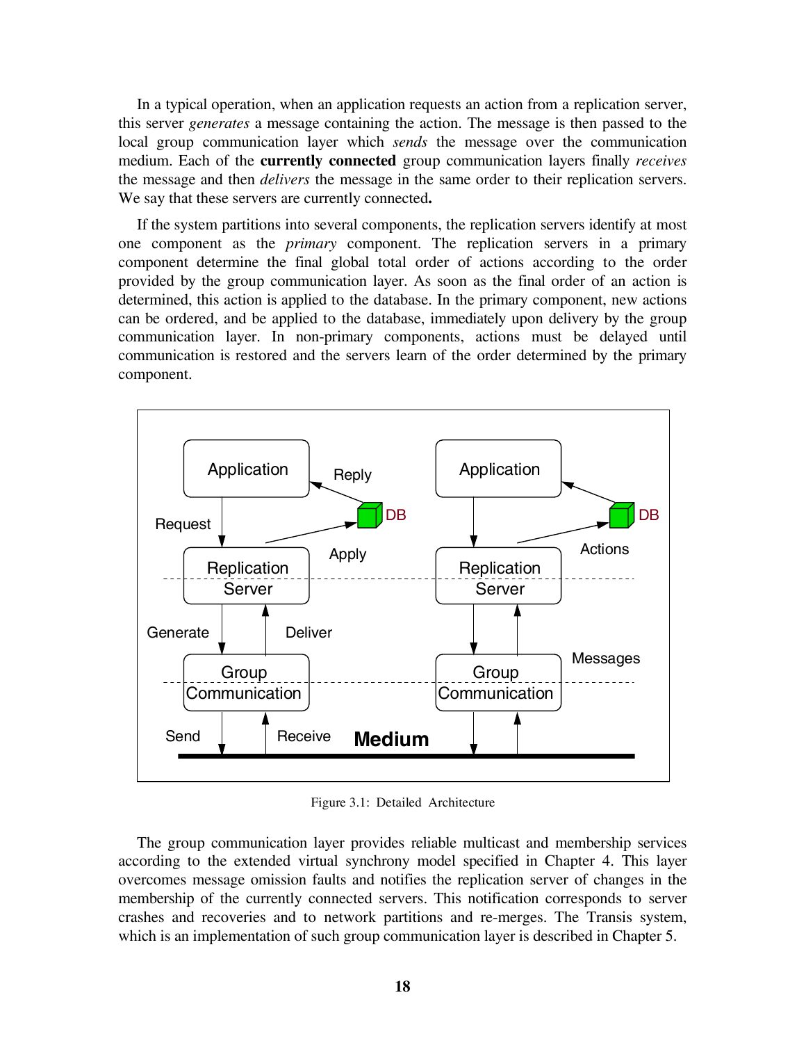In a typical operation, when an application requests an action from a replication server, this server *generates* a message containing the action. The message is then passed to the local group communication layer which *sends* the message over the communication medium. Each of the **currently connected** group communication layers finally *receives* the message and then *delivers* the message in the same order to their replication servers. We say that these servers are currently connected**.**

If the system partitions into several components, the replication servers identify at most one component as the *primary* component. The replication servers in a primary component determine the final global total order of actions according to the order provided by the group communication layer. As soon as the final order of an action is determined, this action is applied to the database. In the primary component, new actions can be ordered, and be applied to the database, immediately upon delivery by the group communication layer. In non-primary components, actions must be delayed until communication is restored and the servers learn of the order determined by the primary component.

Figure 3.1: Detailed Architecture

The group communication layer provides reliable multicast and membership services according to the extended virtual synchrony model specified in Chapter 4. This layer overcomes message omission faults and notifies the replication server of changes in the membership of the currently connected servers. This notification corresponds to server crashes and recoveries and to network partitions and re-merges. The Transis system, which is an implementation of such group communication layer is described in Chapter 5.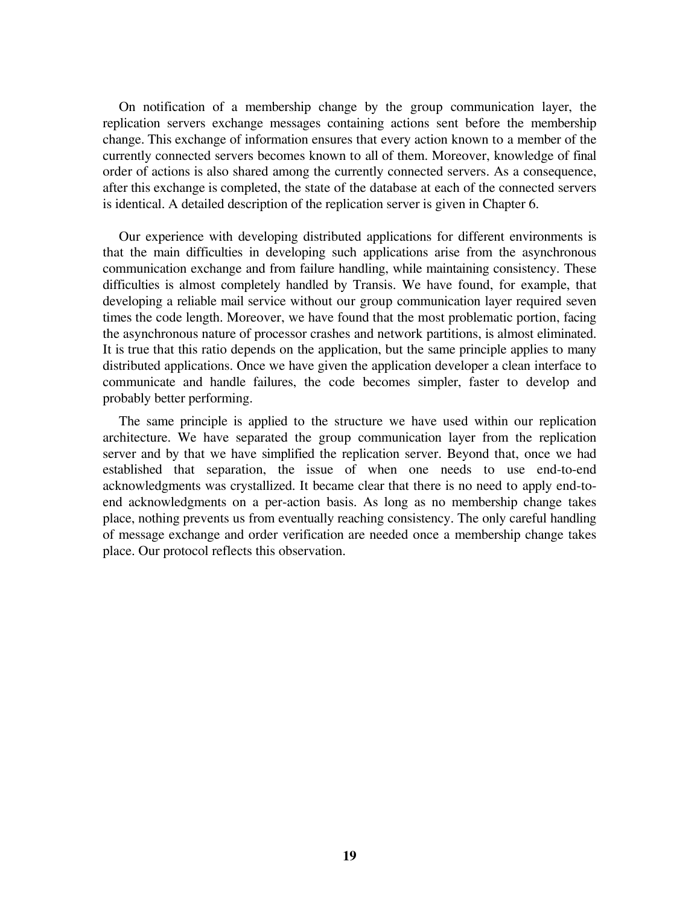On notification of a membership change by the group communication layer, the replication servers exchange messages containing actions sent before the membership change. This exchange of information ensures that every action known to a member of the currently connected servers becomes known to all of them. Moreover, knowledge of final order of actions is also shared among the currently connected servers. As a consequence, after this exchange is completed, the state of the database at each of the connected servers is identical. A detailed description of the replication server is given in Chapter 6.

Our experience with developing distributed applications for different environments is that the main difficulties in developing such applications arise from the asynchronous communication exchange and from failure handling, while maintaining consistency. These difficulties is almost completely handled by Transis. We have found, for example, that developing a reliable mail service without our group communication layer required seven times the code length. Moreover, we have found that the most problematic portion, facing the asynchronous nature of processor crashes and network partitions, is almost eliminated. It is true that this ratio depends on the application, but the same principle applies to many distributed applications. Once we have given the application developer a clean interface to communicate and handle failures, the code becomes simpler, faster to develop and probably better performing.

The same principle is applied to the structure we have used within our replication architecture. We have separated the group communication layer from the replication server and by that we have simplified the replication server. Beyond that, once we had established that separation, the issue of when one needs to use end-to-end acknowledgments was crystallized. It became clear that there is no need to apply end-to-end acknowledgments on a per-action basis. As long as no membership change takes place, nothing prevents us from eventually reaching consistency. The only careful handling of message exchange and order verification are needed once a membership change takes place. Our protocol reflects this observation.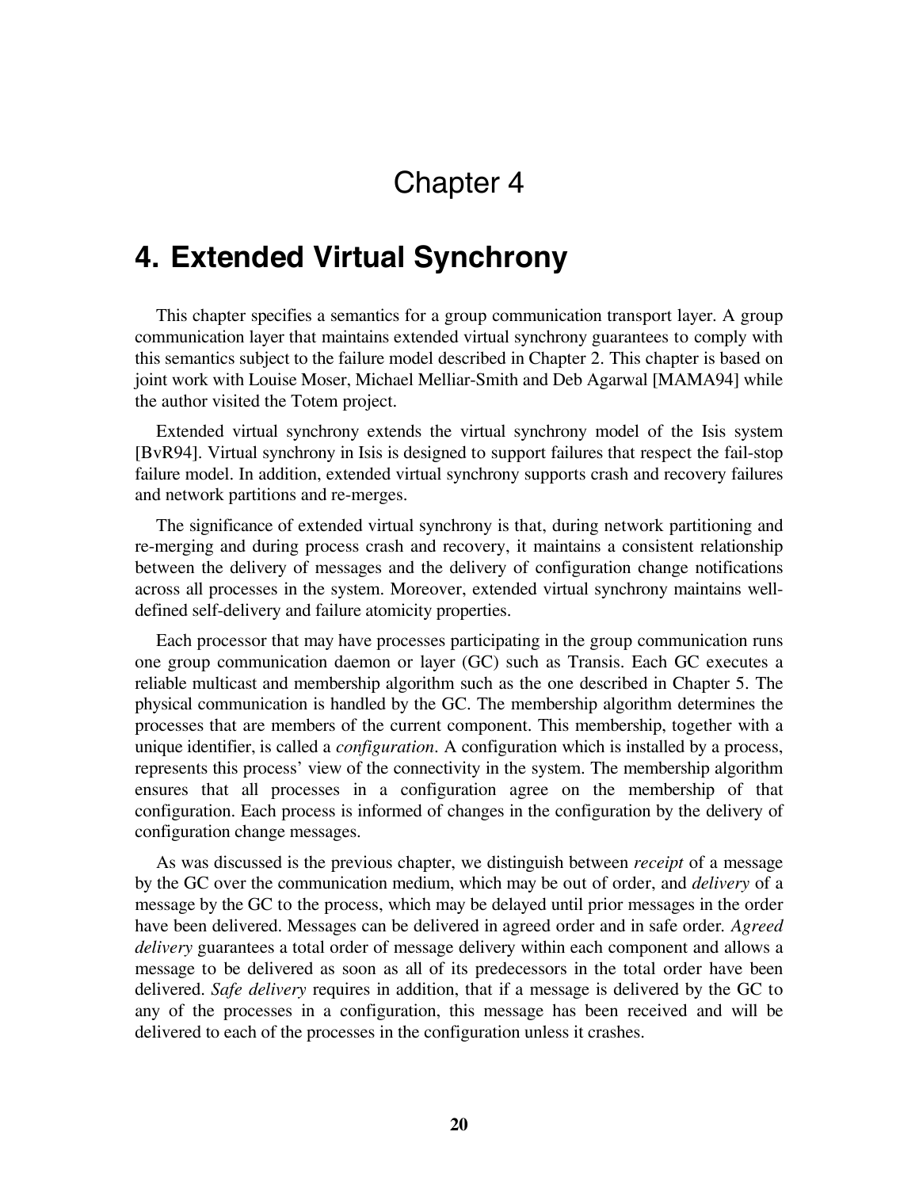# Chapter 4

## 4. Extended Virtual Synchrony

This chapter specifies a semantics for a group communication transport layer. A group communication layer that maintains extended virtual synchrony guarantees to comply with this semantics subject to the failure model described in Chapter 2. This chapter is based on joint work with Louise Moser, Michael Melliar-Smith and Deb Agarwal [MAMA94] while the author visited the Totem project.

Extended virtual synchrony extends the virtual synchrony model of the Isis system [BvR94]. Virtual synchrony in Isis is designed to support failures that respect the fail-stop failure model. In addition, extended virtual synchrony supports crash and recovery failures and network partitions and re-merges.

The significance of extended virtual synchrony is that, during network partitioning and re-merging and during process crash and recovery, it maintains a consistent relationship between the delivery of messages and the delivery of configuration change notifications across all processes in the system. Moreover, extended virtual synchrony maintains well-defined self-delivery and failure atomicity properties.

Each processor that may have processes participating in the group communication runs one group communication daemon or layer (GC) such as Transis. Each GC executes a reliable multicast and membership algorithm such as the one described in Chapter 5. The physical communication is handled by the GC. The membership algorithm determines the processes that are members of the current component. This membership, together with a unique identifier, is called a *configuration*. A configuration which is installed by a process, represents this process' view of the connectivity in the system. The membership algorithm ensures that all processes in a configuration agree on the membership of that configuration. Each process is informed of changes in the configuration by the delivery of configuration change messages.

As was discussed is the previous chapter, we distinguish between *receipt* of a message by the GC over the communication medium, which may be out of order, and *delivery* of a message by the GC to the process, which may be delayed until prior messages in the order have been delivered. Messages can be delivered in agreed order and in safe order. *Agreed delivery* guarantees a total order of message delivery within each component and allows a message to be delivered as soon as all of its predecessors in the total order have been delivered. *Safe delivery* requires in addition, that if a message is delivered by the GC to any of the processes in a configuration, this message has been received and will be delivered to each of the processes in the configuration unless it crashes.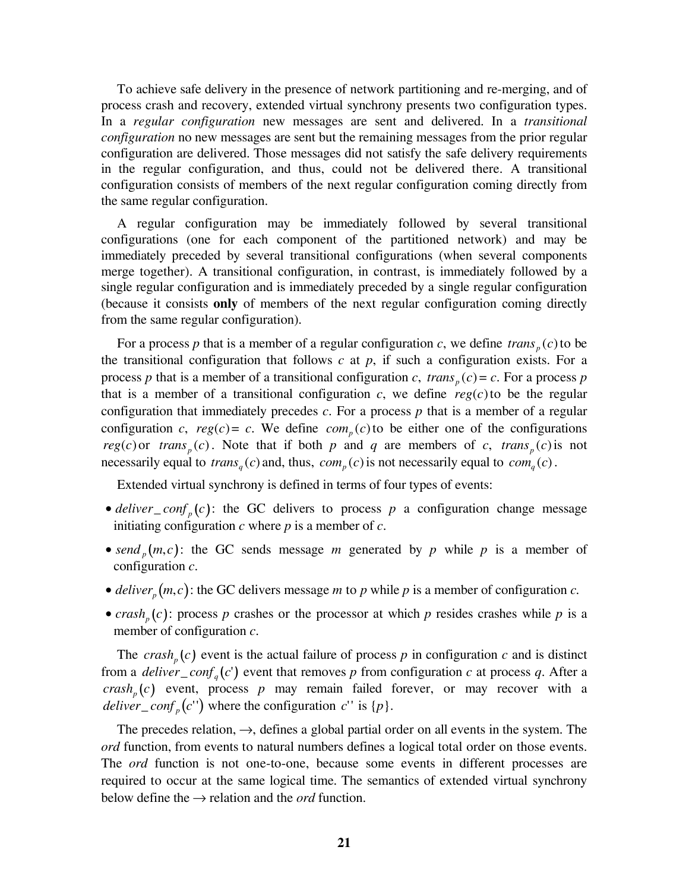To achieve safe delivery in the presence of network partitioning and re-merging, and of process crash and recovery, extended virtual synchrony presents two configuration types. In a *regular configuration* new messages are sent and delivered. In a *transitional configuration* no new messages are sent but the remaining messages from the prior regular configuration are delivered. Those messages did not satisfy the safe delivery requirements in the regular configuration, and thus, could not be delivered there. A transitional configuration consists of members of the next regular configuration coming directly from the same regular configuration.

A regular configuration may be immediately followed by several transitional configurations (one for each component of the partitioned network) and may be immediately preceded by several transitional configurations (when several components merge together). A transitional configuration, in contrast, is immediately followed by a single regular configuration and is immediately preceded by a single regular configuration (because it consists **only** of members of the next regular configuration coming directly from the same regular configuration).

For a process *p* that is a member of a regular configuration *c*, we define $trans_p(c)$ to be the transitional configuration that follows *c* at *p*, if such a configuration exists. For a process *p* that is a member of a transitional configuration *c*, $trans_p(c) = c$. For a process *p* that is a member of a transitional configuration *c*, we define $reg(c)$ to be the regular configuration that immediately precedes *c*. For a process *p* that is a member of a regular configuration *c*, $reg(c) = c$. We define $com_p(c)$ to be either one of the configurations $reg(c)$ or $trans_p(c)$. Note that if both *p* and *q* are members of *c*, $trans_p(c)$ is not necessarily equal to $trans_q(c)$ and, thus, $com_p(c)$ is not necessarily equal to $com_q(c)$.

Extended virtual synchrony is defined in terms of four types of events:

- $deliver\_conf_p(c)$: the GC delivers to process *p* a configuration change message initiating configuration *c* where *p* is a member of *c*.
- $send_p(m,c)$: the GC sends message *m* generated by *p* while *p* is a member of configuration *c*.
- $deliver_p(m,c)$: the GC delivers message *m* to *p* while *p* is a member of configuration *c*.
- $crash_p(c)$: process *p* crashes or the processor at which *p* resides crashes while *p* is a member of configuration *c*.

The $crash_p(c)$ event is the actual failure of process *p* in configuration *c* and is distinct from a $deliver\_conf_q(c')$ event that removes *p* from configuration *c* at process *q*. After a $crash_p(c)$ event, process *p* may remain failed forever, or may recover with a $deliver\_conf_p(c'')$ where the configuration $c''$ is $\{p\}$.

The precedes relation, →, defines a global partial order on all events in the system. The *ord* function, from events to natural numbers defines a logical total order on those events. The *ord* function is not one-to-one, because some events in different processes are required to occur at the same logical time. The semantics of extended virtual synchrony below define the → relation and the *ord* function.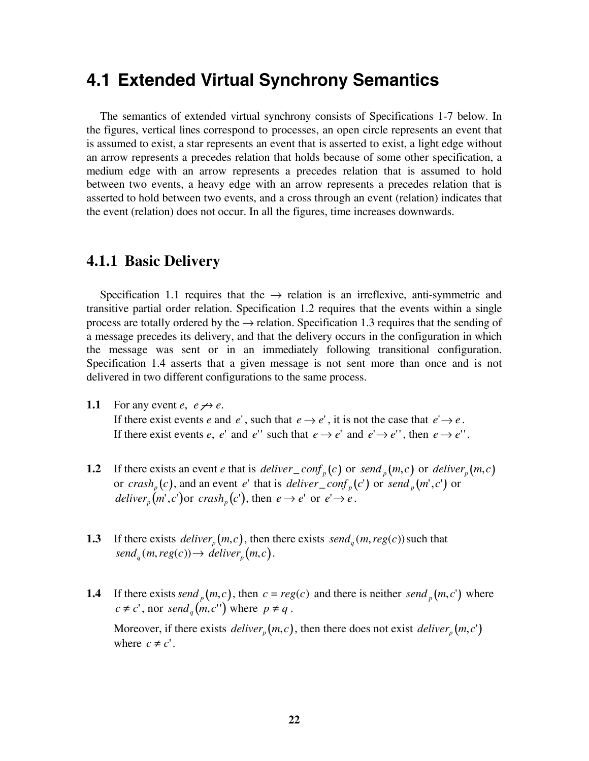## 4.1 Extended Virtual Synchrony Semantics

The semantics of extended virtual synchrony consists of Specifications 1-7 below. In the figures, vertical lines correspond to processes, an open circle represents an event that is assumed to exist, a star represents an event that is asserted to exist, a light edge without an arrow represents a precedes relation that holds because of some other specification, a medium edge with an arrow represents a precedes relation that is assumed to hold between two events, a heavy edge with an arrow represents a precedes relation that is asserted to hold between two events, and a cross through an event (relation) indicates that the event (relation) does not occur. In all the figures, time increases downwards.

### 4.1.1 Basic Delivery

Specification 1.1 requires that the $\rightarrow$ relation is an irreflexive, anti-symmetric and transitive partial order relation. Specification 1.2 requires that the events within a single process are totally ordered by the $\rightarrow$ relation. Specification 1.3 requires that the sending of a message precedes its delivery, and that the delivery occurs in the configuration in which the message was sent or in an immediately following transitional configuration. Specification 1.4 asserts that a given message is not sent more than once and is not delivered in two different configurations to the same process.

**1.1** For any event $e$, $e \not\rightarrow e$.
If there exist events $e$ and $e'$, such that $e \rightarrow e'$, it is not the case that $e' \rightarrow e$.
If there exist events $e$, $e'$ and $e''$ such that $e \rightarrow e'$ and $e' \rightarrow e''$, then $e \rightarrow e''$.

**1.2** If there exists an event $e$ that is $deliver\_conf_p(c)$ or $send_p(m,c)$ or $deliver_p(m,c)$ or $crash_p(c)$, and an event $e'$ that is $deliver\_conf_p(c')$ or $send_p(m',c')$ or $deliver_p(m',c')$or $crash_p(c')$, then $e \rightarrow e'$ or $e' \rightarrow e$.

**1.3** If there exists $deliver_p(m,c)$, then there exists $send_q(m, reg(c))$ such that $send_q(m, reg(c)) \rightarrow deliver_p(m,c)$.

**1.4** If there exists $send_p(m,c)$, then $c = reg(c)$ and there is neither $send_p(m,c')$ where $c \neq c'$, nor $send_q(m,c'')$ where $p \neq q$.

Moreover, if there exists $deliver_p(m,c)$, then there does not exist $deliver_p(m,c')$ where $c \neq c'$.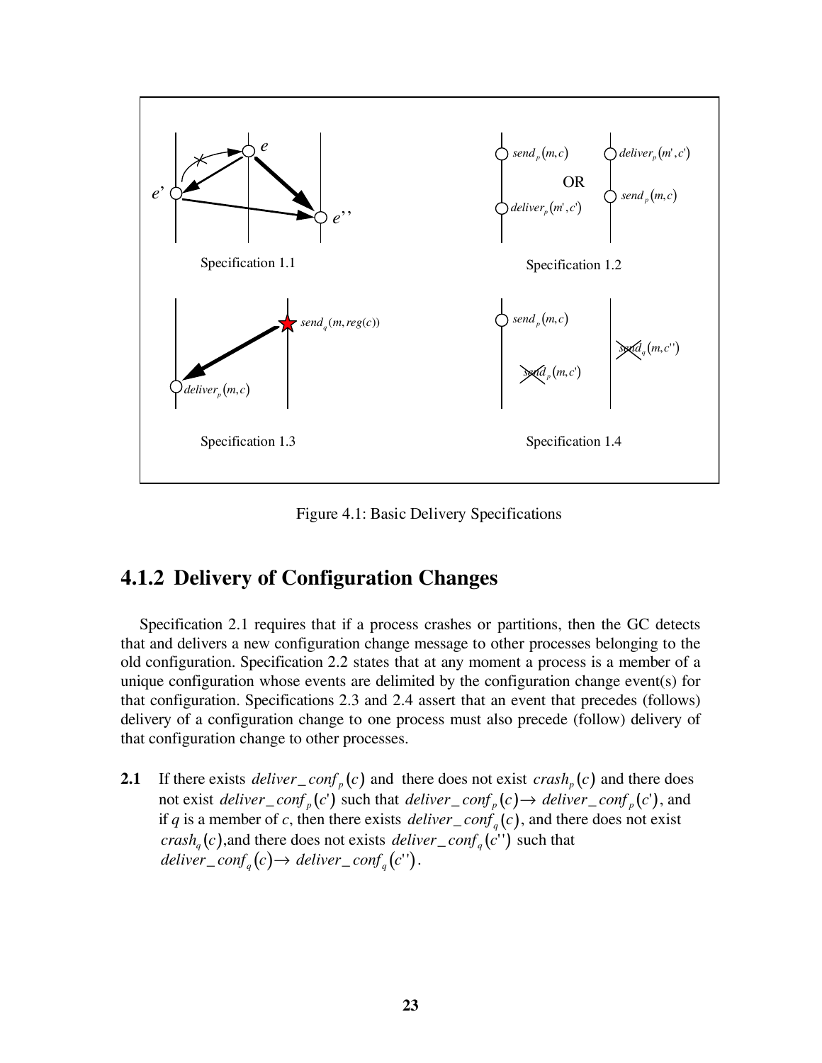Figure 4.1: Basic Delivery Specifications

## 4.1.2 Delivery of Configuration Changes

Specification 2.1 requires that if a process crashes or partitions, then the GC detects that and delivers a new configuration change message to other processes belonging to the old configuration. Specification 2.2 states that at any moment a process is a member of a unique configuration whose events are delimited by the configuration change event(s) for that configuration. Specifications 2.3 and 2.4 assert that an event that precedes (follows) delivery of a configuration change to one process must also precede (follow) delivery of that configuration change to other processes.

**2.1** If there exists $deliver\_conf_p(c)$ and there does not exist $crash_p(c)$ and there does not exist $deliver\_conf_p(c')$ such that $deliver\_conf_p(c) \rightarrow deliver\_conf_p(c')$, and if $q$ is a member of $c$, then there exists $deliver\_conf_q(c)$, and there does not exist $crash_q(c)$, and there does not exists $deliver\_conf_q(c'')$ such that $deliver\_conf_q(c) \rightarrow deliver\_conf_q(c'')$.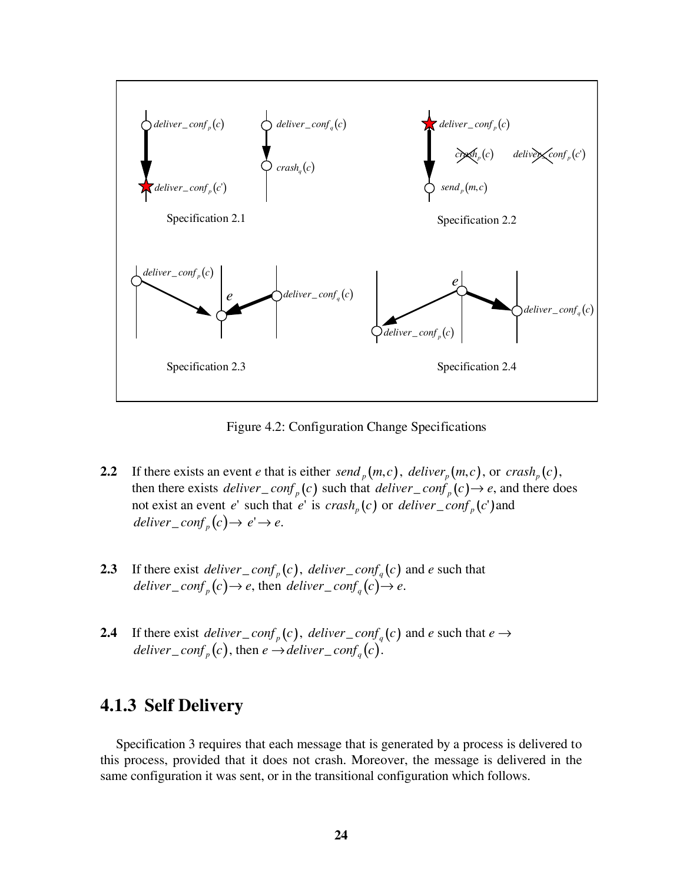Figure 4.2: Configuration Change Specifications

**2.2** If there exists an event *e* that is either $send_p(m,c)$, $deliver_p(m,c)$, or $crash_p(c)$, then there exists $deliver\_conf_p(c)$ such that $deliver\_conf_p(c) \rightarrow e$, and there does not exist an event $e'$ such that $e'$ is $crash_p(c)$ or $deliver\_conf_p(c')$ and $deliver\_conf_p(c) \rightarrow e' \rightarrow e$.

**2.3** If there exist $deliver\_conf_p(c)$, $deliver\_conf_q(c)$ and *e* such that $deliver\_conf_p(c) \rightarrow e$, then $deliver\_conf_q(c) \rightarrow e$.

**2.4** If there exist $deliver\_conf_p(c)$, $deliver\_conf_q(c)$ and *e* such that $e \rightarrow deliver\_conf_p(c)$, then $e \rightarrow deliver\_conf_q(c)$.

### 4.1.3 Self Delivery

Specification 3 requires that each message that is generated by a process is delivered to this process, provided that it does not crash. Moreover, the message is delivered in the same configuration it was sent, or in the transitional configuration which follows.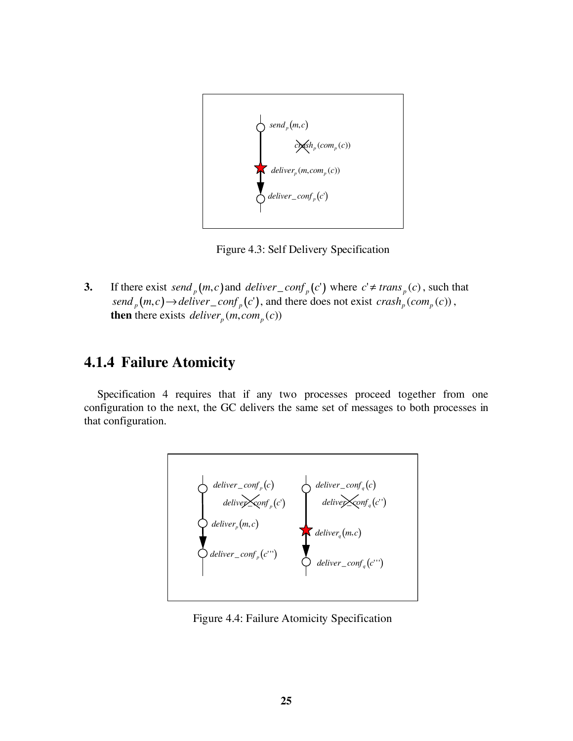Figure 4.3: Self Delivery Specification

**3.** If there exist $send_p(m,c)$ and $deliver\_conf_p(c')$ where $c' \neq trans_p(c)$, such that $send_p(m,c) \rightarrow deliver\_conf_p(c')$, and there does not exist $crash_p(com_p(c))$, **then** there exists $deliver_p(m, com_p(c))$

### 4.1.4 Failure Atomicity

Specification 4 requires that if any two processes proceed together from one configuration to the next, the GC delivers the same set of messages to both processes in that configuration.

Figure 4.4: Failure Atomicity Specification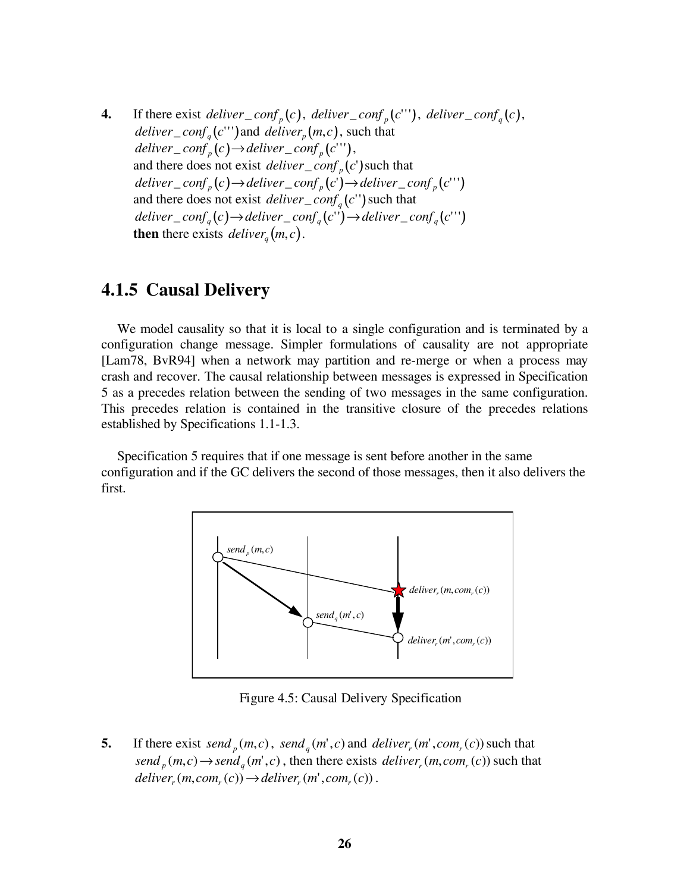**4.** If there exist $deliver\_conf_p(c)$, $deliver\_conf_p(c''')$, $deliver\_conf_q(c)$, $deliver\_conf_q(c''')$ and $deliver_p(m,c)$, such that
$deliver\_conf_p(c) \rightarrow deliver\_conf_p(c''')$,
and there does not exist $deliver\_conf_p(c')$ such that
$deliver\_conf_p(c) \rightarrow deliver\_conf_p(c') \rightarrow deliver\_conf_p(c''')$
and there does not exist $deliver\_conf_q(c'')$ such that
$deliver\_conf_q(c) \rightarrow deliver\_conf_q(c'') \rightarrow deliver\_conf_q(c''')$
**then** there exists $deliver_q(m,c)$.

### 4.1.5 Causal Delivery

We model causality so that it is local to a single configuration and is terminated by a configuration change message. Simpler formulations of causality are not appropriate [Lam78, BvR94] when a network may partition and re-merge or when a process may crash and recover. The causal relationship between messages is expressed in Specification 5 as a precedes relation between the sending of two messages in the same configuration. This precedes relation is contained in the transitive closure of the precedes relations established by Specifications 1.1-1.3.

Specification 5 requires that if one message is sent before another in the same configuration and if the GC delivers the second of those messages, then it also delivers the first.

Figure 4.5: Causal Delivery Specification

**5.** If there exist $send_p(m,c)$, $send_q(m',c)$ and $deliver_r(m',com_r(c))$ such that $send_p(m,c) \rightarrow send_q(m',c)$, then there exists $deliver_r(m,com_r(c))$ such that $deliver_r(m,com_r(c)) \rightarrow deliver_r(m',com_r(c))$.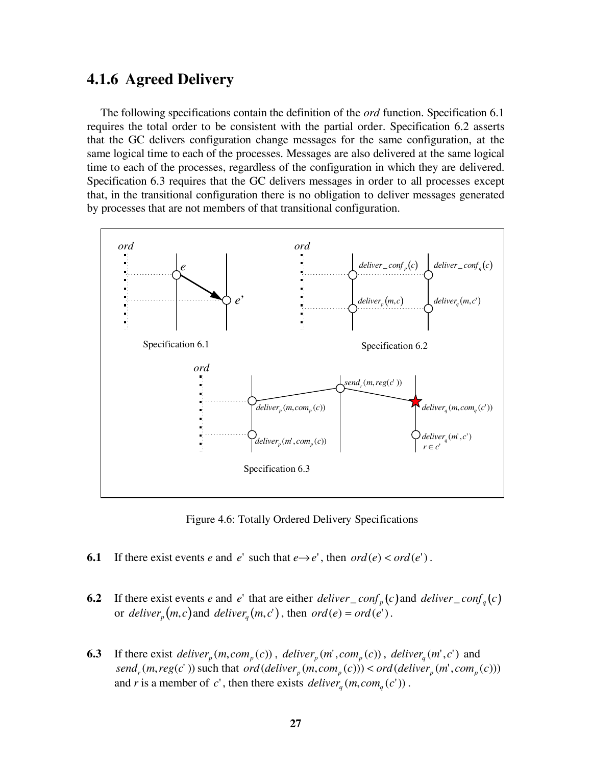### 4.1.6 Agreed Delivery

The following specifications contain the definition of the *ord* function. Specification 6.1 requires the total order to be consistent with the partial order. Specification 6.2 asserts that the GC delivers configuration change messages for the same configuration, at the same logical time to each of the processes. Messages are also delivered at the same logical time to each of the processes, regardless of the configuration in which they are delivered. Specification 6.3 requires that the GC delivers messages in order to all processes except that, in the transitional configuration there is no obligation to deliver messages generated by processes that are not members of that transitional configuration.

Figure 4.6: Totally Ordered Delivery Specifications

**6.1** If there exist events $e$ and $e'$ such that $e \rightarrow e'$, then $ord(e) < ord(e')$.

**6.2** If there exist events $e$ and $e'$ that are either $deliver\_conf_p(c)$ and $deliver\_conf_q(c)$ or $deliver_p(m,c)$ and $deliver_q(m,c')$, then $ord(e) = ord(e')$.

**6.3** If there exist $deliver_p(m, com_p(c))$, $deliver_p(m', com_p(c))$, $deliver_q(m', c')$ and $send_r(m, reg(c'))$ such that $ord(deliver_p(m, com_p(c))) < ord(deliver_p(m', com_p(c)))$ and $r$ is a member of $c'$, then there exists $deliver_q(m, com_q(c'))$.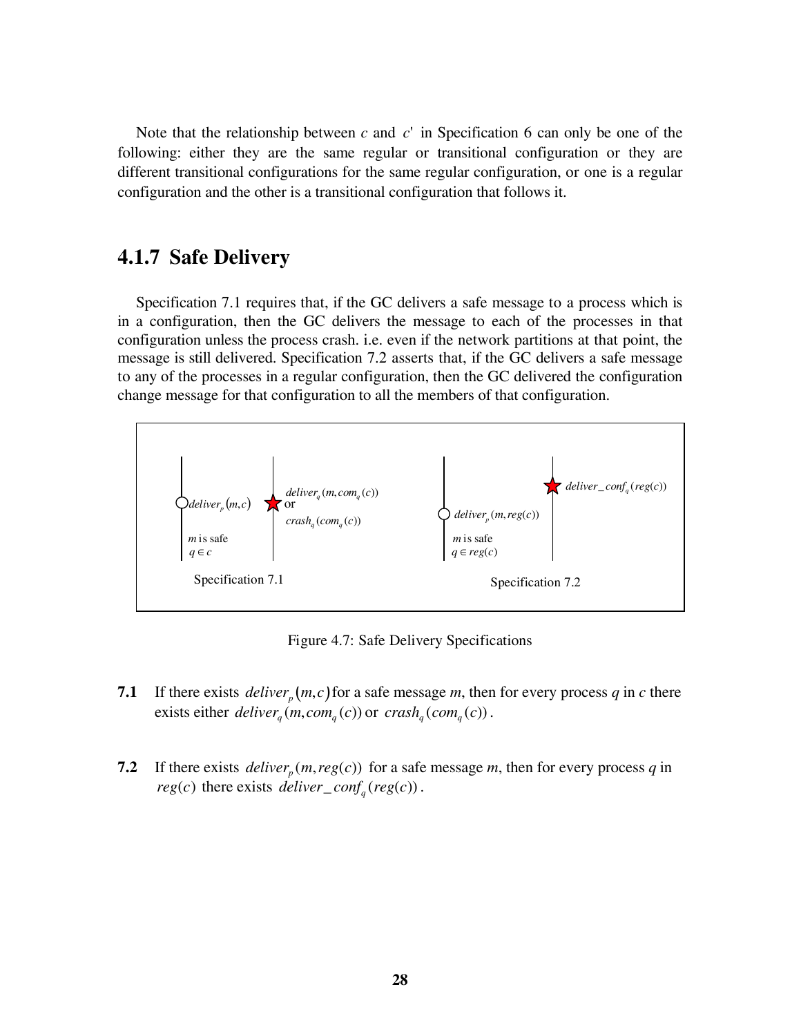Note that the relationship between $c$ and $c'$ in Specification 6 can only be one of the following: either they are the same regular or transitional configuration or they are different transitional configurations for the same regular configuration, or one is a regular configuration and the other is a transitional configuration that follows it.

### 4.1.7 Safe Delivery

Specification 7.1 requires that, if the GC delivers a safe message to a process which is in a configuration, then the GC delivers the message to each of the processes in that configuration unless the process crash. i.e. even if the network partitions at that point, the message is still delivered. Specification 7.2 asserts that, if the GC delivers a safe message to any of the processes in a regular configuration, then the GC delivered the configuration change message for that configuration to all the members of that configuration.

Figure 4.7: Safe Delivery Specifications

**7.1** If there exists $deliver_p(m,c)$ for a safe message $m$, then for every process $q$ in $c$ there exists either $deliver_q(m, com_q(c))$ or $crash_q(com_q(c))$.

**7.2** If there exists $deliver_p(m, reg(c))$ for a safe message $m$, then for every process $q$ in $reg(c)$ there exists $deliver\_conf_q(reg(c))$.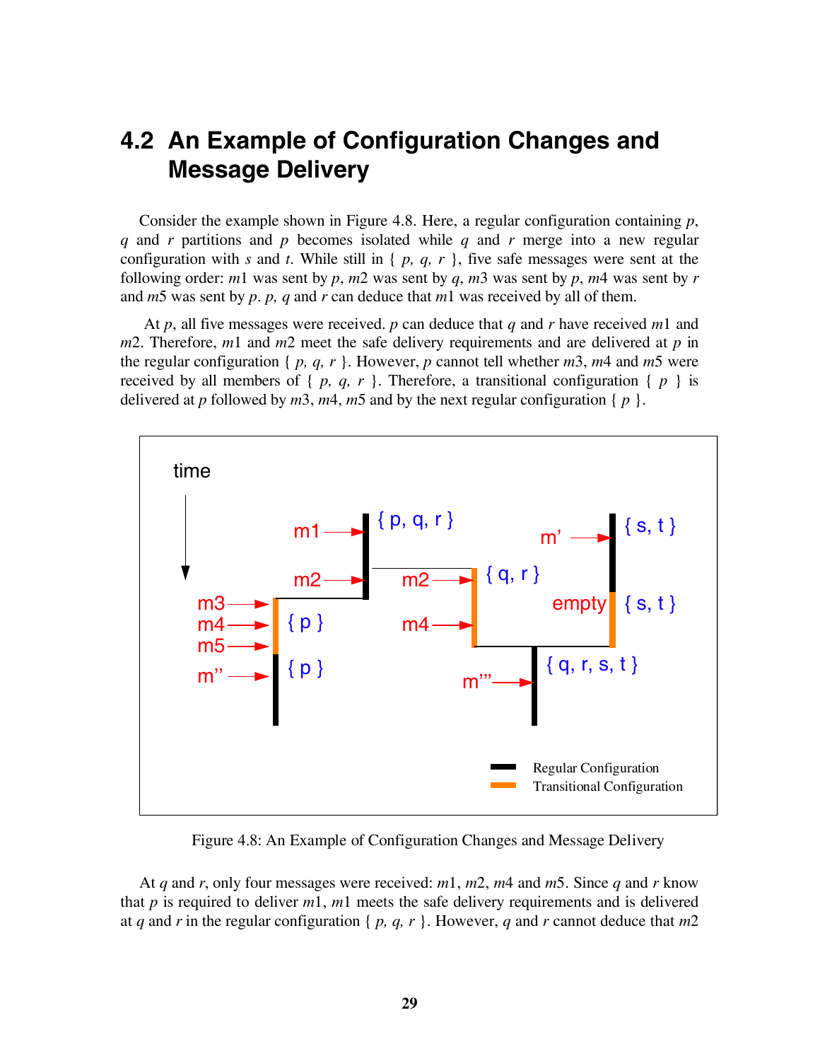## 4.2 An Example of Configuration Changes and Message Delivery

Consider the example shown in Figure 4.8. Here, a regular configuration containing *p*, *q* and *r* partitions and *p* becomes isolated while *q* and *r* merge into a new regular configuration with *s* and *t*. While still in { *p, q, r* }, five safe messages were sent at the following order: *m*1 was sent by *p*, *m*2 was sent by *q*, *m*3 was sent by *p*, *m*4 was sent by *r* and *m*5 was sent by *p*. *p, q* and *r* can deduce that *m*1 was received by all of them.

At *p*, all five messages were received. *p* can deduce that *q* and *r* have received *m*1 and *m*2. Therefore, *m*1 and *m*2 meet the safe delivery requirements and are delivered at *p* in the regular configuration { *p, q, r* }. However, *p* cannot tell whether *m*3, *m*4 and *m*5 were received by all members of { *p, q, r* }. Therefore, a transitional configuration { *p* } is delivered at *p* followed by *m*3, *m*4, *m*5 and by the next regular configuration { *p* }.

Figure 4.8: An Example of Configuration Changes and Message Delivery

At *q* and *r*, only four messages were received: *m*1, *m*2, *m*4 and *m*5. Since *q* and *r* know that *p* is required to deliver *m*1, *m*1 meets the safe delivery requirements and is delivered at *q* and *r* in the regular configuration { *p, q, r* }. However, *q* and *r* cannot deduce that *m*2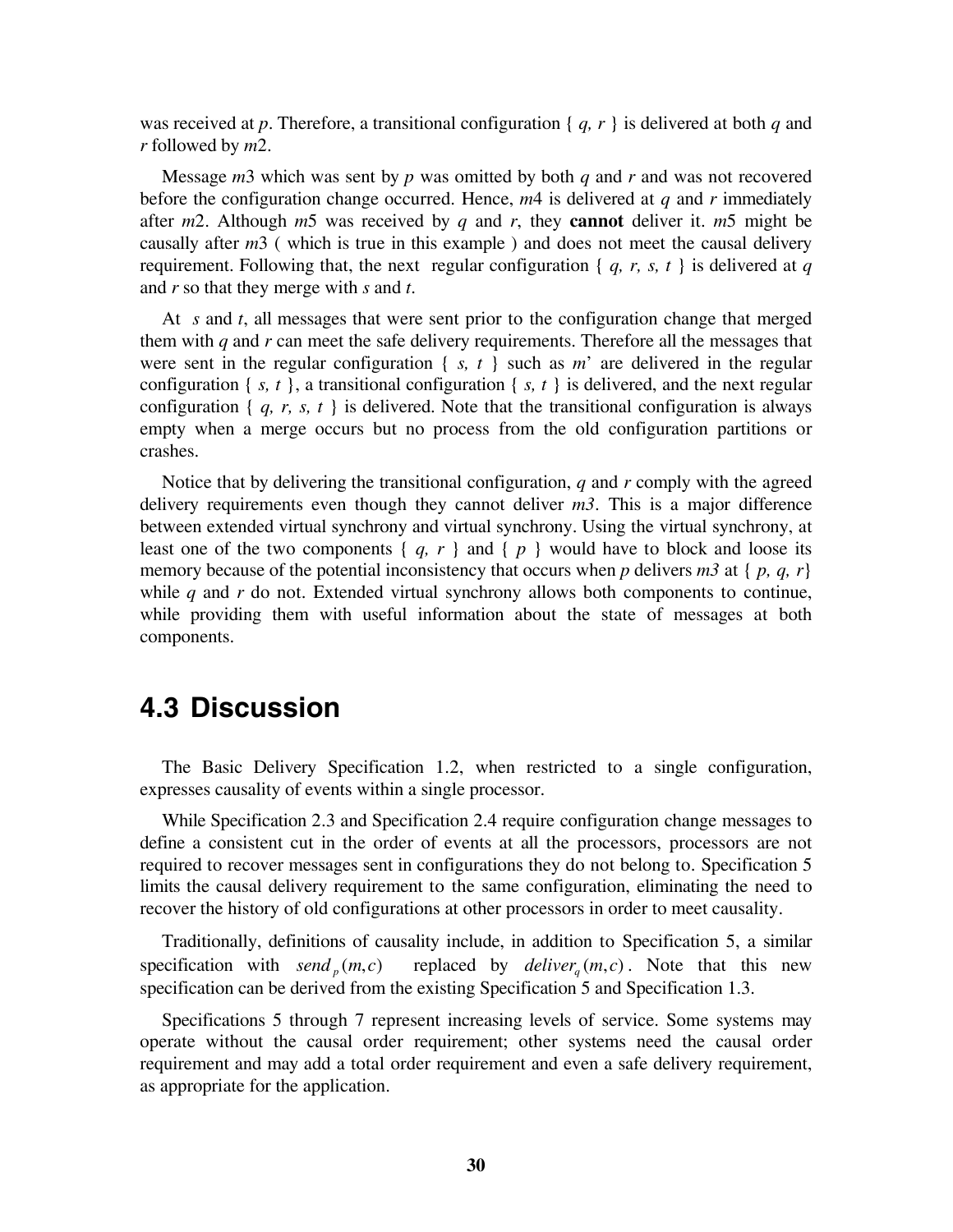was received at $p$. Therefore, a transitional configuration { $q, r$ } is delivered at both $q$ and $r$ followed by $m2$.

Message $m3$ which was sent by $p$ was omitted by both $q$ and $r$ and was not recovered before the configuration change occurred. Hence, $m4$ is delivered at $q$ and $r$ immediately after $m2$. Although $m5$ was received by $q$ and $r$, they **cannot** deliver it. $m5$ might be causally after $m3$ ( which is true in this example ) and does not meet the causal delivery requirement. Following that, the next regular configuration { $q, r, s, t$ } is delivered at $q$ and $r$ so that they merge with $s$ and $t$.

At $s$ and $t$, all messages that were sent prior to the configuration change that merged them with $q$ and $r$ can meet the safe delivery requirements. Therefore all the messages that were sent in the regular configuration { $s, t$ } such as $m$' are delivered in the regular configuration { $s, t$ }, a transitional configuration { $s, t$ } is delivered, and the next regular configuration { $q, r, s, t$ } is delivered. Note that the transitional configuration is always empty when a merge occurs but no process from the old configuration partitions or crashes.

Notice that by delivering the transitional configuration, $q$ and $r$ comply with the agreed delivery requirements even though they cannot deliver $m3$. This is a major difference between extended virtual synchrony and virtual synchrony. Using the virtual synchrony, at least one of the two components { $q, r$ } and { $p$ } would have to block and loose its memory because of the potential inconsistency that occurs when $p$ delivers $m3$ at { $p, q, r$} while $q$ and $r$ do not. Extended virtual synchrony allows both components to continue, while providing them with useful information about the state of messages at both components.

## 4.3 Discussion

The Basic Delivery Specification 1.2, when restricted to a single configuration, expresses causality of events within a single processor.

While Specification 2.3 and Specification 2.4 require configuration change messages to define a consistent cut in the order of events at all the processors, processors are not required to recover messages sent in configurations they do not belong to. Specification 5 limits the causal delivery requirement to the same configuration, eliminating the need to recover the history of old configurations at other processors in order to meet causality.

Traditionally, definitions of causality include, in addition to Specification 5, a similar specification with $send_p(m,c)$ replaced by $deliver_q(m,c)$. Note that this new specification can be derived from the existing Specification 5 and Specification 1.3.

Specifications 5 through 7 represent increasing levels of service. Some systems may operate without the causal order requirement; other systems need the causal order requirement and may add a total order requirement and even a safe delivery requirement, as appropriate for the application.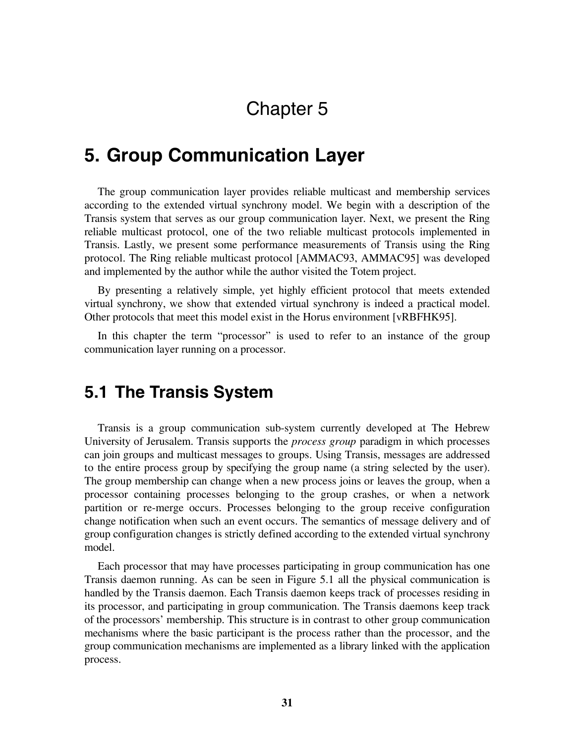# Chapter 5

# 5. Group Communication Layer

The group communication layer provides reliable multicast and membership services according to the extended virtual synchrony model. We begin with a description of the Transis system that serves as our group communication layer. Next, we present the Ring reliable multicast protocol, one of the two reliable multicast protocols implemented in Transis. Lastly, we present some performance measurements of Transis using the Ring protocol. The Ring reliable multicast protocol [AMMAC93, AMMAC95] was developed and implemented by the author while the author visited the Totem project.

By presenting a relatively simple, yet highly efficient protocol that meets extended virtual synchrony, we show that extended virtual synchrony is indeed a practical model. Other protocols that meet this model exist in the Horus environment [vRBFHK95].

In this chapter the term "processor" is used to refer to an instance of the group communication layer running on a processor.

## 5.1 The Transis System

Transis is a group communication sub-system currently developed at The Hebrew University of Jerusalem. Transis supports the *process group* paradigm in which processes can join groups and multicast messages to groups. Using Transis, messages are addressed to the entire process group by specifying the group name (a string selected by the user). The group membership can change when a new process joins or leaves the group, when a processor containing processes belonging to the group crashes, or when a network partition or re-merge occurs. Processes belonging to the group receive configuration change notification when such an event occurs. The semantics of message delivery and of group configuration changes is strictly defined according to the extended virtual synchrony model.

Each processor that may have processes participating in group communication has one Transis daemon running. As can be seen in Figure 5.1 all the physical communication is handled by the Transis daemon. Each Transis daemon keeps track of processes residing in its processor, and participating in group communication. The Transis daemons keep track of the processors' membership. This structure is in contrast to other group communication mechanisms where the basic participant is the process rather than the processor, and the group communication mechanisms are implemented as a library linked with the application process.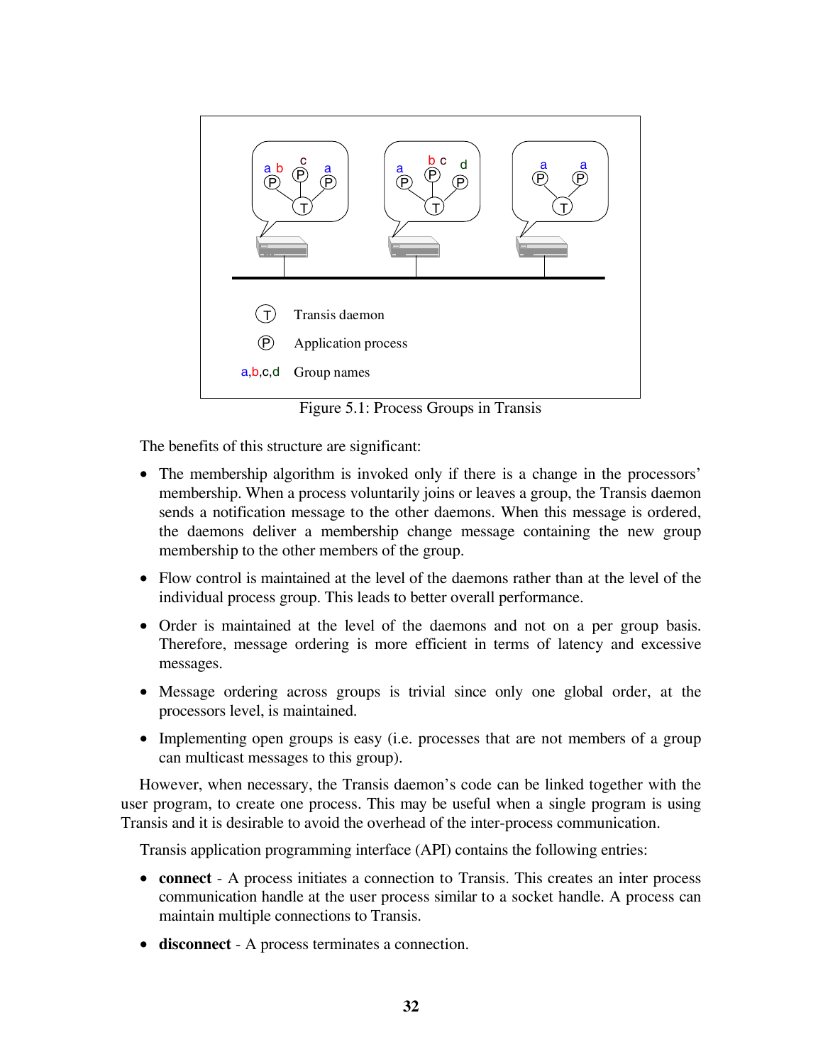Figure 5.1: Process Groups in Transis

The benefits of this structure are significant:

- The membership algorithm is invoked only if there is a change in the processors' membership. When a process voluntarily joins or leaves a group, the Transis daemon sends a notification message to the other daemons. When this message is ordered, the daemons deliver a membership change message containing the new group membership to the other members of the group.
- Flow control is maintained at the level of the daemons rather than at the level of the individual process group. This leads to better overall performance.
- Order is maintained at the level of the daemons and not on a per group basis. Therefore, message ordering is more efficient in terms of latency and excessive messages.
- Message ordering across groups is trivial since only one global order, at the processors level, is maintained.
- Implementing open groups is easy (i.e. processes that are not members of a group can multicast messages to this group).

However, when necessary, the Transis daemon's code can be linked together with the user program, to create one process. This may be useful when a single program is using Transis and it is desirable to avoid the overhead of the inter-process communication.

Transis application programming interface (API) contains the following entries:

- **connect** - A process initiates a connection to Transis. This creates an inter process communication handle at the user process similar to a socket handle. A process can maintain multiple connections to Transis.
- **disconnect** - A process terminates a connection.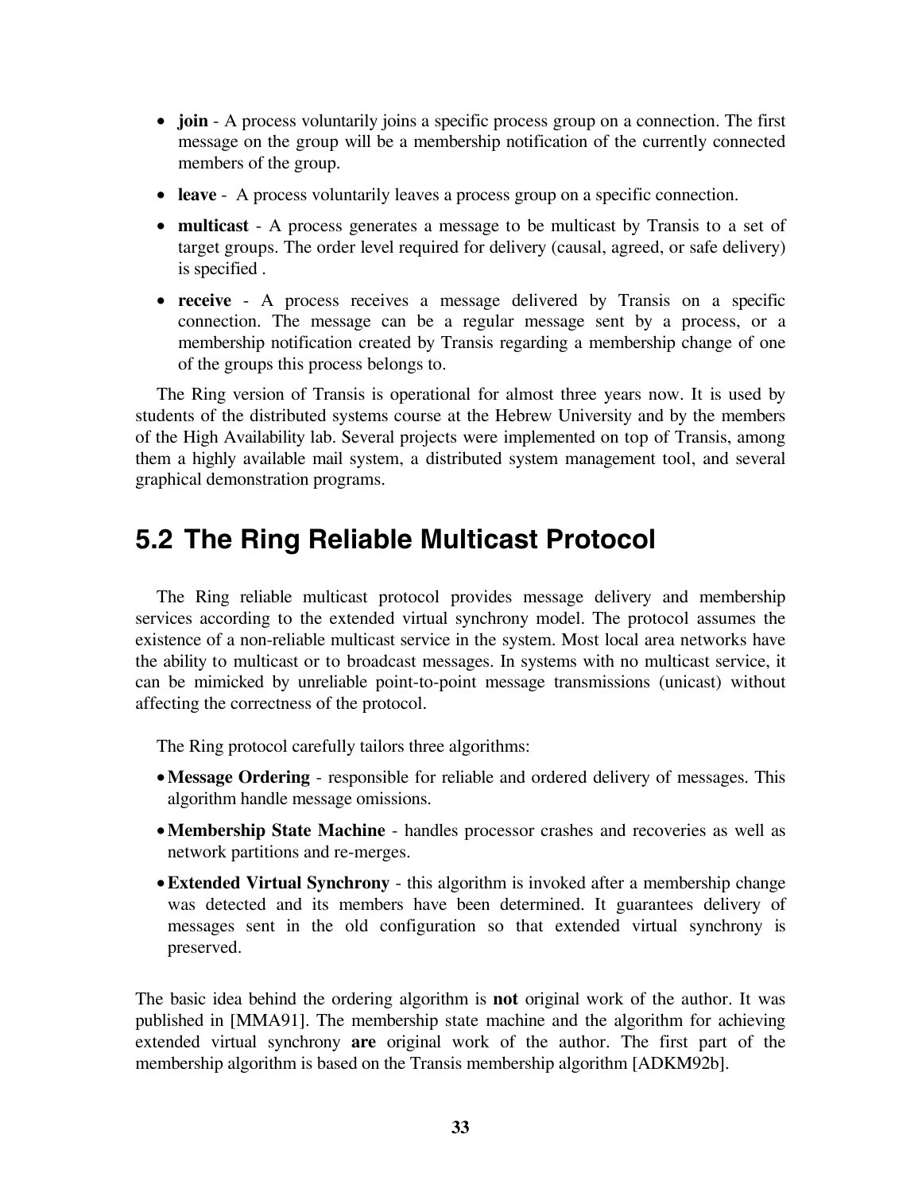- **join** - A process voluntarily joins a specific process group on a connection. The first message on the group will be a membership notification of the currently connected members of the group.
- **leave** - A process voluntarily leaves a process group on a specific connection.
- **multicast** - A process generates a message to be multicast by Transis to a set of target groups. The order level required for delivery (causal, agreed, or safe delivery) is specified .
- **receive** - A process receives a message delivered by Transis on a specific connection. The message can be a regular message sent by a process, or a membership notification created by Transis regarding a membership change of one of the groups this process belongs to.

The Ring version of Transis is operational for almost three years now. It is used by students of the distributed systems course at the Hebrew University and by the members of the High Availability lab. Several projects were implemented on top of Transis, among them a highly available mail system, a distributed system management tool, and several graphical demonstration programs.

## 5.2 The Ring Reliable Multicast Protocol

The Ring reliable multicast protocol provides message delivery and membership services according to the extended virtual synchrony model. The protocol assumes the existence of a non-reliable multicast service in the system. Most local area networks have the ability to multicast or to broadcast messages. In systems with no multicast service, it can be mimicked by unreliable point-to-point message transmissions (unicast) without affecting the correctness of the protocol.

The Ring protocol carefully tailors three algorithms:

- **Message Ordering** - responsible for reliable and ordered delivery of messages. This algorithm handle message omissions.
- **Membership State Machine** - handles processor crashes and recoveries as well as network partitions and re-merges.
- **Extended Virtual Synchrony** - this algorithm is invoked after a membership change was detected and its members have been determined. It guarantees delivery of messages sent in the old configuration so that extended virtual synchrony is preserved.

The basic idea behind the ordering algorithm is **not** original work of the author. It was published in [MMA91]. The membership state machine and the algorithm for achieving extended virtual synchrony **are** original work of the author. The first part of the membership algorithm is based on the Transis membership algorithm [ADKM92b].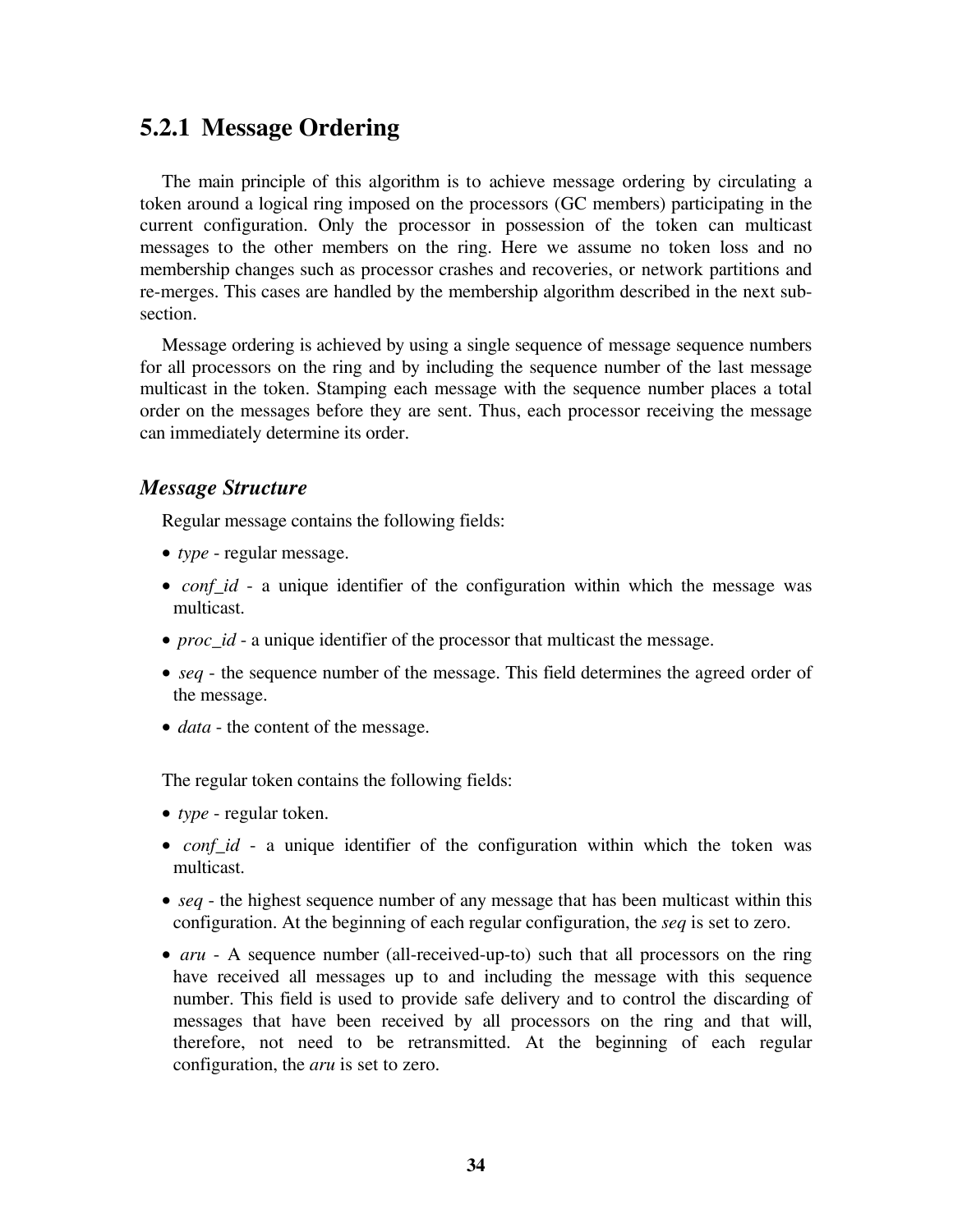### 5.2.1 Message Ordering

The main principle of this algorithm is to achieve message ordering by circulating a token around a logical ring imposed on the processors (GC members) participating in the current configuration. Only the processor in possession of the token can multicast messages to the other members on the ring. Here we assume no token loss and no membership changes such as processor crashes and recoveries, or network partitions and re-merges. This cases are handled by the membership algorithm described in the next sub-section.

Message ordering is achieved by using a single sequence of message sequence numbers for all processors on the ring and by including the sequence number of the last message multicast in the token. Stamping each message with the sequence number places a total order on the messages before they are sent. Thus, each processor receiving the message can immediately determine its order.

#### *Message Structure*

Regular message contains the following fields:

- *type* - regular message.
- *conf_id* - a unique identifier of the configuration within which the message was multicast.
- *proc_id* - a unique identifier of the processor that multicast the message.
- *seq* - the sequence number of the message. This field determines the agreed order of the message.
- *data* - the content of the message.

The regular token contains the following fields:

- *type* - regular token.
- *conf_id* - a unique identifier of the configuration within which the token was multicast.
- *seq* - the highest sequence number of any message that has been multicast within this configuration. At the beginning of each regular configuration, the *seq* is set to zero.
- *aru* - A sequence number (all-received-up-to) such that all processors on the ring have received all messages up to and including the message with this sequence number. This field is used to provide safe delivery and to control the discarding of messages that have been received by all processors on the ring and that will, therefore, not need to be retransmitted. At the beginning of each regular configuration, the *aru* is set to zero.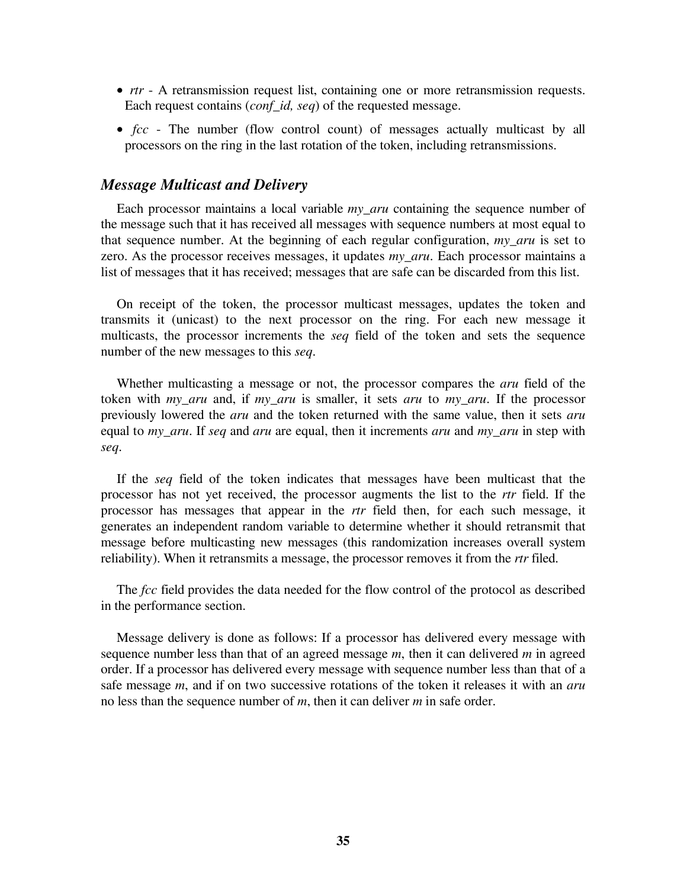- *rtr* - A retransmission request list, containing one or more retransmission requests. Each request contains (*conf_id, seq*) of the requested message.
- *fcc* - The number (flow control count) of messages actually multicast by all processors on the ring in the last rotation of the token, including retransmissions.

### *Message Multicast and Delivery*

Each processor maintains a local variable *my_aru* containing the sequence number of the message such that it has received all messages with sequence numbers at most equal to that sequence number. At the beginning of each regular configuration, *my_aru* is set to zero. As the processor receives messages, it updates *my_aru*. Each processor maintains a list of messages that it has received; messages that are safe can be discarded from this list.

On receipt of the token, the processor multicast messages, updates the token and transmits it (unicast) to the next processor on the ring. For each new message it multicasts, the processor increments the *seq* field of the token and sets the sequence number of the new messages to this *seq*.

Whether multicasting a message or not, the processor compares the *aru* field of the token with *my_aru* and, if *my_aru* is smaller, it sets *aru* to *my_aru*. If the processor previously lowered the *aru* and the token returned with the same value, then it sets *aru* equal to *my_aru*. If *seq* and *aru* are equal, then it increments *aru* and *my_aru* in step with *seq*.

If the *seq* field of the token indicates that messages have been multicast that the processor has not yet received, the processor augments the list to the *rtr* field. If the processor has messages that appear in the *rtr* field then, for each such message, it generates an independent random variable to determine whether it should retransmit that message before multicasting new messages (this randomization increases overall system reliability). When it retransmits a message, the processor removes it from the *rtr* filed.

The *fcc* field provides the data needed for the flow control of the protocol as described in the performance section.

Message delivery is done as follows: If a processor has delivered every message with sequence number less than that of an agreed message *m*, then it can delivered *m* in agreed order. If a processor has delivered every message with sequence number less than that of a safe message *m*, and if on two successive rotations of the token it releases it with an *aru* no less than the sequence number of *m*, then it can deliver *m* in safe order.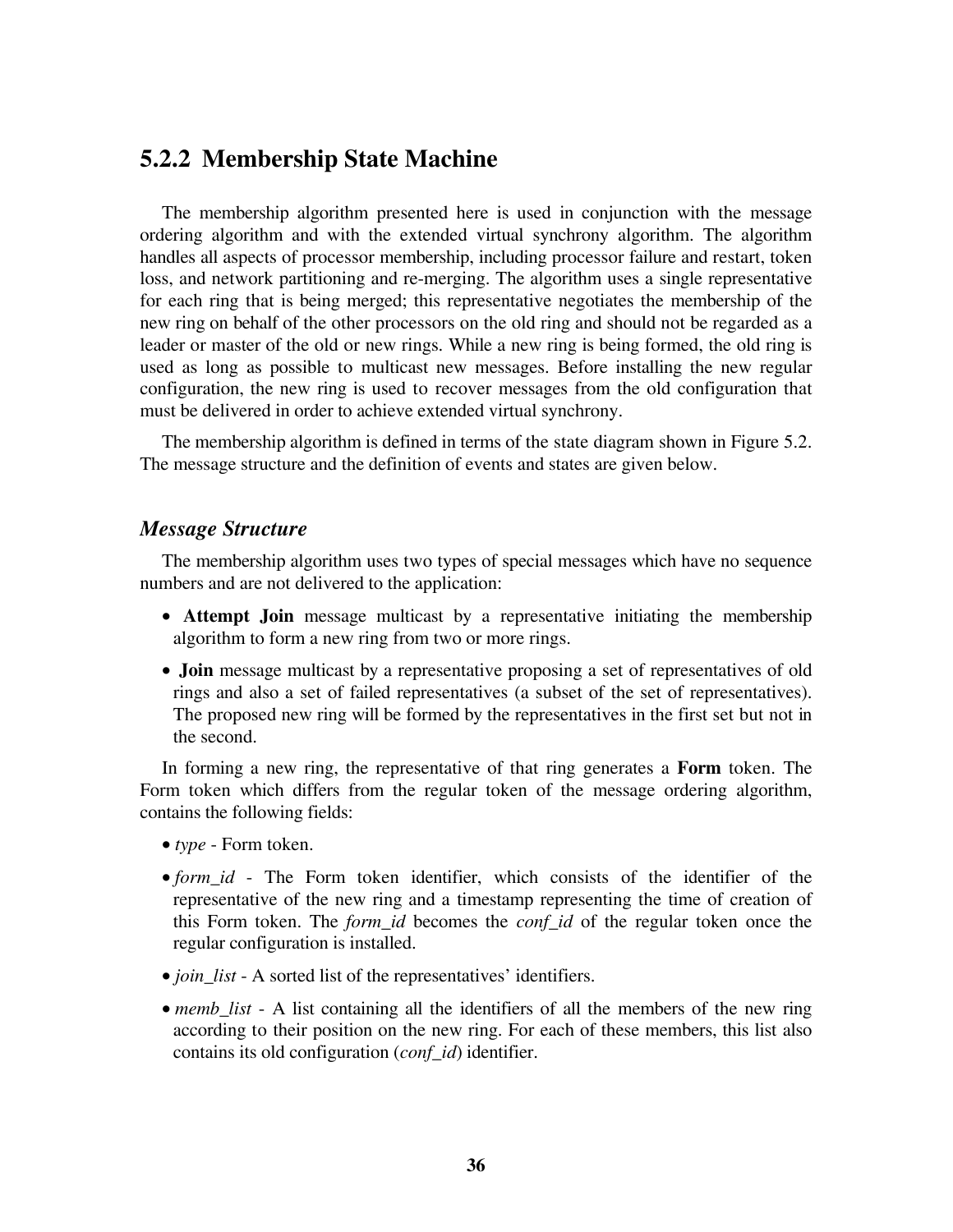## 5.2.2 Membership State Machine

The membership algorithm presented here is used in conjunction with the message ordering algorithm and with the extended virtual synchrony algorithm. The algorithm handles all aspects of processor membership, including processor failure and restart, token loss, and network partitioning and re-merging. The algorithm uses a single representative for each ring that is being merged; this representative negotiates the membership of the new ring on behalf of the other processors on the old ring and should not be regarded as a leader or master of the old or new rings. While a new ring is being formed, the old ring is used as long as possible to multicast new messages. Before installing the new regular configuration, the new ring is used to recover messages from the old configuration that must be delivered in order to achieve extended virtual synchrony.

The membership algorithm is defined in terms of the state diagram shown in Figure 5.2. The message structure and the definition of events and states are given below.

### *Message Structure*

The membership algorithm uses two types of special messages which have no sequence numbers and are not delivered to the application:

- **Attempt Join** message multicast by a representative initiating the membership algorithm to form a new ring from two or more rings.
- **Join** message multicast by a representative proposing a set of representatives of old rings and also a set of failed representatives (a subset of the set of representatives). The proposed new ring will be formed by the representatives in the first set but not in the second.

In forming a new ring, the representative of that ring generates a **Form** token. The Form token which differs from the regular token of the message ordering algorithm, contains the following fields:

- *type* - Form token.
- *form_id* - The Form token identifier, which consists of the identifier of the representative of the new ring and a timestamp representing the time of creation of this Form token. The *form_id* becomes the *conf_id* of the regular token once the regular configuration is installed.
- *join_list* - A sorted list of the representatives' identifiers.
- *memb_list* - A list containing all the identifiers of all the members of the new ring according to their position on the new ring. For each of these members, this list also contains its old configuration (*conf_id*) identifier.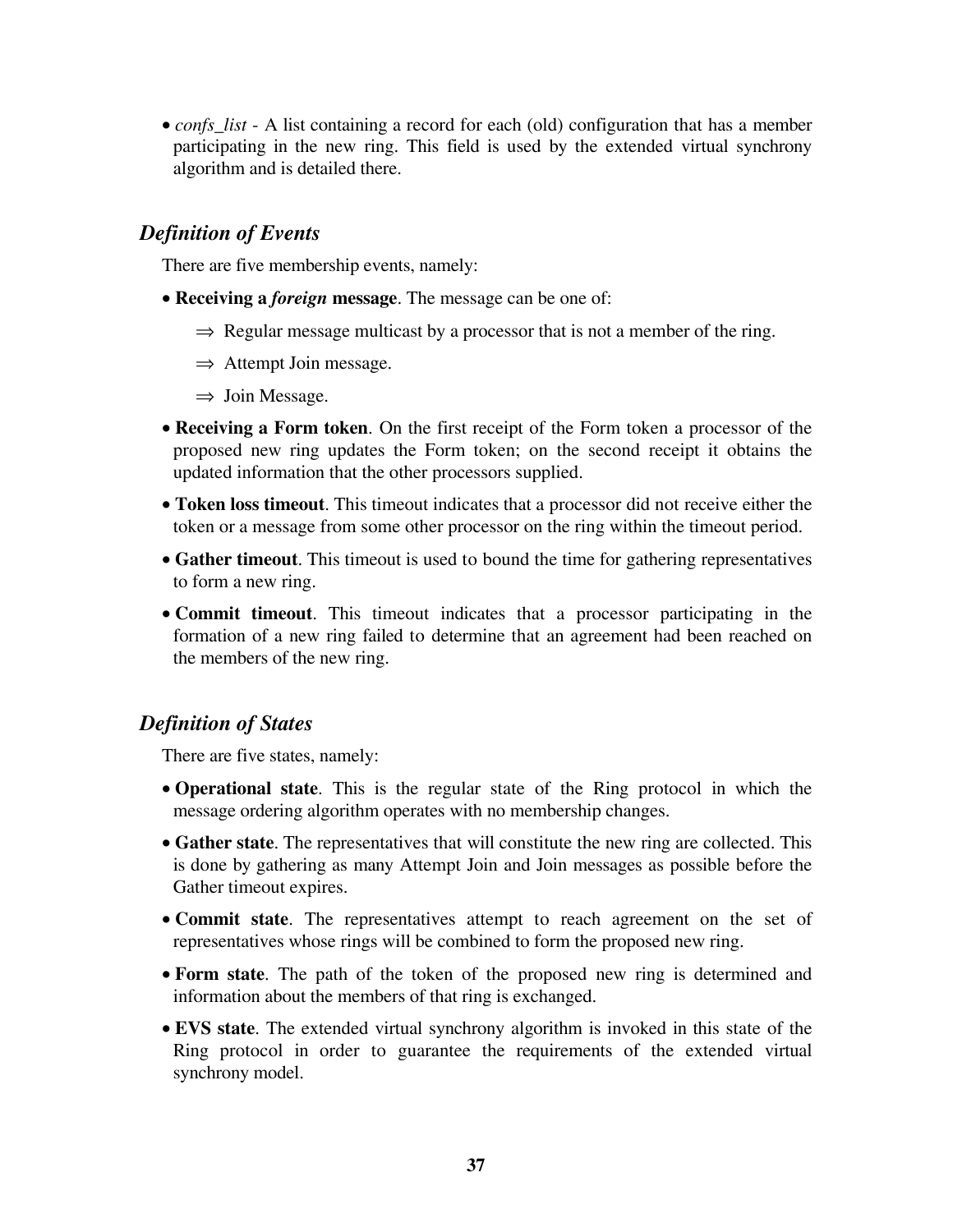- *confs_list* - A list containing a record for each (old) configuration that has a member participating in the new ring. This field is used by the extended virtual synchrony algorithm and is detailed there.

### *Definition of Events*

There are five membership events, namely:

- **Receiving a *foreign* message**. The message can be one of:
  - ⇒ Regular message multicast by a processor that is not a member of the ring.
  - ⇒ Attempt Join message.
  - ⇒ Join Message.
- **Receiving a Form token**. On the first receipt of the Form token a processor of the proposed new ring updates the Form token; on the second receipt it obtains the updated information that the other processors supplied.
- **Token loss timeout**. This timeout indicates that a processor did not receive either the token or a message from some other processor on the ring within the timeout period.
- **Gather timeout**. This timeout is used to bound the time for gathering representatives to form a new ring.
- **Commit timeout**. This timeout indicates that a processor participating in the formation of a new ring failed to determine that an agreement had been reached on the members of the new ring.

### *Definition of States*

There are five states, namely:

- **Operational state**. This is the regular state of the Ring protocol in which the message ordering algorithm operates with no membership changes.
- **Gather state**. The representatives that will constitute the new ring are collected. This is done by gathering as many Attempt Join and Join messages as possible before the Gather timeout expires.
- **Commit state**. The representatives attempt to reach agreement on the set of representatives whose rings will be combined to form the proposed new ring.
- **Form state**. The path of the token of the proposed new ring is determined and information about the members of that ring is exchanged.
- **EVS state**. The extended virtual synchrony algorithm is invoked in this state of the Ring protocol in order to guarantee the requirements of the extended virtual synchrony model.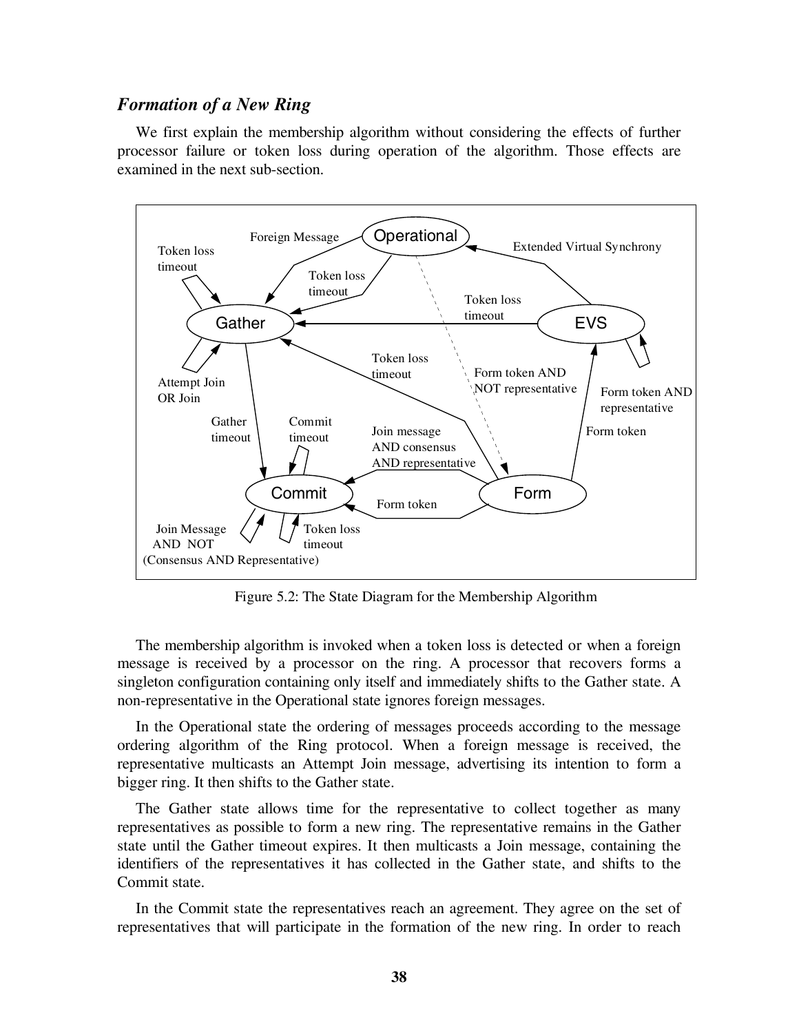### *Formation of a New Ring*

We first explain the membership algorithm without considering the effects of further processor failure or token loss during operation of the algorithm. Those effects are examined in the next sub-section.

Figure 5.2: The State Diagram for the Membership Algorithm

The membership algorithm is invoked when a token loss is detected or when a foreign message is received by a processor on the ring. A processor that recovers forms a singleton configuration containing only itself and immediately shifts to the Gather state. A non-representative in the Operational state ignores foreign messages.

In the Operational state the ordering of messages proceeds according to the message ordering algorithm of the Ring protocol. When a foreign message is received, the representative multicasts an Attempt Join message, advertising its intention to form a bigger ring. It then shifts to the Gather state.

The Gather state allows time for the representative to collect together as many representatives as possible to form a new ring. The representative remains in the Gather state until the Gather timeout expires. It then multicasts a Join message, containing the identifiers of the representatives it has collected in the Gather state, and shifts to the Commit state.

In the Commit state the representatives reach an agreement. They agree on the set of representatives that will participate in the formation of the new ring. In order to reach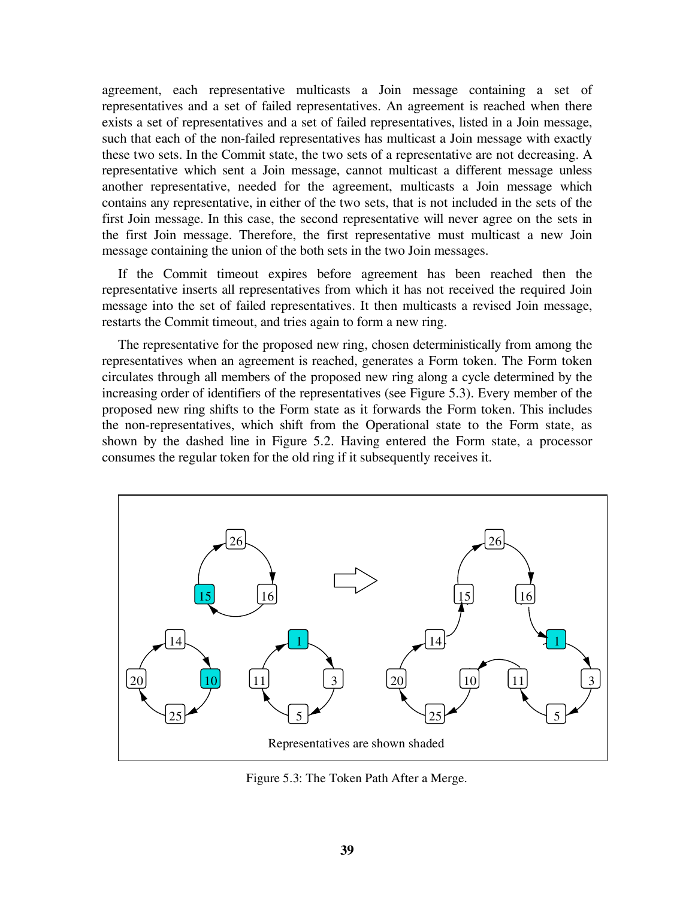agreement, each representative multicasts a Join message containing a set of representatives and a set of failed representatives. An agreement is reached when there exists a set of representatives and a set of failed representatives, listed in a Join message, such that each of the non-failed representatives has multicast a Join message with exactly these two sets. In the Commit state, the two sets of a representative are not decreasing. A representative which sent a Join message, cannot multicast a different message unless another representative, needed for the agreement, multicasts a Join message which contains any representative, in either of the two sets, that is not included in the sets of the first Join message. In this case, the second representative will never agree on the sets in the first Join message. Therefore, the first representative must multicast a new Join message containing the union of the both sets in the two Join messages.

If the Commit timeout expires before agreement has been reached then the representative inserts all representatives from which it has not received the required Join message into the set of failed representatives. It then multicasts a revised Join message, restarts the Commit timeout, and tries again to form a new ring.

The representative for the proposed new ring, chosen deterministically from among the representatives when an agreement is reached, generates a Form token. The Form token circulates through all members of the proposed new ring along a cycle determined by the increasing order of identifiers of the representatives (see Figure 5.3). Every member of the proposed new ring shifts to the Form state as it forwards the Form token. This includes the non-representatives, which shift from the Operational state to the Form state, as shown by the dashed line in Figure 5.2. Having entered the Form state, a processor consumes the regular token for the old ring if it subsequently receives it.

Representatives are shown shaded

Figure 5.3: The Token Path After a Merge.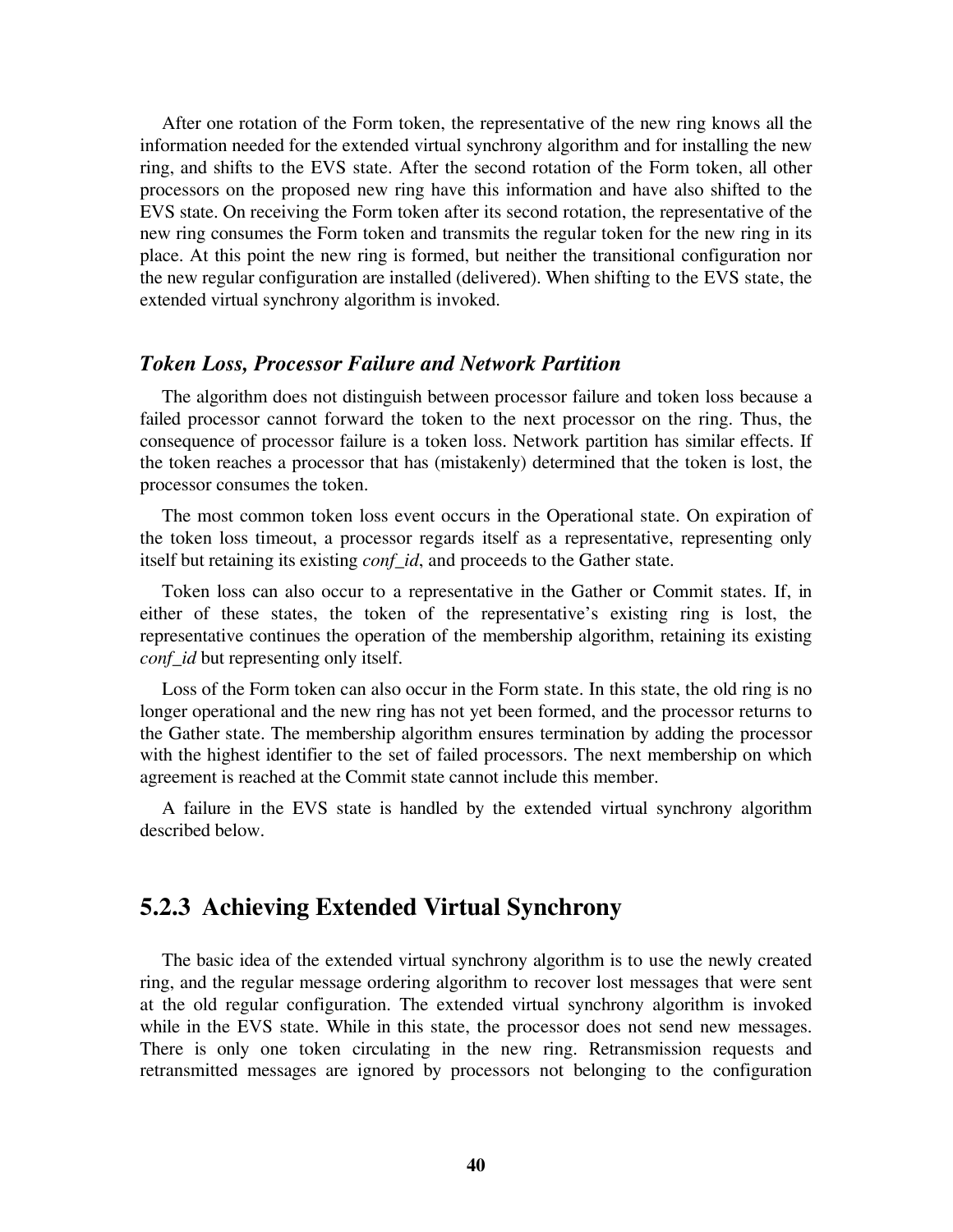After one rotation of the Form token, the representative of the new ring knows all the information needed for the extended virtual synchrony algorithm and for installing the new ring, and shifts to the EVS state. After the second rotation of the Form token, all other processors on the proposed new ring have this information and have also shifted to the EVS state. On receiving the Form token after its second rotation, the representative of the new ring consumes the Form token and transmits the regular token for the new ring in its place. At this point the new ring is formed, but neither the transitional configuration nor the new regular configuration are installed (delivered). When shifting to the EVS state, the extended virtual synchrony algorithm is invoked.

### *Token Loss, Processor Failure and Network Partition*

The algorithm does not distinguish between processor failure and token loss because a failed processor cannot forward the token to the next processor on the ring. Thus, the consequence of processor failure is a token loss. Network partition has similar effects. If the token reaches a processor that has (mistakenly) determined that the token is lost, the processor consumes the token.

The most common token loss event occurs in the Operational state. On expiration of the token loss timeout, a processor regards itself as a representative, representing only itself but retaining its existing *conf_id*, and proceeds to the Gather state.

Token loss can also occur to a representative in the Gather or Commit states. If, in either of these states, the token of the representative's existing ring is lost, the representative continues the operation of the membership algorithm, retaining its existing *conf_id* but representing only itself.

Loss of the Form token can also occur in the Form state. In this state, the old ring is no longer operational and the new ring has not yet been formed, and the processor returns to the Gather state. The membership algorithm ensures termination by adding the processor with the highest identifier to the set of failed processors. The next membership on which agreement is reached at the Commit state cannot include this member.

A failure in the EVS state is handled by the extended virtual synchrony algorithm described below.

## 5.2.3 Achieving Extended Virtual Synchrony

The basic idea of the extended virtual synchrony algorithm is to use the newly created ring, and the regular message ordering algorithm to recover lost messages that were sent at the old regular configuration. The extended virtual synchrony algorithm is invoked while in the EVS state. While in this state, the processor does not send new messages. There is only one token circulating in the new ring. Retransmission requests and retransmitted messages are ignored by processors not belonging to the configuration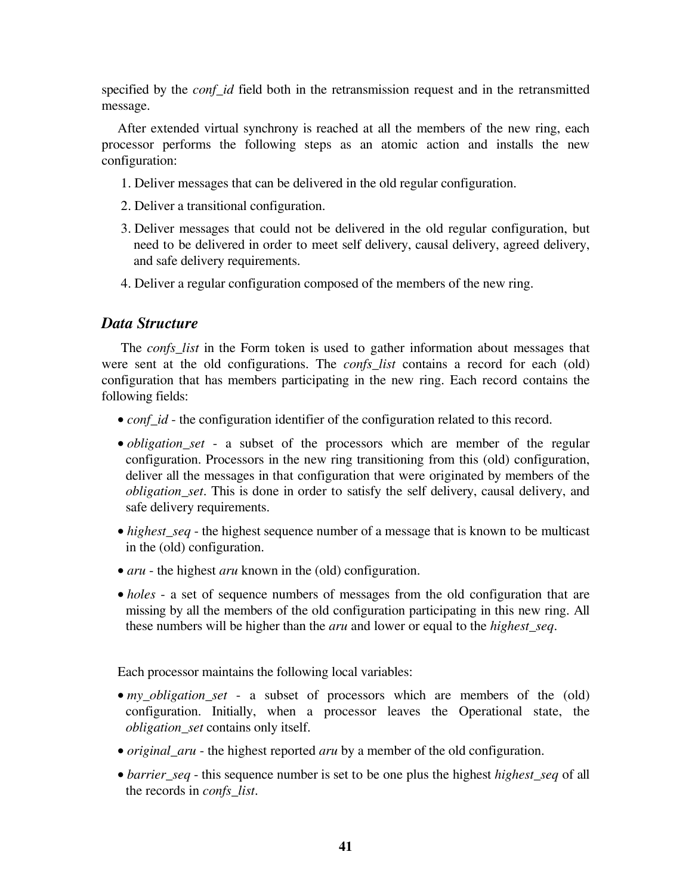specified by the *conf_id* field both in the retransmission request and in the retransmitted message.

After extended virtual synchrony is reached at all the members of the new ring, each processor performs the following steps as an atomic action and installs the new configuration:

1. Deliver messages that can be delivered in the old regular configuration.
2. Deliver a transitional configuration.
3. Deliver messages that could not be delivered in the old regular configuration, but need to be delivered in order to meet self delivery, causal delivery, agreed delivery, and safe delivery requirements.
4. Deliver a regular configuration composed of the members of the new ring.

### *Data Structure*

The *confs_list* in the Form token is used to gather information about messages that were sent at the old configurations. The *confs_list* contains a record for each (old) configuration that has members participating in the new ring. Each record contains the following fields:

- *conf_id* - the configuration identifier of the configuration related to this record.
- *obligation_set* - a subset of the processors which are member of the regular configuration. Processors in the new ring transitioning from this (old) configuration, deliver all the messages in that configuration that were originated by members of the *obligation_set*. This is done in order to satisfy the self delivery, causal delivery, and safe delivery requirements.
- *highest_seq* - the highest sequence number of a message that is known to be multicast in the (old) configuration.
- *aru* - the highest *aru* known in the (old) configuration.
- *holes* - a set of sequence numbers of messages from the old configuration that are missing by all the members of the old configuration participating in this new ring. All these numbers will be higher than the *aru* and lower or equal to the *highest_seq*.

Each processor maintains the following local variables:

- *my_obligation_set* - a subset of processors which are members of the (old) configuration. Initially, when a processor leaves the Operational state, the *obligation_set* contains only itself.
- *original_aru* - the highest reported *aru* by a member of the old configuration.
- *barrier_seq* - this sequence number is set to be one plus the highest *highest_seq* of all the records in *confs_list*.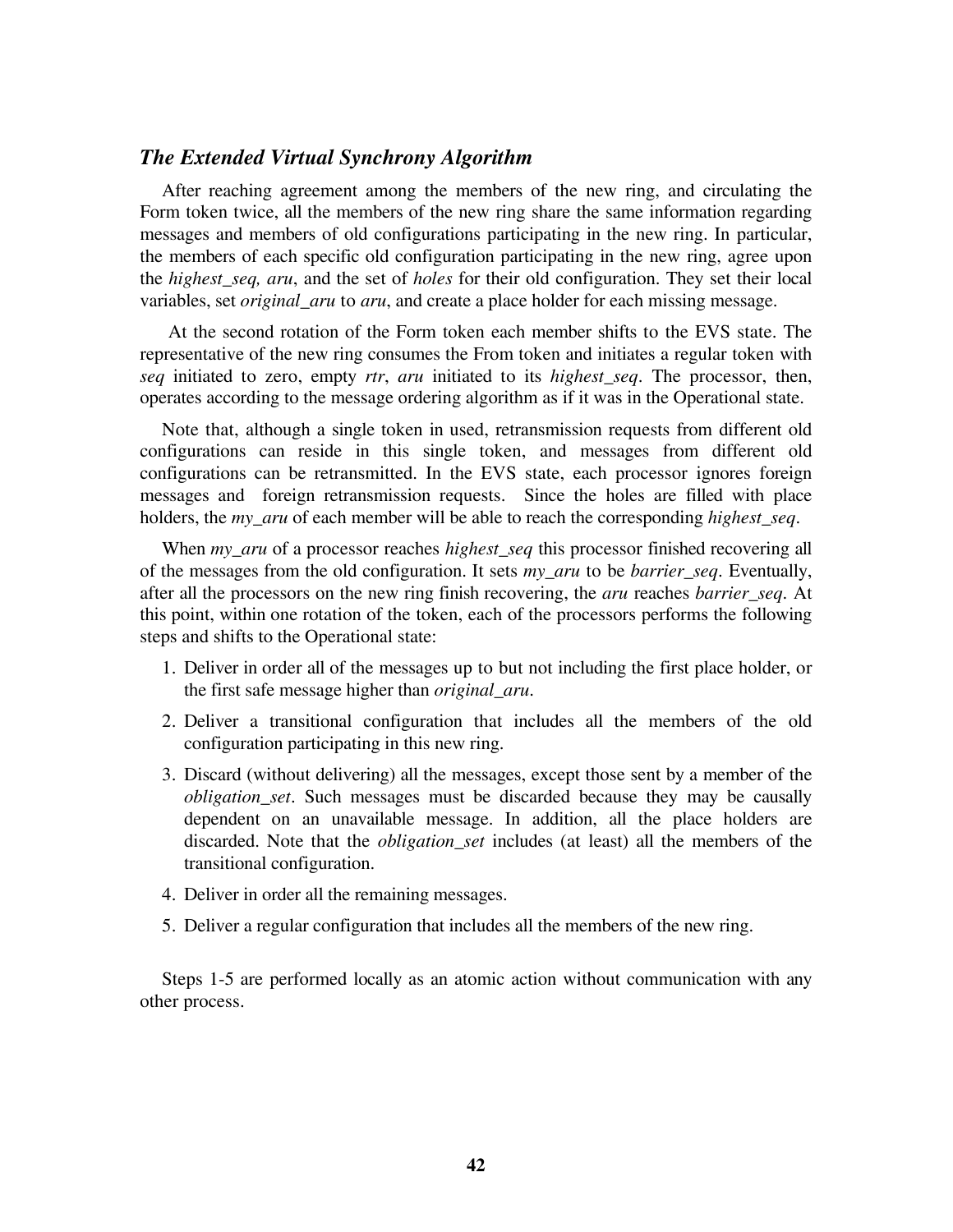### *The Extended Virtual Synchrony Algorithm*

After reaching agreement among the members of the new ring, and circulating the Form token twice, all the members of the new ring share the same information regarding messages and members of old configurations participating in the new ring. In particular, the members of each specific old configuration participating in the new ring, agree upon the *highest_seq, aru*, and the set of *holes* for their old configuration. They set their local variables, set *original_aru* to *aru*, and create a place holder for each missing message.

At the second rotation of the Form token each member shifts to the EVS state. The representative of the new ring consumes the From token and initiates a regular token with *seq* initiated to zero, empty *rtr*, *aru* initiated to its *highest_seq*. The processor, then, operates according to the message ordering algorithm as if it was in the Operational state.

Note that, although a single token in used, retransmission requests from different old configurations can reside in this single token, and messages from different old configurations can be retransmitted. In the EVS state, each processor ignores foreign messages and foreign retransmission requests. Since the holes are filled with place holders, the *my_aru* of each member will be able to reach the corresponding *highest_seq*.

When *my_aru* of a processor reaches *highest_seq* this processor finished recovering all of the messages from the old configuration. It sets *my_aru* to be *barrier_seq*. Eventually, after all the processors on the new ring finish recovering, the *aru* reaches *barrier_seq*. At this point, within one rotation of the token, each of the processors performs the following steps and shifts to the Operational state:

1. Deliver in order all of the messages up to but not including the first place holder, or the first safe message higher than *original_aru*.
2. Deliver a transitional configuration that includes all the members of the old configuration participating in this new ring.
3. Discard (without delivering) all the messages, except those sent by a member of the *obligation_set*. Such messages must be discarded because they may be causally dependent on an unavailable message. In addition, all the place holders are discarded. Note that the *obligation_set* includes (at least) all the members of the transitional configuration.
4. Deliver in order all the remaining messages.
5. Deliver a regular configuration that includes all the members of the new ring.

Steps 1-5 are performed locally as an atomic action without communication with any other process.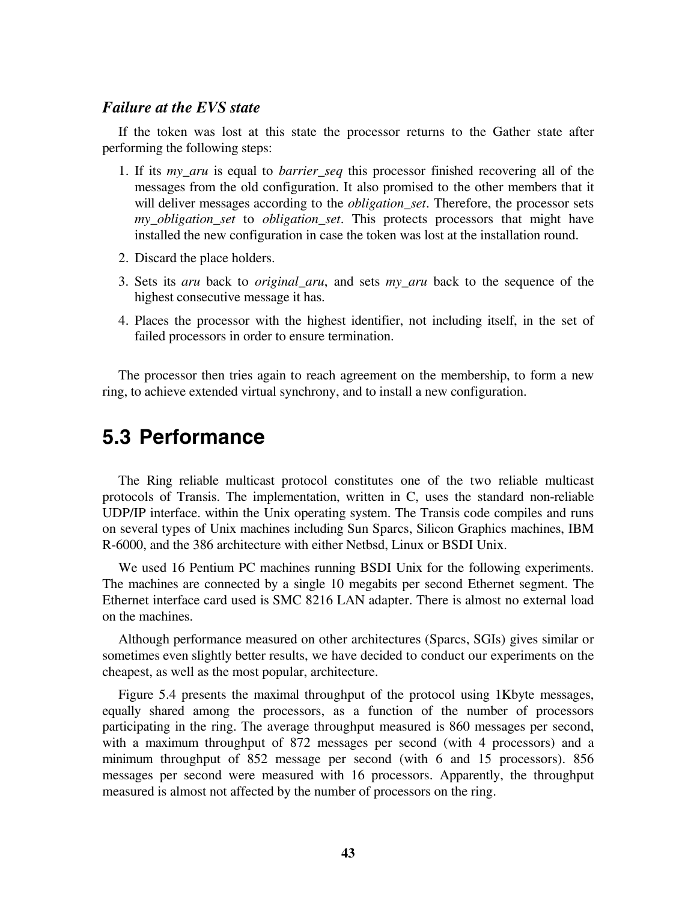### *Failure at the EVS state*

If the token was lost at this state the processor returns to the Gather state after performing the following steps:

1. If its *my_aru* is equal to *barrier_seq* this processor finished recovering all of the messages from the old configuration. It also promised to the other members that it will deliver messages according to the *obligation_set*. Therefore, the processor sets *my_obligation_set* to *obligation_set*. This protects processors that might have installed the new configuration in case the token was lost at the installation round.
2. Discard the place holders.
3. Sets its *aru* back to *original_aru*, and sets *my_aru* back to the sequence of the highest consecutive message it has.
4. Places the processor with the highest identifier, not including itself, in the set of failed processors in order to ensure termination.

The processor then tries again to reach agreement on the membership, to form a new ring, to achieve extended virtual synchrony, and to install a new configuration.

## 5.3 Performance

The Ring reliable multicast protocol constitutes one of the two reliable multicast protocols of Transis. The implementation, written in C, uses the standard non-reliable UDP/IP interface. within the Unix operating system. The Transis code compiles and runs on several types of Unix machines including Sun Sparcs, Silicon Graphics machines, IBM R-6000, and the 386 architecture with either Netbsd, Linux or BSDI Unix.

We used 16 Pentium PC machines running BSDI Unix for the following experiments. The machines are connected by a single 10 megabits per second Ethernet segment. The Ethernet interface card used is SMC 8216 LAN adapter. There is almost no external load on the machines.

Although performance measured on other architectures (Sparcs, SGIs) gives similar or sometimes even slightly better results, we have decided to conduct our experiments on the cheapest, as well as the most popular, architecture.

Figure 5.4 presents the maximal throughput of the protocol using 1Kbyte messages, equally shared among the processors, as a function of the number of processors participating in the ring. The average throughput measured is 860 messages per second, with a maximum throughput of 872 messages per second (with 4 processors) and a minimum throughput of 852 message per second (with 6 and 15 processors). 856 messages per second were measured with 16 processors. Apparently, the throughput measured is almost not affected by the number of processors on the ring.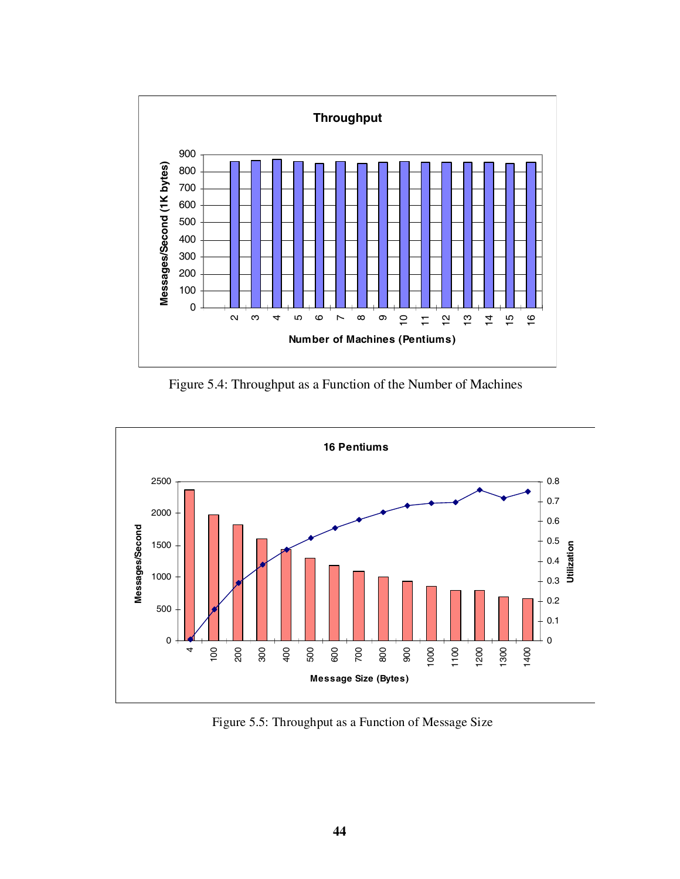Figure 5.4: Throughput as a Function of the Number of Machines

Figure 5.5: Throughput as a Function of Message Size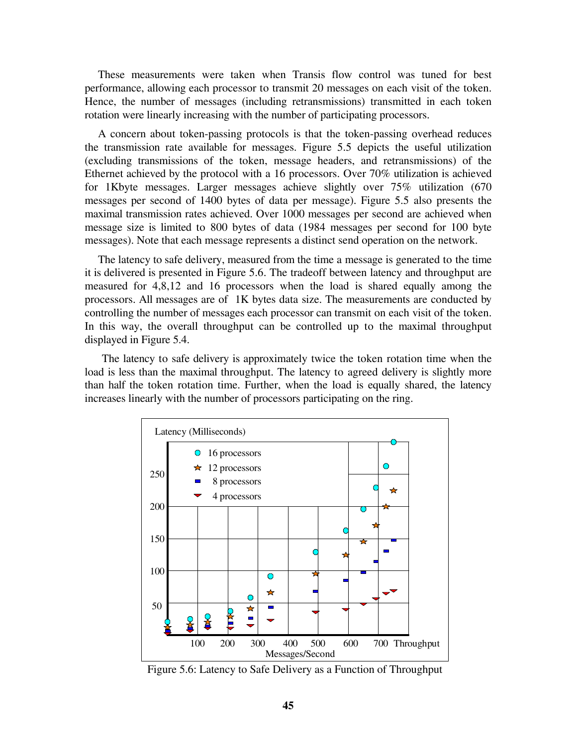These measurements were taken when Transis flow control was tuned for best performance, allowing each processor to transmit 20 messages on each visit of the token. Hence, the number of messages (including retransmissions) transmitted in each token rotation were linearly increasing with the number of participating processors.

A concern about token-passing protocols is that the token-passing overhead reduces the transmission rate available for messages. Figure 5.5 depicts the useful utilization (excluding transmissions of the token, message headers, and retransmissions) of the Ethernet achieved by the protocol with a 16 processors. Over 70% utilization is achieved for 1Kbyte messages. Larger messages achieve slightly over 75% utilization (670 messages per second of 1400 bytes of data per message). Figure 5.5 also presents the maximal transmission rates achieved. Over 1000 messages per second are achieved when message size is limited to 800 bytes of data (1984 messages per second for 100 byte messages). Note that each message represents a distinct send operation on the network.

The latency to safe delivery, measured from the time a message is generated to the time it is delivered is presented in Figure 5.6. The tradeoff between latency and throughput are measured for 4,8,12 and 16 processors when the load is shared equally among the processors. All messages are of 1K bytes data size. The measurements are conducted by controlling the number of messages each processor can transmit on each visit of the token. In this way, the overall throughput can be controlled up to the maximal throughput displayed in Figure 5.4.

The latency to safe delivery is approximately twice the token rotation time when the load is less than the maximal throughput. The latency to agreed delivery is slightly more than half the token rotation time. Further, when the load is equally shared, the latency increases linearly with the number of processors participating on the ring.

Figure 5.6: Latency to Safe Delivery as a Function of Throughput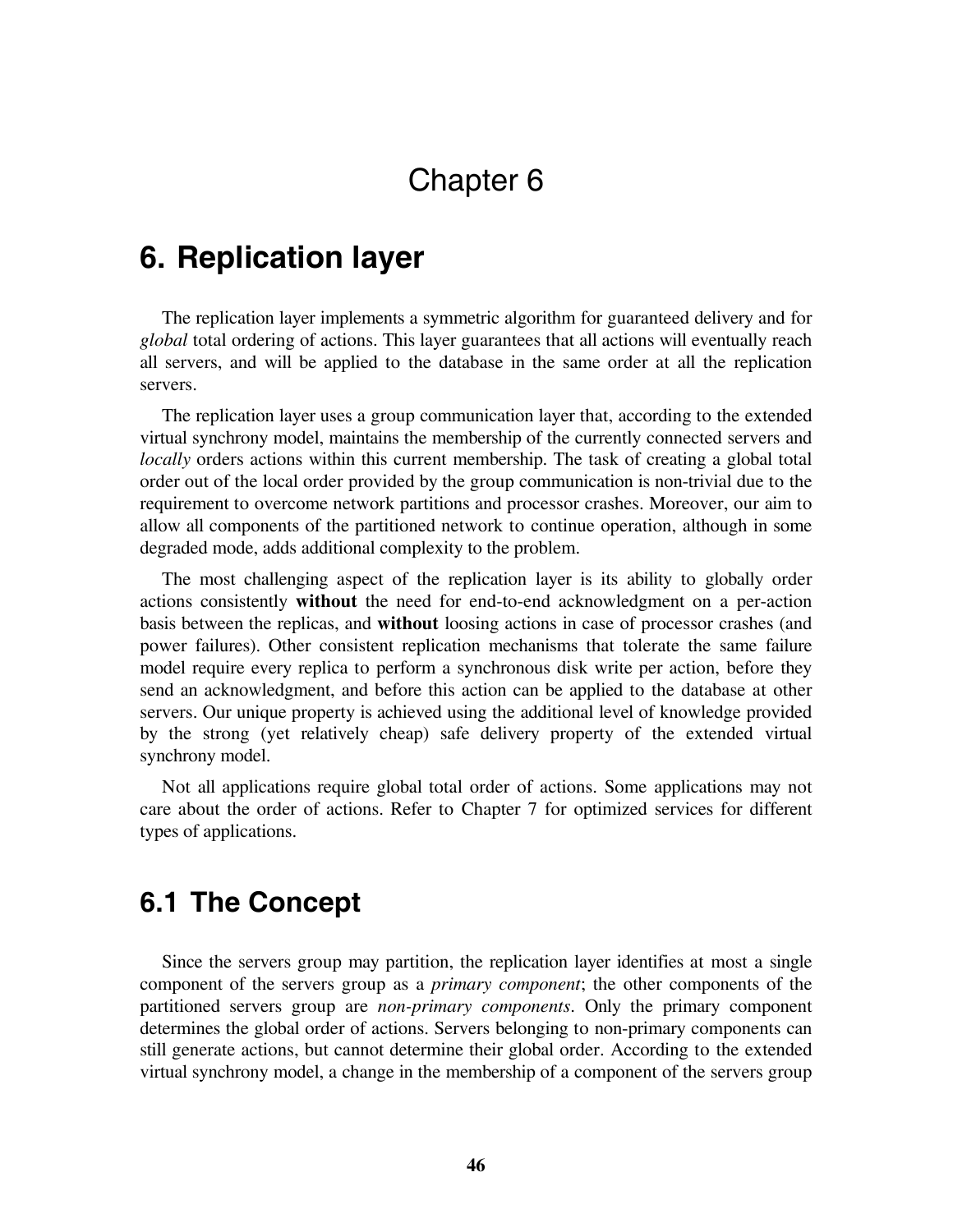// Chapter 6

# 6. Replication layer

The replication layer implements a symmetric algorithm for guaranteed delivery and for *global* total ordering of actions. This layer guarantees that all actions will eventually reach all servers, and will be applied to the database in the same order at all the replication servers.

The replication layer uses a group communication layer that, according to the extended virtual synchrony model, maintains the membership of the currently connected servers and *locally* orders actions within this current membership. The task of creating a global total order out of the local order provided by the group communication is non-trivial due to the requirement to overcome network partitions and processor crashes. Moreover, our aim to allow all components of the partitioned network to continue operation, although in some degraded mode, adds additional complexity to the problem.

The most challenging aspect of the replication layer is its ability to globally order actions consistently **without** the need for end-to-end acknowledgment on a per-action basis between the replicas, and **without** loosing actions in case of processor crashes (and power failures). Other consistent replication mechanisms that tolerate the same failure model require every replica to perform a synchronous disk write per action, before they send an acknowledgment, and before this action can be applied to the database at other servers. Our unique property is achieved using the additional level of knowledge provided by the strong (yet relatively cheap) safe delivery property of the extended virtual synchrony model.

Not all applications require global total order of actions. Some applications may not care about the order of actions. Refer to Chapter 7 for optimized services for different types of applications.

## 6.1 The Concept

Since the servers group may partition, the replication layer identifies at most a single component of the servers group as a *primary component*; the other components of the partitioned servers group are *non-primary components*. Only the primary component determines the global order of actions. Servers belonging to non-primary components can still generate actions, but cannot determine their global order. According to the extended virtual synchrony model, a change in the membership of a component of the servers group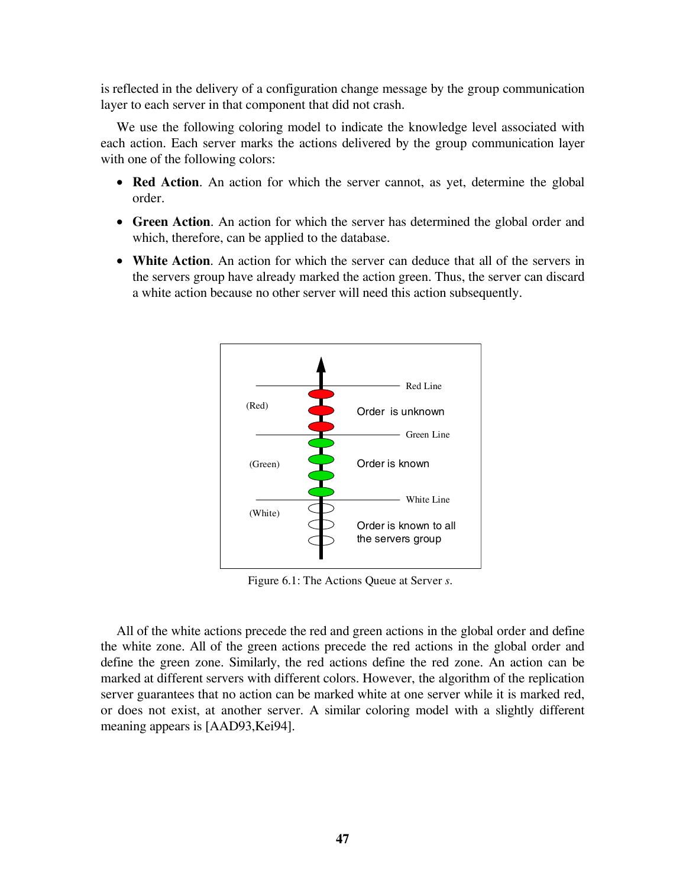is reflected in the delivery of a configuration change message by the group communication layer to each server in that component that did not crash.

We use the following coloring model to indicate the knowledge level associated with each action. Each server marks the actions delivered by the group communication layer with one of the following colors:

- **Red Action**. An action for which the server cannot, as yet, determine the global order.
- **Green Action**. An action for which the server has determined the global order and which, therefore, can be applied to the database.
- **White Action**. An action for which the server can deduce that all of the servers in the servers group have already marked the action green. Thus, the server can discard a white action because no other server will need this action subsequently.

Figure 6.1: The Actions Queue at Server *s*.

All of the white actions precede the red and green actions in the global order and define the white zone. All of the green actions precede the red actions in the global order and define the green zone. Similarly, the red actions define the red zone. An action can be marked at different servers with different colors. However, the algorithm of the replication server guarantees that no action can be marked white at one server while it is marked red, or does not exist, at another server. A similar coloring model with a slightly different meaning appears is [AAD93,Kei94].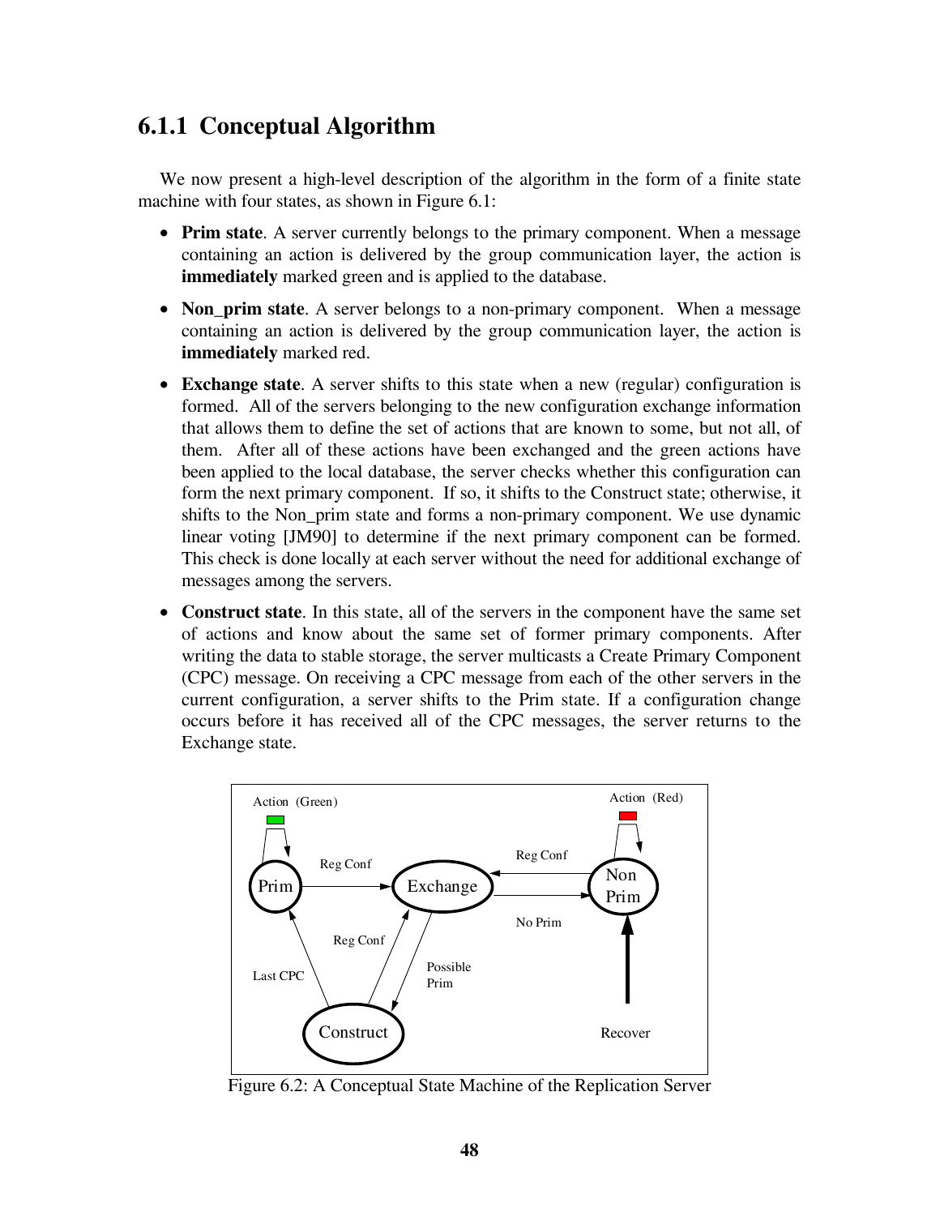### 6.1.1 Conceptual Algorithm

We now present a high-level description of the algorithm in the form of a finite state machine with four states, as shown in Figure 6.1:

- **Prim state**. A server currently belongs to the primary component. When a message containing an action is delivered by the group communication layer, the action is **immediately** marked green and is applied to the database.
- **Non_prim state**. A server belongs to a non-primary component. When a message containing an action is delivered by the group communication layer, the action is **immediately** marked red.
- **Exchange state**. A server shifts to this state when a new (regular) configuration is formed. All of the servers belonging to the new configuration exchange information that allows them to define the set of actions that are known to some, but not all, of them. After all of these actions have been exchanged and the green actions have been applied to the local database, the server checks whether this configuration can form the next primary component. If so, it shifts to the Construct state; otherwise, it shifts to the Non_prim state and forms a non-primary component. We use dynamic linear voting [JM90] to determine if the next primary component can be formed. This check is done locally at each server without the need for additional exchange of messages among the servers.
- **Construct state**. In this state, all of the servers in the component have the same set of actions and know about the same set of former primary components. After writing the data to stable storage, the server multicasts a Create Primary Component (CPC) message. On receiving a CPC message from each of the other servers in the current configuration, a server shifts to the Prim state. If a configuration change occurs before it has received all of the CPC messages, the server returns to the Exchange state.

Figure 6.2: A Conceptual State Machine of the Replication Server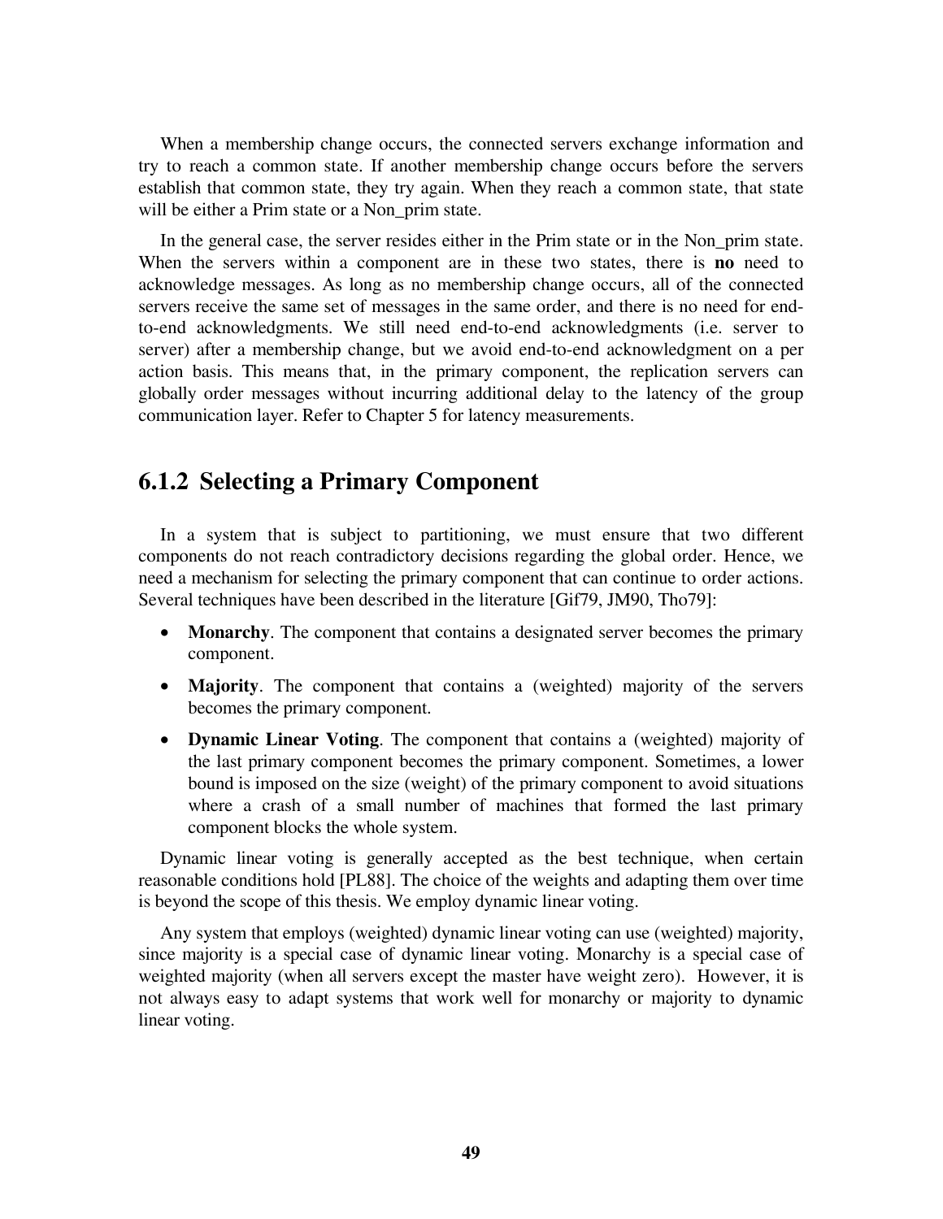When a membership change occurs, the connected servers exchange information and try to reach a common state. If another membership change occurs before the servers establish that common state, they try again. When they reach a common state, that state will be either a Prim state or a Non_prim state.

In the general case, the server resides either in the Prim state or in the Non_prim state. When the servers within a component are in these two states, there is **no** need to acknowledge messages. As long as no membership change occurs, all of the connected servers receive the same set of messages in the same order, and there is no need for end-to-end acknowledgments. We still need end-to-end acknowledgments (i.e. server to server) after a membership change, but we avoid end-to-end acknowledgment on a per action basis. This means that, in the primary component, the replication servers can globally order messages without incurring additional delay to the latency of the group communication layer. Refer to Chapter 5 for latency measurements.

### 6.1.2 Selecting a Primary Component

In a system that is subject to partitioning, we must ensure that two different components do not reach contradictory decisions regarding the global order. Hence, we need a mechanism for selecting the primary component that can continue to order actions. Several techniques have been described in the literature [Gif79, JM90, Tho79]:

- **Monarchy**. The component that contains a designated server becomes the primary component.
- **Majority**. The component that contains a (weighted) majority of the servers becomes the primary component.
- **Dynamic Linear Voting**. The component that contains a (weighted) majority of the last primary component becomes the primary component. Sometimes, a lower bound is imposed on the size (weight) of the primary component to avoid situations where a crash of a small number of machines that formed the last primary component blocks the whole system.

Dynamic linear voting is generally accepted as the best technique, when certain reasonable conditions hold [PL88]. The choice of the weights and adapting them over time is beyond the scope of this thesis. We employ dynamic linear voting.

Any system that employs (weighted) dynamic linear voting can use (weighted) majority, since majority is a special case of dynamic linear voting. Monarchy is a special case of weighted majority (when all servers except the master have weight zero). However, it is not always easy to adapt systems that work well for monarchy or majority to dynamic linear voting.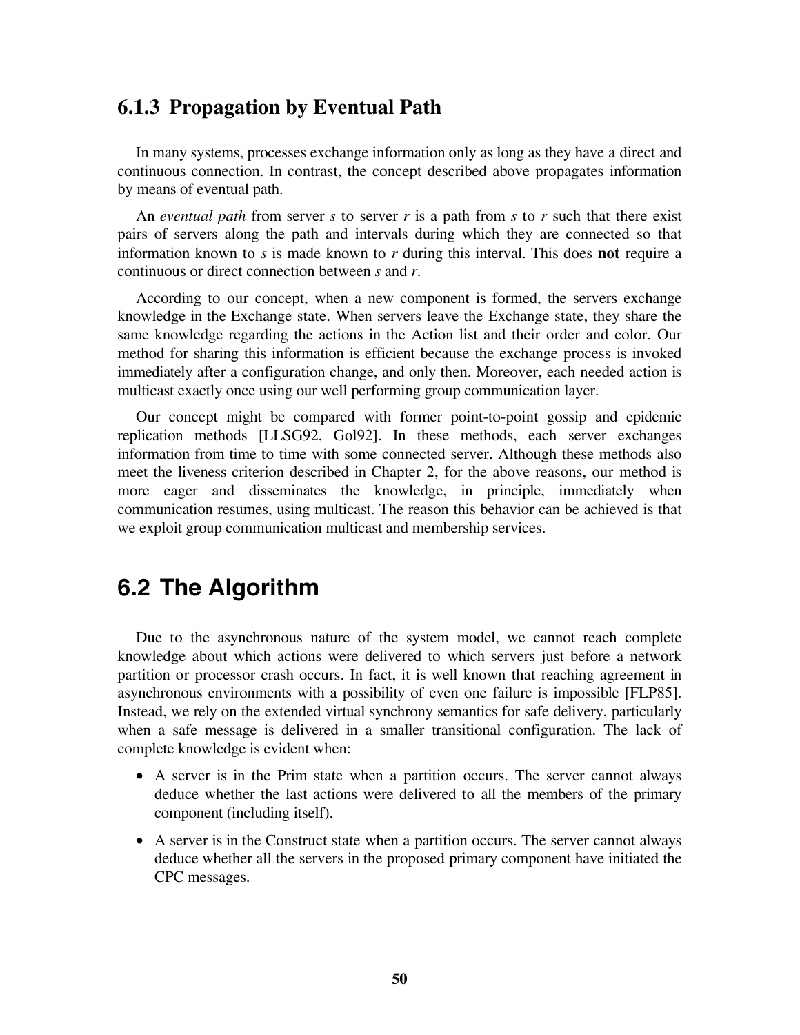### 6.1.3 Propagation by Eventual Path

In many systems, processes exchange information only as long as they have a direct and continuous connection. In contrast, the concept described above propagates information by means of eventual path.

An *eventual path* from server *s* to server *r* is a path from *s* to *r* such that there exist pairs of servers along the path and intervals during which they are connected so that information known to *s* is made known to *r* during this interval. This does **not** require a continuous or direct connection between *s* and *r*.

According to our concept, when a new component is formed, the servers exchange knowledge in the Exchange state. When servers leave the Exchange state, they share the same knowledge regarding the actions in the Action list and their order and color. Our method for sharing this information is efficient because the exchange process is invoked immediately after a configuration change, and only then. Moreover, each needed action is multicast exactly once using our well performing group communication layer.

Our concept might be compared with former point-to-point gossip and epidemic replication methods [LLSG92, Gol92]. In these methods, each server exchanges information from time to time with some connected server. Although these methods also meet the liveness criterion described in Chapter 2, for the above reasons, our method is more eager and disseminates the knowledge, in principle, immediately when communication resumes, using multicast. The reason this behavior can be achieved is that we exploit group communication multicast and membership services.

## 6.2 The Algorithm

Due to the asynchronous nature of the system model, we cannot reach complete knowledge about which actions were delivered to which servers just before a network partition or processor crash occurs. In fact, it is well known that reaching agreement in asynchronous environments with a possibility of even one failure is impossible [FLP85]. Instead, we rely on the extended virtual synchrony semantics for safe delivery, particularly when a safe message is delivered in a smaller transitional configuration. The lack of complete knowledge is evident when:

- A server is in the Prim state when a partition occurs. The server cannot always deduce whether the last actions were delivered to all the members of the primary component (including itself).
- A server is in the Construct state when a partition occurs. The server cannot always deduce whether all the servers in the proposed primary component have initiated the CPC messages.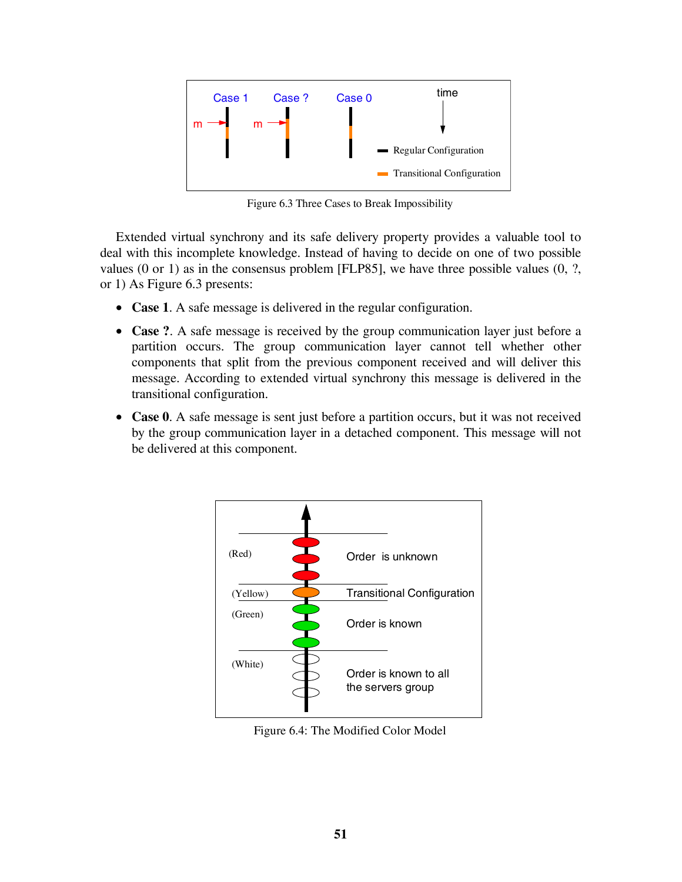Figure 6.3 Three Cases to Break Impossibility

Extended virtual synchrony and its safe delivery property provides a valuable tool to deal with this incomplete knowledge. Instead of having to decide on one of two possible values (0 or 1) as in the consensus problem [FLP85], we have three possible values (0, ?, or 1) As Figure 6.3 presents:

- **Case 1**. A safe message is delivered in the regular configuration.
- **Case ?**. A safe message is received by the group communication layer just before a partition occurs. The group communication layer cannot tell whether other components that split from the previous component received and will deliver this message. According to extended virtual synchrony this message is delivered in the transitional configuration.
- **Case 0**. A safe message is sent just before a partition occurs, but it was not received by the group communication layer in a detached component. This message will not be delivered at this component.

Figure 6.4: The Modified Color Model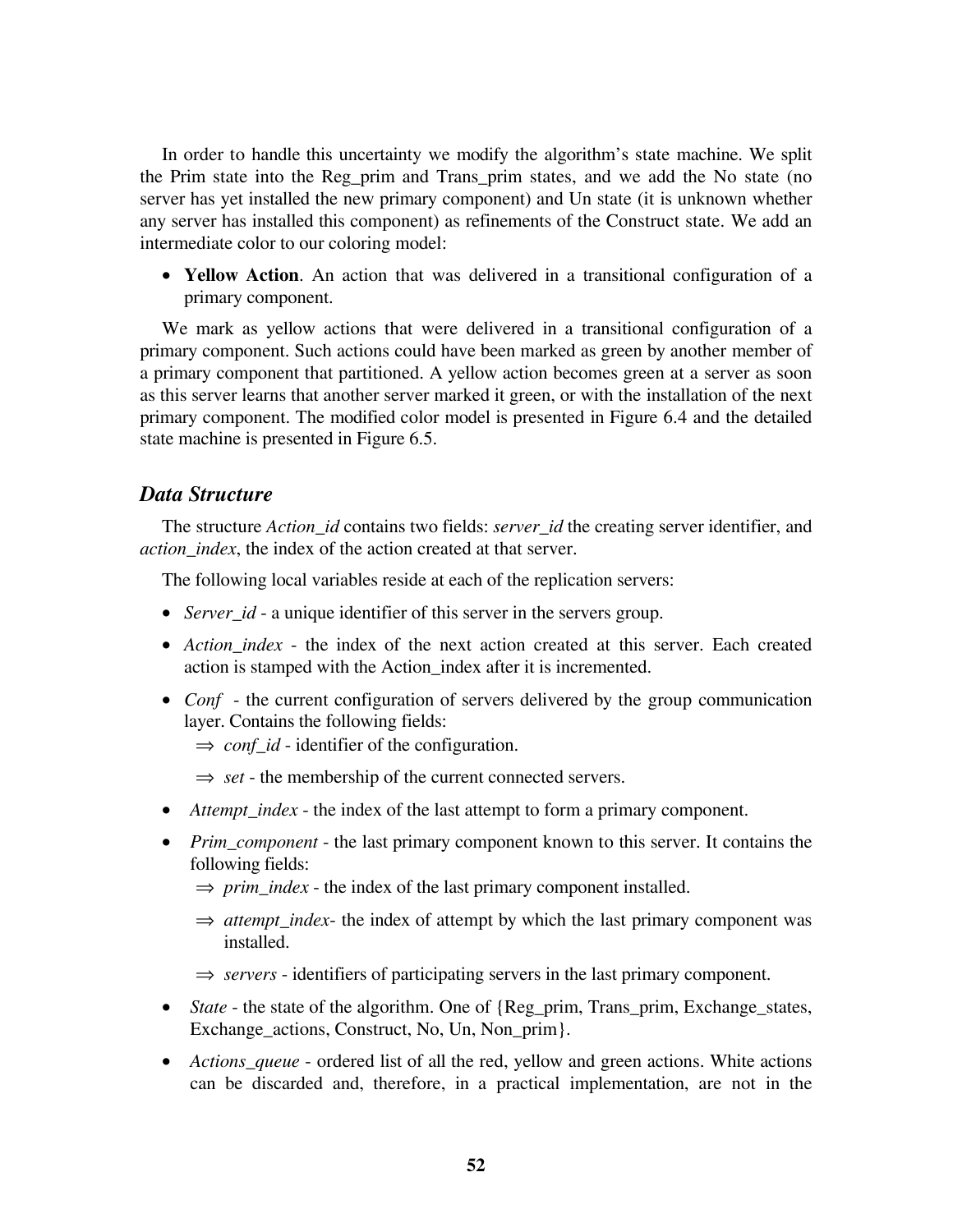In order to handle this uncertainty we modify the algorithm's state machine. We split the Prim state into the Reg_prim and Trans_prim states, and we add the No state (no server has yet installed the new primary component) and Un state (it is unknown whether any server has installed this component) as refinements of the Construct state. We add an intermediate color to our coloring model:

- **Yellow Action**. An action that was delivered in a transitional configuration of a primary component.

We mark as yellow actions that were delivered in a transitional configuration of a primary component. Such actions could have been marked as green by another member of a primary component that partitioned. A yellow action becomes green at a server as soon as this server learns that another server marked it green, or with the installation of the next primary component. The modified color model is presented in Figure 6.4 and the detailed state machine is presented in Figure 6.5.

## *Data Structure*

The structure *Action_id* contains two fields: *server_id* the creating server identifier, and *action_index*, the index of the action created at that server.

The following local variables reside at each of the replication servers:

- *Server_id* - a unique identifier of this server in the servers group.
- *Action_index* - the index of the next action created at this server. Each created action is stamped with the Action_index after it is incremented.
- *Conf* - the current configuration of servers delivered by the group communication layer. Contains the following fields:
  - ⇒ *conf_id* - identifier of the configuration.
  - ⇒ *set* - the membership of the current connected servers.
- *Attempt_index* - the index of the last attempt to form a primary component.
- *Prim_component* - the last primary component known to this server. It contains the following fields:
  - ⇒ *prim_index* - the index of the last primary component installed.
  - ⇒ *attempt_index*- the index of attempt by which the last primary component was installed.
  - ⇒ *servers* - identifiers of participating servers in the last primary component.
- *State* - the state of the algorithm. One of {Reg_prim, Trans_prim, Exchange_states, Exchange_actions, Construct, No, Un, Non_prim}.
- *Actions_queue* - ordered list of all the red, yellow and green actions. White actions can be discarded and, therefore, in a practical implementation, are not in the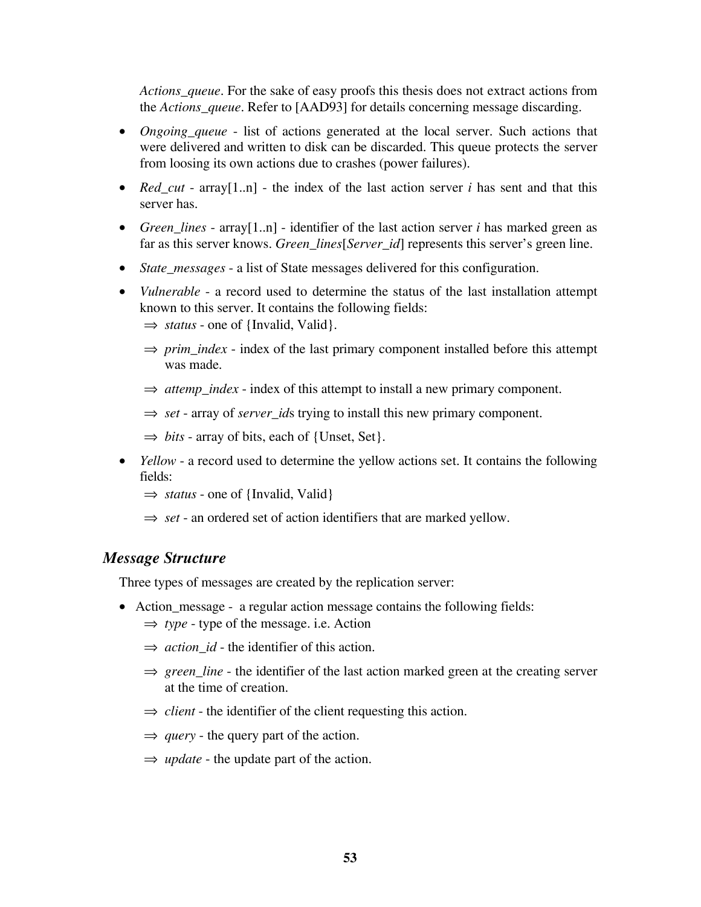*Actions_queue*. For the sake of easy proofs this thesis does not extract actions from the *Actions_queue*. Refer to [AAD93] for details concerning message discarding.

- *Ongoing_queue* - list of actions generated at the local server. Such actions that were delivered and written to disk can be discarded. This queue protects the server from loosing its own actions due to crashes (power failures).
- *Red_cut* - array[1..n] - the index of the last action server *i* has sent and that this server has.
- *Green_lines* - array[1..n] - identifier of the last action server *i* has marked green as far as this server knows. *Green_lines*[*Server_id*] represents this server's green line.
- *State_messages* - a list of State messages delivered for this configuration.
- *Vulnerable* - a record used to determine the status of the last installation attempt known to this server. It contains the following fields:
  - ⇒ *status* - one of {Invalid, Valid}.
  - ⇒ *prim_index* - index of the last primary component installed before this attempt was made.
  - ⇒ *attemp_index* - index of this attempt to install a new primary component.
  - ⇒ *set* - array of *server_id*s trying to install this new primary component.
  - ⇒ *bits* - array of bits, each of {Unset, Set}.
- *Yellow* - a record used to determine the yellow actions set. It contains the following fields:
  - ⇒ *status* - one of {Invalid, Valid}
  - ⇒ *set* - an ordered set of action identifiers that are marked yellow.

### *Message Structure*

Three types of messages are created by the replication server:

- Action_message - a regular action message contains the following fields:
  - ⇒ *type* - type of the message. i.e. Action
  - ⇒ *action_id* - the identifier of this action.
  - ⇒ *green_line* - the identifier of the last action marked green at the creating server at the time of creation.
  - ⇒ *client* - the identifier of the client requesting this action.
  - ⇒ *query* - the query part of the action.
  - ⇒ *update* - the update part of the action.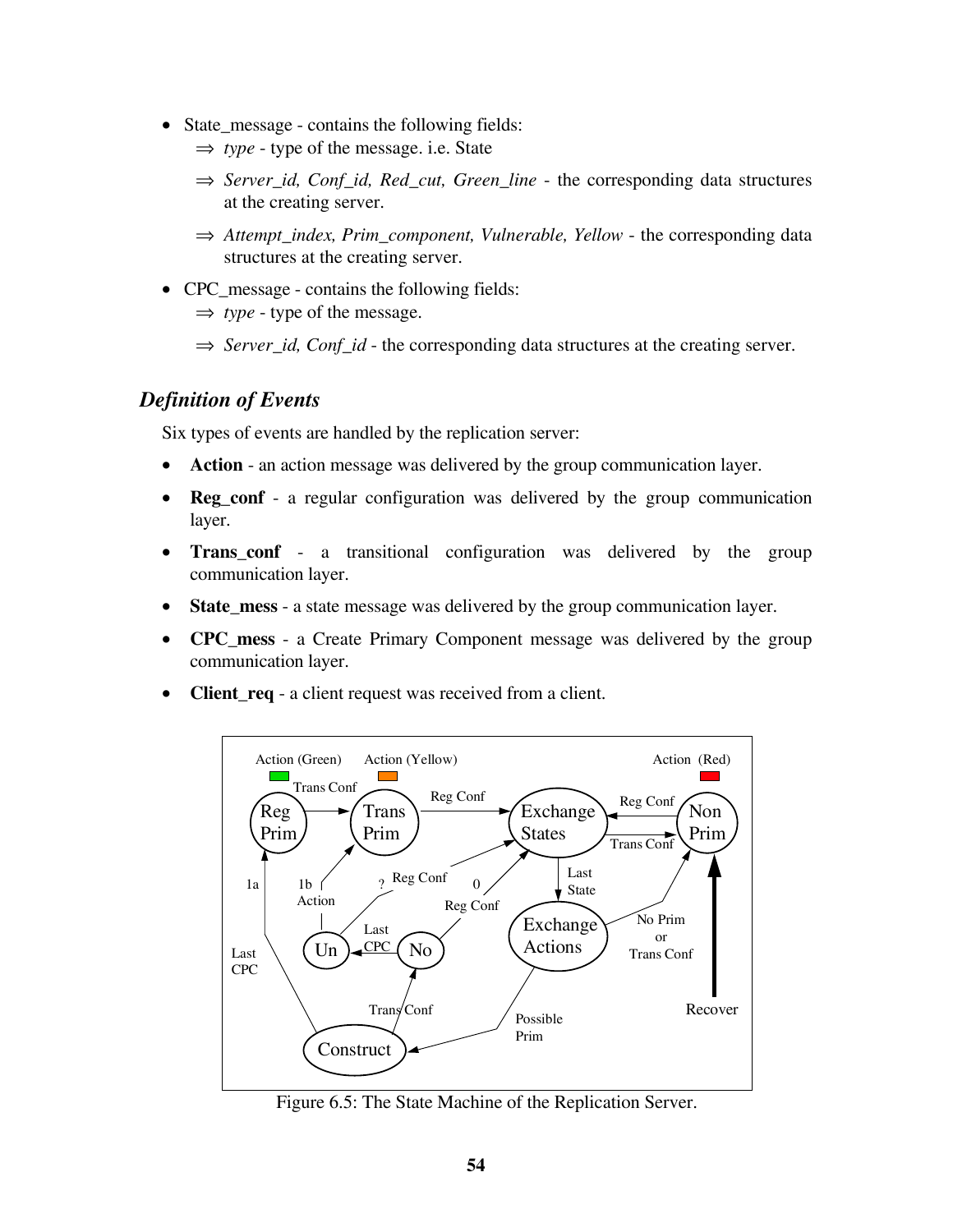- State_message - contains the following fields:
  - ⇒ *type* - type of the message. i.e. State
  - ⇒ *Server_id, Conf_id, Red_cut, Green_line* - the corresponding data structures at the creating server.
  - ⇒ *Attempt_index, Prim_component, Vulnerable, Yellow* - the corresponding data structures at the creating server.
- CPC_message - contains the following fields:
  - ⇒ *type* - type of the message.
  - ⇒ *Server_id, Conf_id* - the corresponding data structures at the creating server.

### *Definition of Events*

Six types of events are handled by the replication server:

- **Action** - an action message was delivered by the group communication layer.
- **Reg_conf** - a regular configuration was delivered by the group communication layer.
- **Trans_conf** - a transitional configuration was delivered by the group communication layer.
- **State_mess** - a state message was delivered by the group communication layer.
- **CPC_mess** - a Create Primary Component message was delivered by the group communication layer.
- **Client_req** - a client request was received from a client.

Figure 6.5: The State Machine of the Replication Server.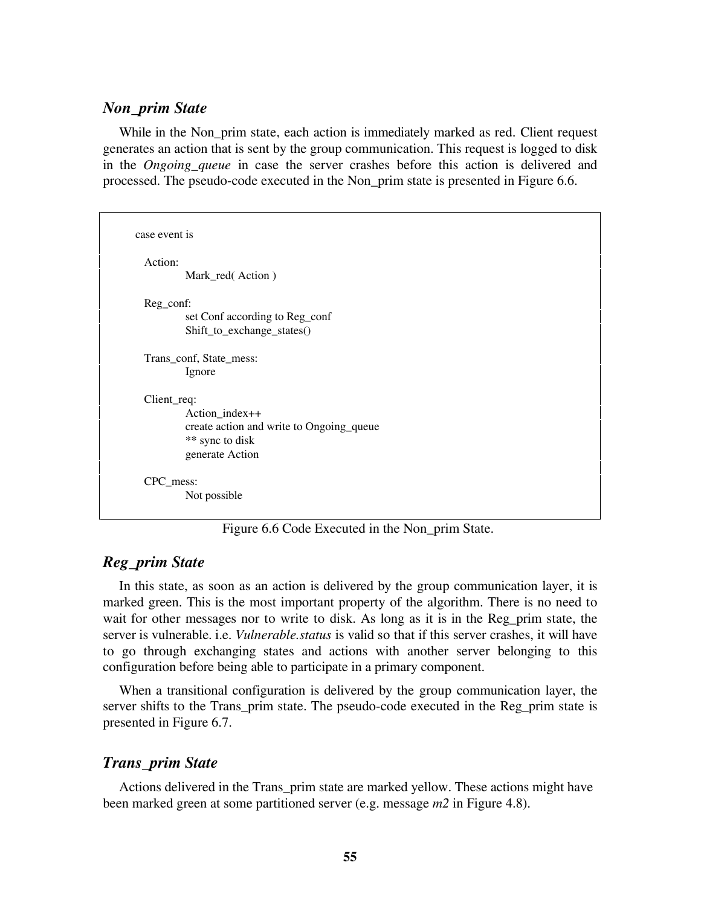### *Non_prim State*

While in the Non_prim state, each action is immediately marked as red. Client request generates an action that is sent by the group communication. This request is logged to disk in the *Ongoing_queue* in case the server crashes before this action is delivered and processed. The pseudo-code executed in the Non_prim state is presented in Figure 6.6.

```
case event is

  Action:
          Mark_red( Action )

  Reg_conf:
          set Conf according to Reg_conf
          Shift_to_exchange_states()

  Trans_conf, State_mess:
          Ignore

  Client_req:
          Action_index++
          create action and write to Ongoing_queue
          ** sync to disk
          generate Action

  CPC_mess:
          Not possible
```

Figure 6.6 Code Executed in the Non_prim State.

### *Reg_prim State*

In this state, as soon as an action is delivered by the group communication layer, it is marked green. This is the most important property of the algorithm. There is no need to wait for other messages nor to write to disk. As long as it is in the Reg_prim state, the server is vulnerable. i.e. *Vulnerable.status* is valid so that if this server crashes, it will have to go through exchanging states and actions with another server belonging to this configuration before being able to participate in a primary component.

When a transitional configuration is delivered by the group communication layer, the server shifts to the Trans_prim state. The pseudo-code executed in the Reg_prim state is presented in Figure 6.7.

### *Trans_prim State*

Actions delivered in the Trans_prim state are marked yellow. These actions might have been marked green at some partitioned server (e.g. message *m2* in Figure 4.8).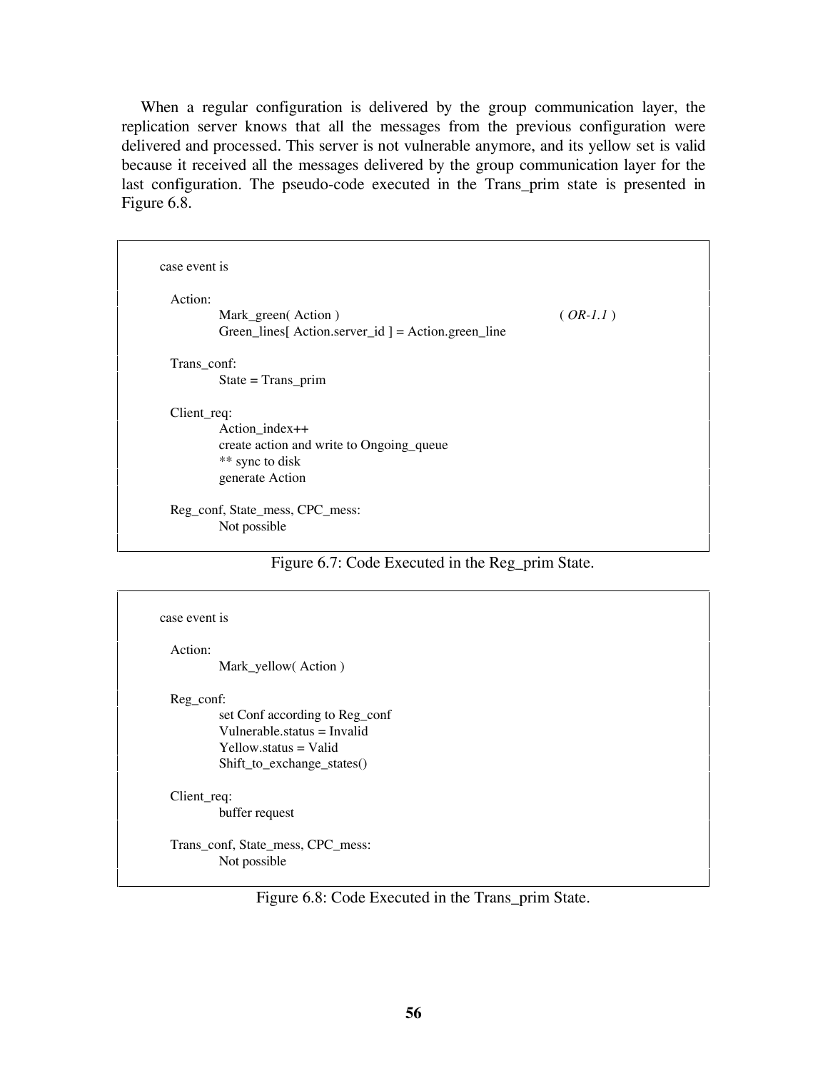When a regular configuration is delivered by the group communication layer, the replication server knows that all the messages from the previous configuration were delivered and processed. This server is not vulnerable anymore, and its yellow set is valid because it received all the messages delivered by the group communication layer for the last configuration. The pseudo-code executed in the Trans_prim state is presented in Figure 6.8.

```
case event is

  Action:
        Mark_green( Action )                                        ( OR-1.1 )
        Green_lines[ Action.server_id ] = Action.green_line

  Trans_conf:
        State = Trans_prim

  Client_req:
        Action_index++
        create action and write to Ongoing_queue
        ** sync to disk
        generate Action

  Reg_conf, State_mess, CPC_mess:
        Not possible
```

Figure 6.7: Code Executed in the Reg_prim State.

```
case event is

  Action:
        Mark_yellow( Action )

  Reg_conf:
        set Conf according to Reg_conf
        Vulnerable.status = Invalid
        Yellow.status = Valid
        Shift_to_exchange_states()

  Client_req:
        buffer request

  Trans_conf, State_mess, CPC_mess:
        Not possible
```

Figure 6.8: Code Executed in the Trans_prim State.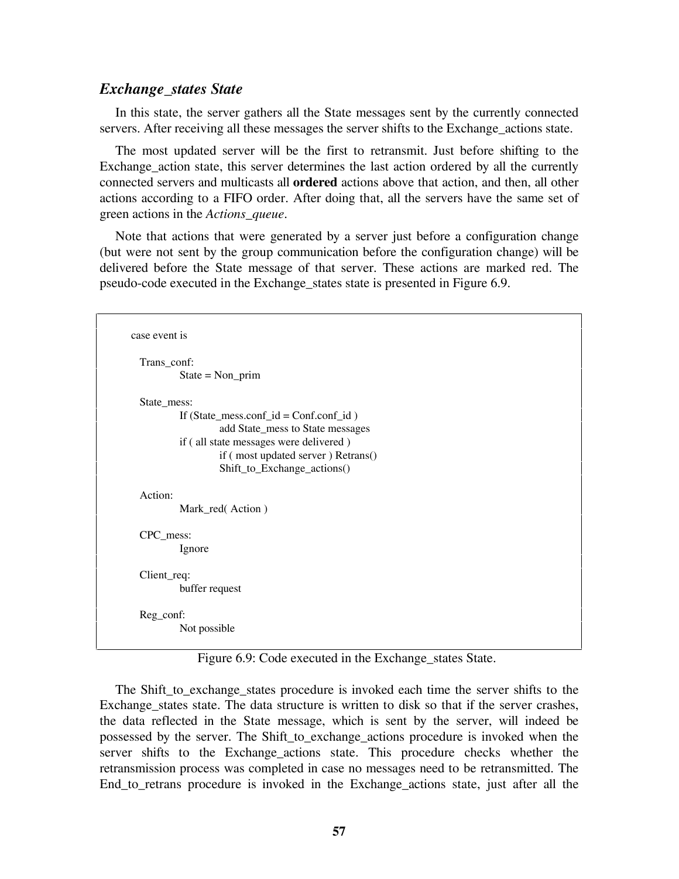### *Exchange_states State*

In this state, the server gathers all the State messages sent by the currently connected servers. After receiving all these messages the server shifts to the Exchange_actions state.

The most updated server will be the first to retransmit. Just before shifting to the Exchange_action state, this server determines the last action ordered by all the currently connected servers and multicasts all **ordered** actions above that action, and then, all other actions according to a FIFO order. After doing that, all the servers have the same set of green actions in the *Actions_queue*.

Note that actions that were generated by a server just before a configuration change (but were not sent by the group communication before the configuration change) will be delivered before the State message of that server. These actions are marked red. The pseudo-code executed in the Exchange_states state is presented in Figure 6.9.

```
case event is

  Trans_conf:
          State = Non_prim

  State_mess:
          If (State_mess.conf_id = Conf.conf_id )
                  add State_mess to State messages
          if ( all state messages were delivered )
                  if ( most updated server ) Retrans()
                  Shift_to_Exchange_actions()

  Action:
          Mark_red( Action )

  CPC_mess:
          Ignore

  Client_req:
          buffer request

  Reg_conf:
          Not possible
```

Figure 6.9: Code executed in the Exchange_states State.

The Shift_to_exchange_states procedure is invoked each time the server shifts to the Exchange_states state. The data structure is written to disk so that if the server crashes, the data reflected in the State message, which is sent by the server, will indeed be possessed by the server. The Shift_to_exchange_actions procedure is invoked when the server shifts to the Exchange_actions state. This procedure checks whether the retransmission process was completed in case no messages need to be retransmitted. The End_to_retrans procedure is invoked in the Exchange_actions state, just after all the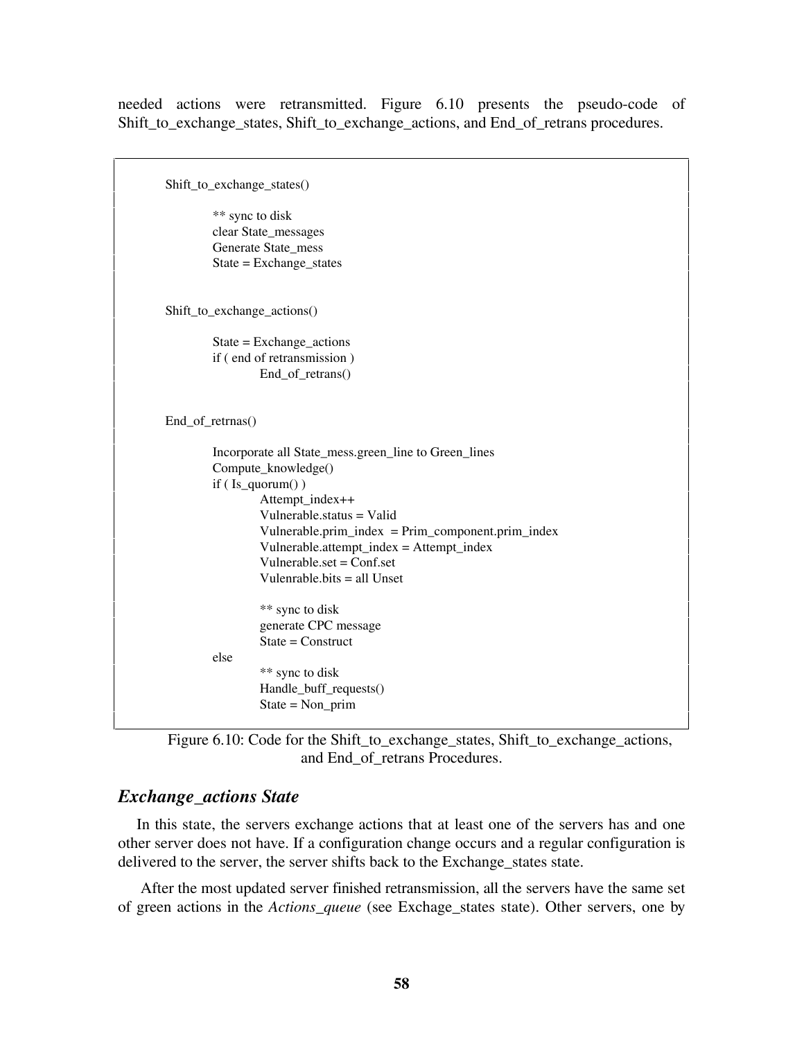needed actions were retransmitted. Figure 6.10 presents the pseudo-code of Shift_to_exchange_states, Shift_to_exchange_actions, and End_of_retrans procedures.

```
Shift_to_exchange_states()

        ** sync to disk
        clear State_messages
        Generate State_mess
        State = Exchange_states


Shift_to_exchange_actions()

        State = Exchange_actions
        if ( end of retransmission )
                End_of_retrans()


End_of_retrnas()

        Incorporate all State_mess.green_line to Green_lines
        Compute_knowledge()
        if ( Is_quorum() )
                Attempt_index++
                Vulnerable.status = Valid
                Vulnerable.prim_index  = Prim_component.prim_index
                Vulnerable.attempt_index = Attempt_index
                Vulnerable.set = Conf.set
                Vulenrable.bits = all Unset

                ** sync to disk
                generate CPC message
                State = Construct
        else
                ** sync to disk
                Handle_buff_requests()
                State = Non_prim
```

Figure 6.10: Code for the Shift_to_exchange_states, Shift_to_exchange_actions, and End_of_retrans Procedures.

### *Exchange_actions State*

In this state, the servers exchange actions that at least one of the servers has and one other server does not have. If a configuration change occurs and a regular configuration is delivered to the server, the server shifts back to the Exchange_states state.

After the most updated server finished retransmission, all the servers have the same set of green actions in the *Actions_queue* (see Exchage_states state). Other servers, one by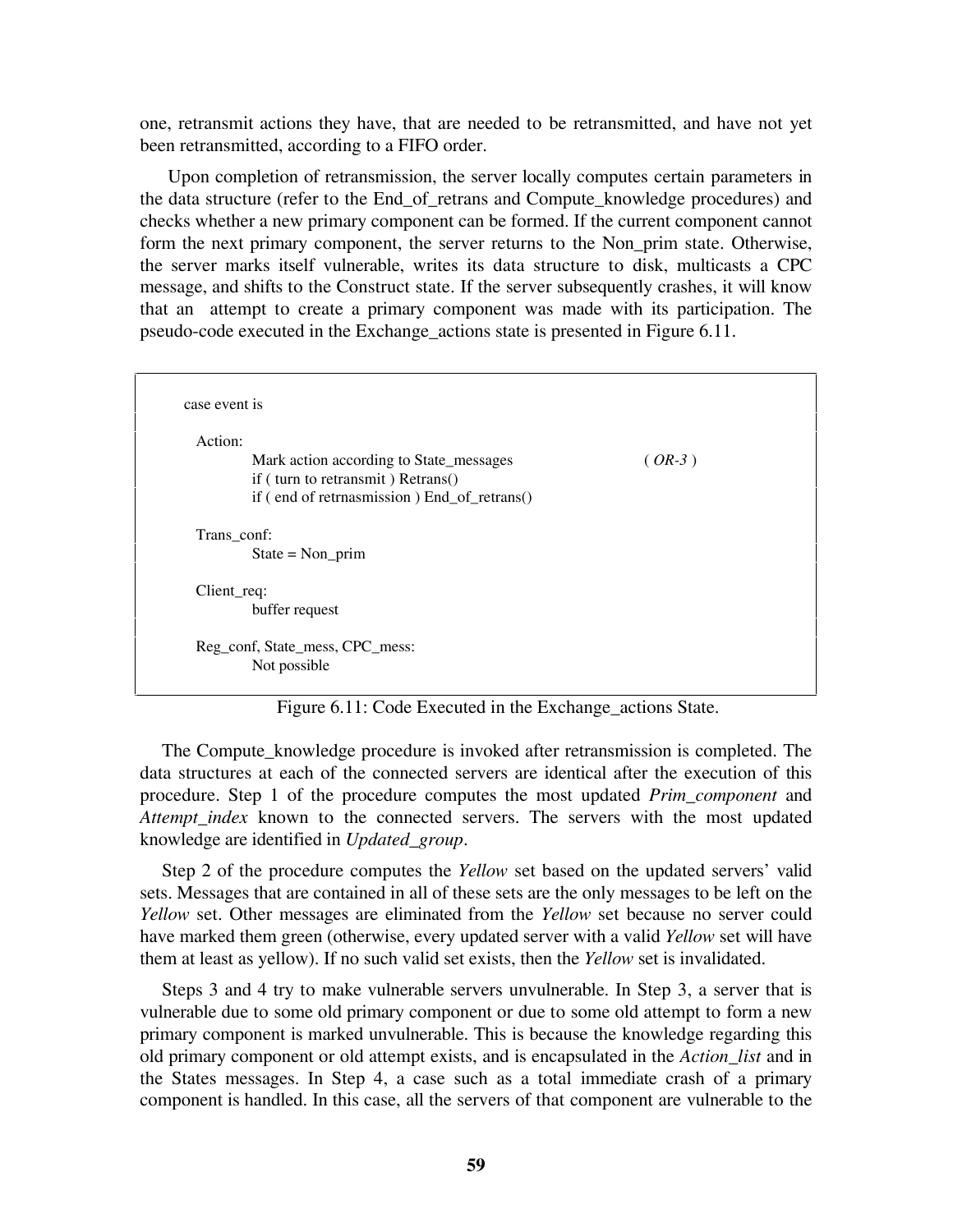one, retransmit actions they have, that are needed to be retransmitted, and have not yet been retransmitted, according to a FIFO order.

Upon completion of retransmission, the server locally computes certain parameters in the data structure (refer to the End_of_retrans and Compute_knowledge procedures) and checks whether a new primary component can be formed. If the current component cannot form the next primary component, the server returns to the Non_prim state. Otherwise, the server marks itself vulnerable, writes its data structure to disk, multicasts a CPC message, and shifts to the Construct state. If the server subsequently crashes, it will know that an attempt to create a primary component was made with its participation. The pseudo-code executed in the Exchange_actions state is presented in Figure 6.11.

```
case event is

  Action:
        Mark action according to State_messages                    ( OR-3 )
        if ( turn to retransmit ) Retrans()
        if ( end of retrnasmission ) End_of_retrans()

  Trans_conf:
        State = Non_prim

  Client_req:
        buffer request

  Reg_conf, State_mess, CPC_mess:
        Not possible
```

Figure 6.11: Code Executed in the Exchange_actions State.

The Compute_knowledge procedure is invoked after retransmission is completed. The data structures at each of the connected servers are identical after the execution of this procedure. Step 1 of the procedure computes the most updated *Prim_component* and *Attempt_index* known to the connected servers. The servers with the most updated knowledge are identified in *Updated_group*.

Step 2 of the procedure computes the *Yellow* set based on the updated servers' valid sets. Messages that are contained in all of these sets are the only messages to be left on the *Yellow* set. Other messages are eliminated from the *Yellow* set because no server could have marked them green (otherwise, every updated server with a valid *Yellow* set will have them at least as yellow). If no such valid set exists, then the *Yellow* set is invalidated.

Steps 3 and 4 try to make vulnerable servers unvulnerable. In Step 3, a server that is vulnerable due to some old primary component or due to some old attempt to form a new primary component is marked unvulnerable. This is because the knowledge regarding this old primary component or old attempt exists, and is encapsulated in the *Action_list* and in the States messages. In Step 4, a case such as a total immediate crash of a primary component is handled. In this case, all the servers of that component are vulnerable to the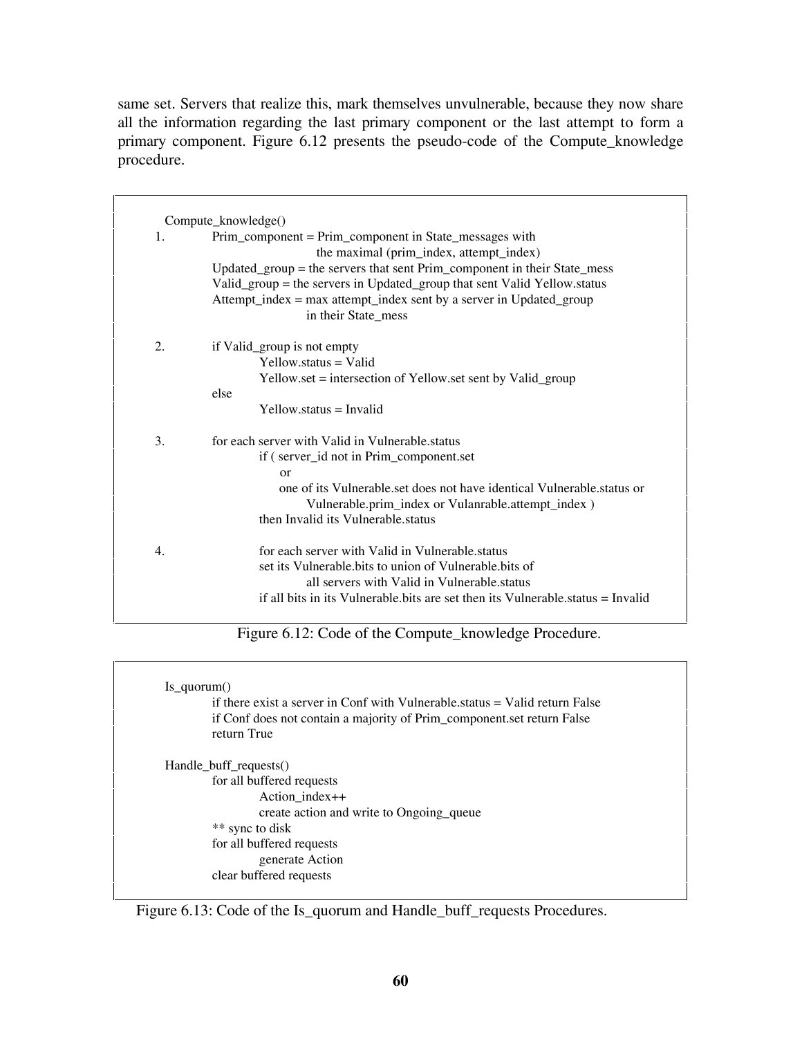same set. Servers that realize this, mark themselves unvulnerable, because they now share all the information regarding the last primary component or the last attempt to form a primary component. Figure 6.12 presents the pseudo-code of the Compute_knowledge procedure.

```
Compute_knowledge()
1.        Prim_component = Prim_component in State_messages with
                    the maximal (prim_index, attempt_index)
          Updated_group = the servers that sent Prim_component in their State_mess
          Valid_group = the servers in Updated_group that sent Valid Yellow.status
          Attempt_index = max attempt_index sent by a server in Updated_group
                    in their State_mess

2.        if Valid_group is not empty
                    Yellow.status = Valid
                    Yellow.set = intersection of Yellow.set sent by Valid_group
          else
                    Yellow.status = Invalid

3.        for each server with Valid in Vulnerable.status
                    if ( server_id not in Prim_component.set
                         or
                         one of its Vulnerable.set does not have identical Vulnerable.status or
                              Vulnerable.prim_index or Vulanrable.attempt_index )
                    then Invalid its Vulnerable.status

4.                  for each server with Valid in Vulnerable.status
                    set its Vulnerable.bits to union of Vulnerable.bits of
                              all servers with Valid in Vulnerable.status
                    if all bits in its Vulnerable.bits are set then its Vulnerable.status = Invalid
```

Figure 6.12: Code of the Compute_knowledge Procedure.

```
Is_quorum()
          if there exist a server in Conf with Vulnerable.status = Valid return False
          if Conf does not contain a majority of Prim_component.set return False
          return True

Handle_buff_requests()
          for all buffered requests
                    Action_index++
                    create action and write to Ongoing_queue
          ** sync to disk
          for all buffered requests
                    generate Action
          clear buffered requests
```

Figure 6.13: Code of the Is_quorum and Handle_buff_requests Procedures.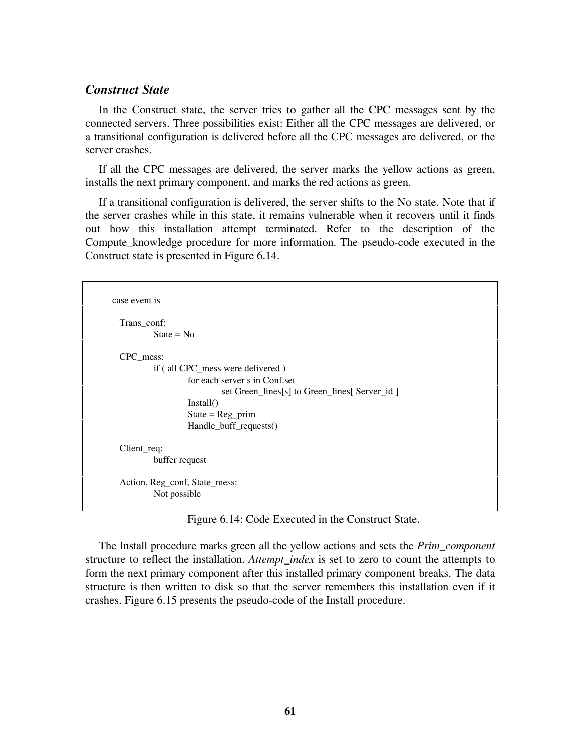### *Construct State*

In the Construct state, the server tries to gather all the CPC messages sent by the connected servers. Three possibilities exist: Either all the CPC messages are delivered, or a transitional configuration is delivered before all the CPC messages are delivered, or the server crashes.

If all the CPC messages are delivered, the server marks the yellow actions as green, installs the next primary component, and marks the red actions as green.

If a transitional configuration is delivered, the server shifts to the No state. Note that if the server crashes while in this state, it remains vulnerable when it recovers until it finds out how this installation attempt terminated. Refer to the description of the Compute_knowledge procedure for more information. The pseudo-code executed in the Construct state is presented in Figure 6.14.

```
case event is

  Trans_conf:
        State = No

  CPC_mess:
        if ( all CPC_mess were delivered )
              for each server s in Conf.set
                    set Green_lines[s] to Green_lines[ Server_id ]
              Install()
              State = Reg_prim
              Handle_buff_requests()

  Client_req:
        buffer request

  Action, Reg_conf, State_mess:
        Not possible
```

Figure 6.14: Code Executed in the Construct State.

The Install procedure marks green all the yellow actions and sets the *Prim_component* structure to reflect the installation. *Attempt_index* is set to zero to count the attempts to form the next primary component after this installed primary component breaks. The data structure is then written to disk so that the server remembers this installation even if it crashes. Figure 6.15 presents the pseudo-code of the Install procedure.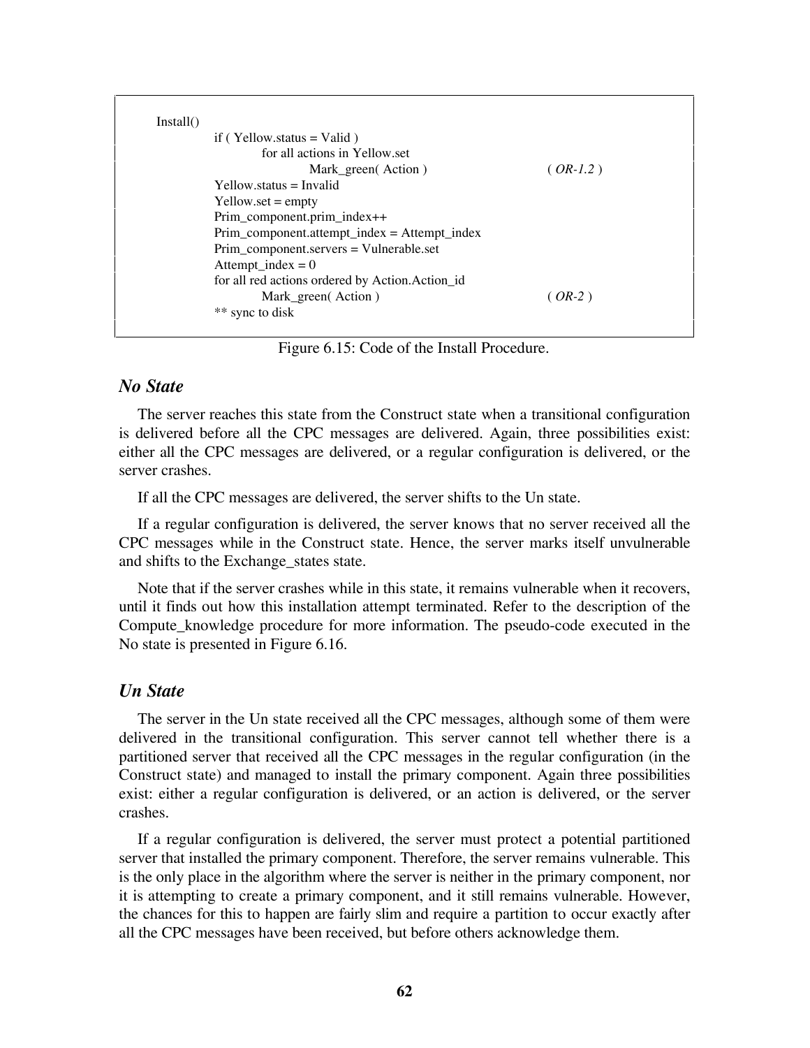```
Install()
        if ( Yellow.status = Valid )
                for all actions in Yellow.set
                        Mark_green( Action )                        ( OR-1.2 )
        Yellow.status = Invalid
        Yellow.set = empty
        Prim_component.prim_index++
        Prim_component.attempt_index = Attempt_index
        Prim_component.servers = Vulnerable.set
        Attempt_index = 0
        for all red actions ordered by Action.Action_id
                Mark_green( Action )                                ( OR-2 )
        ** sync to disk
```

Figure 6.15: Code of the Install Procedure.

### *No State*

The server reaches this state from the Construct state when a transitional configuration is delivered before all the CPC messages are delivered. Again, three possibilities exist: either all the CPC messages are delivered, or a regular configuration is delivered, or the server crashes.

If all the CPC messages are delivered, the server shifts to the Un state.

If a regular configuration is delivered, the server knows that no server received all the CPC messages while in the Construct state. Hence, the server marks itself unvulnerable and shifts to the Exchange_states state.

Note that if the server crashes while in this state, it remains vulnerable when it recovers, until it finds out how this installation attempt terminated. Refer to the description of the Compute_knowledge procedure for more information. The pseudo-code executed in the No state is presented in Figure 6.16.

### *Un State*

The server in the Un state received all the CPC messages, although some of them were delivered in the transitional configuration. This server cannot tell whether there is a partitioned server that received all the CPC messages in the regular configuration (in the Construct state) and managed to install the primary component. Again three possibilities exist: either a regular configuration is delivered, or an action is delivered, or the server crashes.

If a regular configuration is delivered, the server must protect a potential partitioned server that installed the primary component. Therefore, the server remains vulnerable. This is the only place in the algorithm where the server is neither in the primary component, nor it is attempting to create a primary component, and it still remains vulnerable. However, the chances for this to happen are fairly slim and require a partition to occur exactly after all the CPC messages have been received, but before others acknowledge them.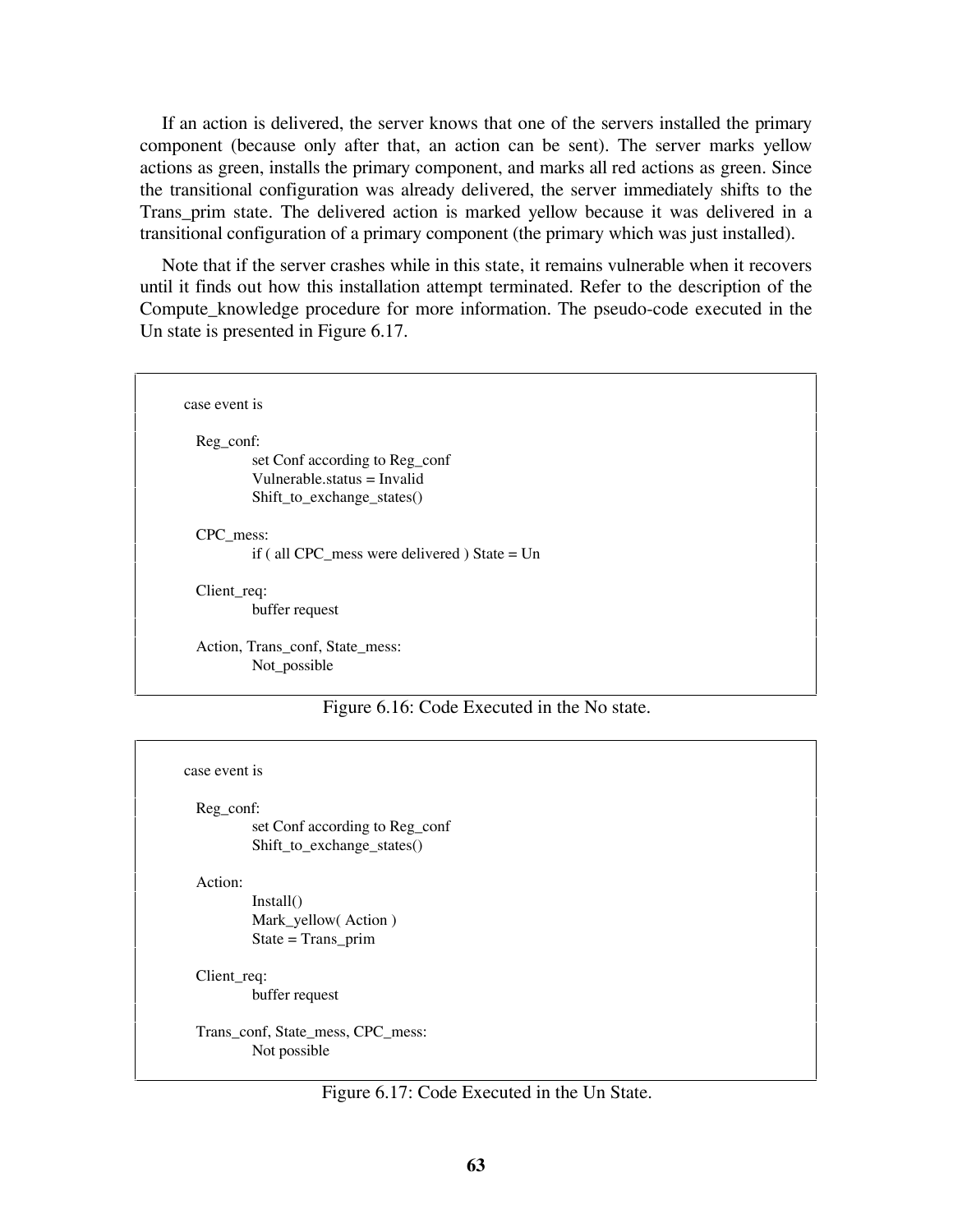If an action is delivered, the server knows that one of the servers installed the primary component (because only after that, an action can be sent). The server marks yellow actions as green, installs the primary component, and marks all red actions as green. Since the transitional configuration was already delivered, the server immediately shifts to the Trans_prim state. The delivered action is marked yellow because it was delivered in a transitional configuration of a primary component (the primary which was just installed).

Note that if the server crashes while in this state, it remains vulnerable when it recovers until it finds out how this installation attempt terminated. Refer to the description of the Compute_knowledge procedure for more information. The pseudo-code executed in the Un state is presented in Figure 6.17.

```
case event is

  Reg_conf:
        set Conf according to Reg_conf
        Vulnerable.status = Invalid
        Shift_to_exchange_states()

  CPC_mess:
        if ( all CPC_mess were delivered ) State = Un

  Client_req:
        buffer request

  Action, Trans_conf, State_mess:
        Not_possible
```

Figure 6.16: Code Executed in the No state.

```
case event is

  Reg_conf:
        set Conf according to Reg_conf
        Shift_to_exchange_states()

  Action:
        Install()
        Mark_yellow( Action )
        State = Trans_prim

  Client_req:
        buffer request

  Trans_conf, State_mess, CPC_mess:
        Not possible
```

Figure 6.17: Code Executed in the Un State.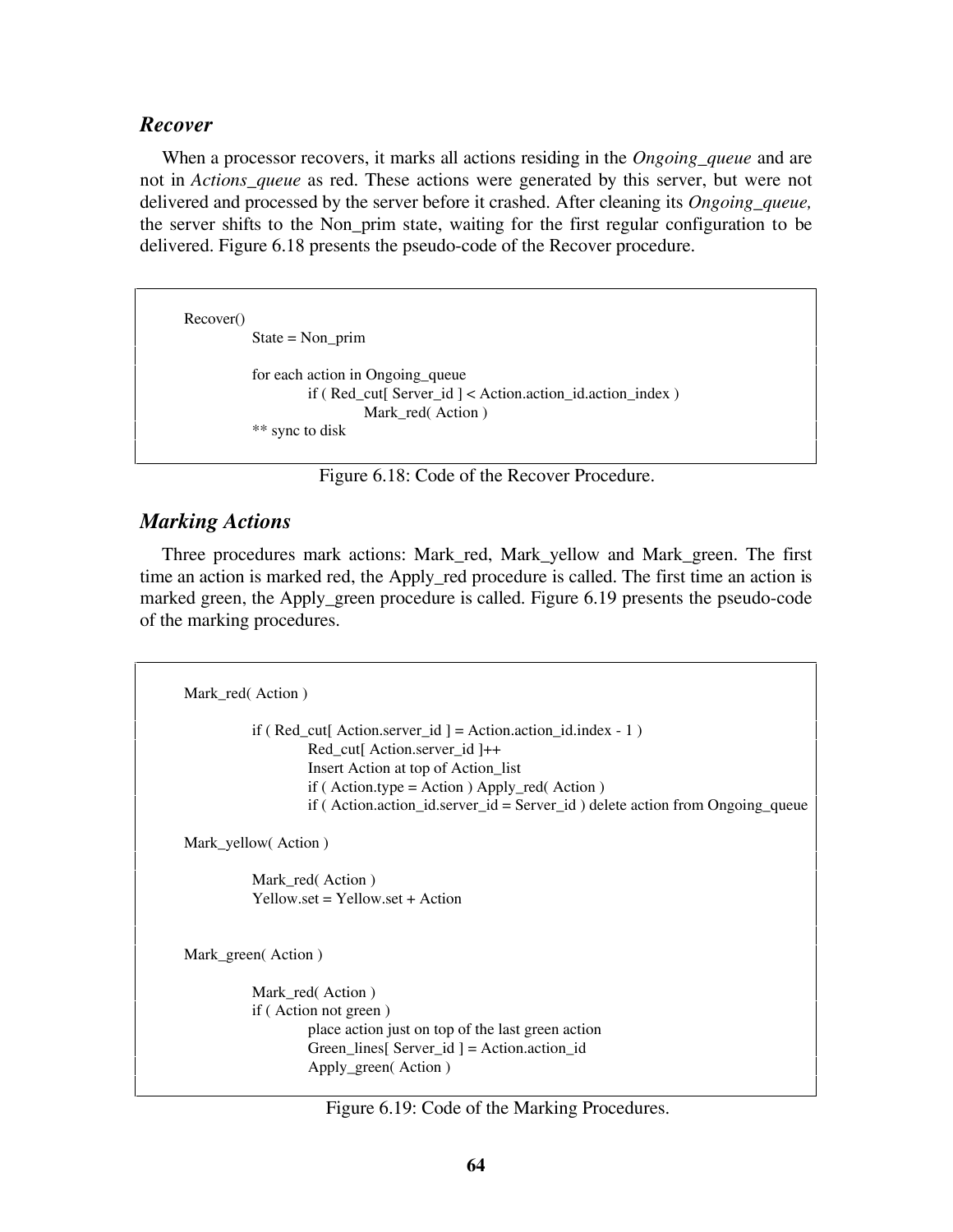### *Recover*

When a processor recovers, it marks all actions residing in the *Ongoing_queue* and are not in *Actions_queue* as red. These actions were generated by this server, but were not delivered and processed by the server before it crashed. After cleaning its *Ongoing_queue,* the server shifts to the Non_prim state, waiting for the first regular configuration to be delivered. Figure 6.18 presents the pseudo-code of the Recover procedure.

```
Recover()
        State = Non_prim

        for each action in Ongoing_queue
                if ( Red_cut[ Server_id ] < Action.action_id.action_index )
                        Mark_red( Action )
        ** sync to disk
```

Figure 6.18: Code of the Recover Procedure.

### *Marking Actions*

Three procedures mark actions: Mark_red, Mark_yellow and Mark_green. The first time an action is marked red, the Apply_red procedure is called. The first time an action is marked green, the Apply_green procedure is called. Figure 6.19 presents the pseudo-code of the marking procedures.

```
Mark_red( Action )

        if ( Red_cut[ Action.server_id ] = Action.action_id.index - 1 )
                Red_cut[ Action.server_id ]++
                Insert Action at top of Action_list
                if ( Action.type = Action ) Apply_red( Action )
                if ( Action.action_id.server_id = Server_id ) delete action from Ongoing_queue

Mark_yellow( Action )

        Mark_red( Action )
        Yellow.set = Yellow.set + Action


Mark_green( Action )

        Mark_red( Action )
        if ( Action not green )
                place action just on top of the last green action
                Green_lines[ Server_id ] = Action.action_id
                Apply_green( Action )
```

Figure 6.19: Code of the Marking Procedures.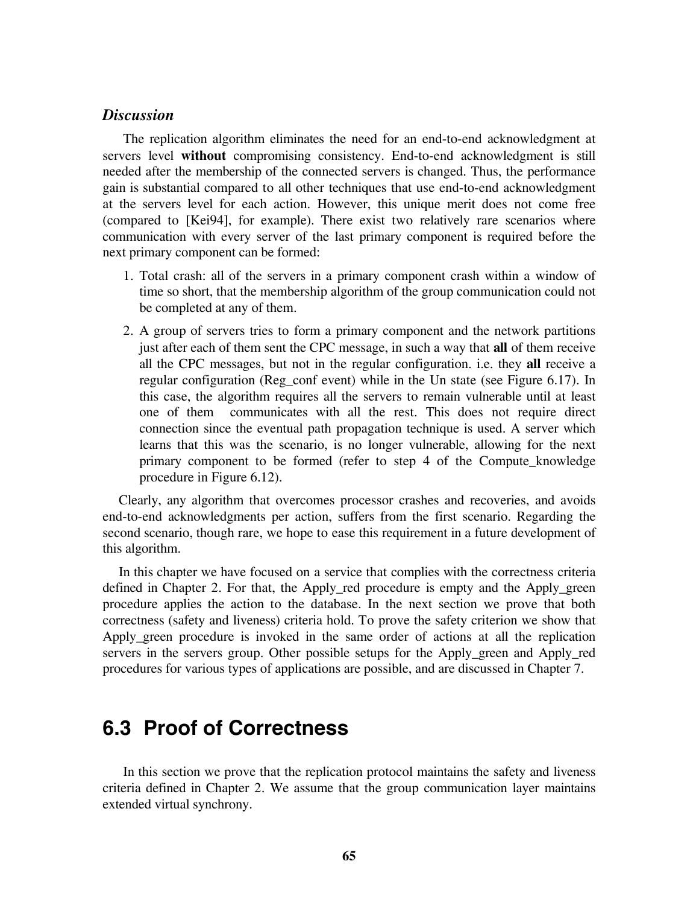### *Discussion*

The replication algorithm eliminates the need for an end-to-end acknowledgment at servers level **without** compromising consistency. End-to-end acknowledgment is still needed after the membership of the connected servers is changed. Thus, the performance gain is substantial compared to all other techniques that use end-to-end acknowledgment at the servers level for each action. However, this unique merit does not come free (compared to [Kei94], for example). There exist two relatively rare scenarios where communication with every server of the last primary component is required before the next primary component can be formed:

1. Total crash: all of the servers in a primary component crash within a window of time so short, that the membership algorithm of the group communication could not be completed at any of them.
2. A group of servers tries to form a primary component and the network partitions just after each of them sent the CPC message, in such a way that **all** of them receive all the CPC messages, but not in the regular configuration. i.e. they **all** receive a regular configuration (Reg_conf event) while in the Un state (see Figure 6.17). In this case, the algorithm requires all the servers to remain vulnerable until at least one of them communicates with all the rest. This does not require direct connection since the eventual path propagation technique is used. A server which learns that this was the scenario, is no longer vulnerable, allowing for the next primary component to be formed (refer to step 4 of the Compute_knowledge procedure in Figure 6.12).

Clearly, any algorithm that overcomes processor crashes and recoveries, and avoids end-to-end acknowledgments per action, suffers from the first scenario. Regarding the second scenario, though rare, we hope to ease this requirement in a future development of this algorithm.

In this chapter we have focused on a service that complies with the correctness criteria defined in Chapter 2. For that, the Apply_red procedure is empty and the Apply_green procedure applies the action to the database. In the next section we prove that both correctness (safety and liveness) criteria hold. To prove the safety criterion we show that Apply_green procedure is invoked in the same order of actions at all the replication servers in the servers group. Other possible setups for the Apply_green and Apply_red procedures for various types of applications are possible, and are discussed in Chapter 7.

## 6.3 Proof of Correctness

In this section we prove that the replication protocol maintains the safety and liveness criteria defined in Chapter 2. We assume that the group communication layer maintains extended virtual synchrony.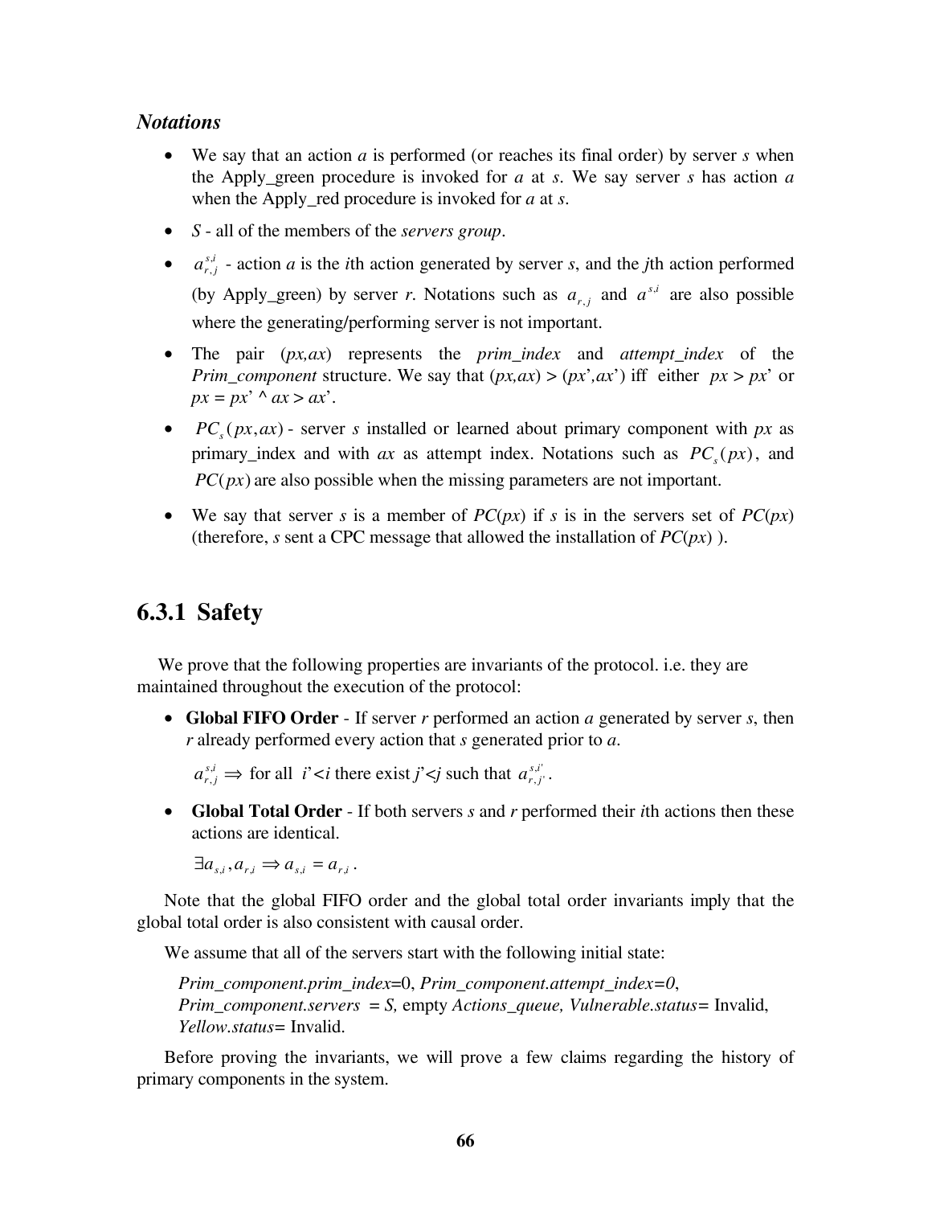### *Notations*

- We say that an action $a$ is performed (or reaches its final order) by server $s$ when the Apply_green procedure is invoked for $a$ at $s$. We say server $s$ has action $a$ when the Apply_red procedure is invoked for $a$ at $s$.
- $S$ - all of the members of the *servers group*.
- $a_{r,j}^{s,i}$ - action $a$ is the $i$th action generated by server $s$, and the $j$th action performed (by Apply_green) by server $r$. Notations such as $a_{r,j}$ and $a^{s,i}$ are also possible where the generating/performing server is not important.
- The pair ($px$,$ax$) represents the *prim_index* and *attempt_index* of the *Prim_component* structure. We say that $(px,ax) > (px',ax')$ iff either $px > px'$ or $px = px' \wedge ax > ax'$.
- $PC_s(px,ax)$ - server $s$ installed or learned about primary component with $px$ as primary_index and with $ax$ as attempt index. Notations such as $PC_s(px)$, and $PC(px)$ are also possible when the missing parameters are not important.
- We say that server $s$ is a member of $PC(px)$ if $s$ is in the servers set of $PC(px)$ (therefore, $s$ sent a CPC message that allowed the installation of $PC(px)$ ).

## 6.3.1 Safety

We prove that the following properties are invariants of the protocol. i.e. they are maintained throughout the execution of the protocol:

- **Global FIFO Order** - If server $r$ performed an action $a$ generated by server $s$, then $r$ already performed every action that $s$ generated prior to $a$.

  $a_{r,j}^{s,i} \Rightarrow$ for all $i' < i$ there exist $j' < j$ such that $a_{r,j'}^{s,i'}$.

- **Global Total Order** - If both servers $s$ and $r$ performed their $i$th actions then these actions are identical.

  $\exists a_{s,i}, a_{r,i} \Rightarrow a_{s,i} = a_{r,i}$.

Note that the global FIFO order and the global total order invariants imply that the global total order is also consistent with causal order.

We assume that all of the servers start with the following initial state:

*Prim_component.prim_index*=0, *Prim_component.attempt_index=0*, *Prim_component.servers = S,* empty *Actions_queue, Vulnerable.status*= Invalid, *Yellow.status*= Invalid.

Before proving the invariants, we will prove a few claims regarding the history of primary components in the system.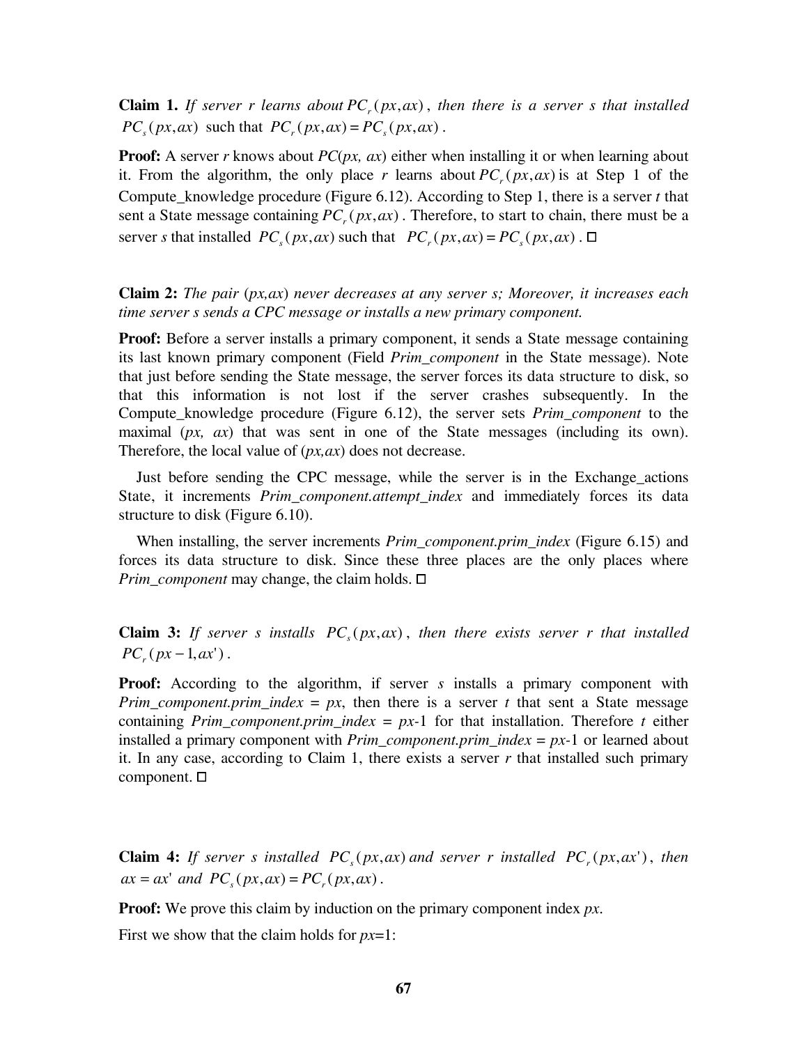**Claim 1.** *If server r learns about* $PC_r(px,ax)$, *then there is a server s that installed* $PC_s(px,ax)$ such that $PC_r(px,ax) = PC_s(px,ax)$.

**Proof:** A server *r* knows about *PC*(*px, ax*) either when installing it or when learning about it. From the algorithm, the only place *r* learns about $PC_r(px,ax)$ is at Step 1 of the Compute_knowledge procedure (Figure 6.12). According to Step 1, there is a server *t* that sent a State message containing $PC_r(px,ax)$. Therefore, to start to chain, there must be a server *s* that installed $PC_s(px,ax)$ such that $PC_r(px,ax) = PC_s(px,ax)$. □

**Claim 2:** *The pair* (*px,ax*) *never decreases at any server s; Moreover, it increases each time server s sends a CPC message or installs a new primary component.*

**Proof:** Before a server installs a primary component, it sends a State message containing its last known primary component (Field *Prim_component* in the State message). Note that just before sending the State message, the server forces its data structure to disk, so that this information is not lost if the server crashes subsequently. In the Compute_knowledge procedure (Figure 6.12), the server sets *Prim_component* to the maximal (*px, ax*) that was sent in one of the State messages (including its own). Therefore, the local value of (*px,ax*) does not decrease.

Just before sending the CPC message, while the server is in the Exchange_actions State, it increments *Prim_component.attempt_index* and immediately forces its data structure to disk (Figure 6.10).

When installing, the server increments *Prim_component.prim_index* (Figure 6.15) and forces its data structure to disk. Since these three places are the only places where *Prim_component* may change, the claim holds. □

**Claim 3:** *If server s installs* $PC_s(px,ax)$, *then there exists server r that installed* $PC_r(px-1,ax')$.

**Proof:** According to the algorithm, if server *s* installs a primary component with *Prim_component.prim_index* = *px*, then there is a server *t* that sent a State message containing *Prim_component.prim_index* = *px*-1 for that installation. Therefore *t* either installed a primary component with *Prim_component.prim_index* = *px*-1 or learned about it. In any case, according to Claim 1, there exists a server *r* that installed such primary component. □

**Claim 4:** *If server s installed* $PC_s(px,ax)$ *and server r installed* $PC_r(px,ax')$, *then* $ax = ax'$ *and* $PC_s(px,ax) = PC_r(px,ax)$.

**Proof:** We prove this claim by induction on the primary component index *px*.

First we show that the claim holds for *px*=1: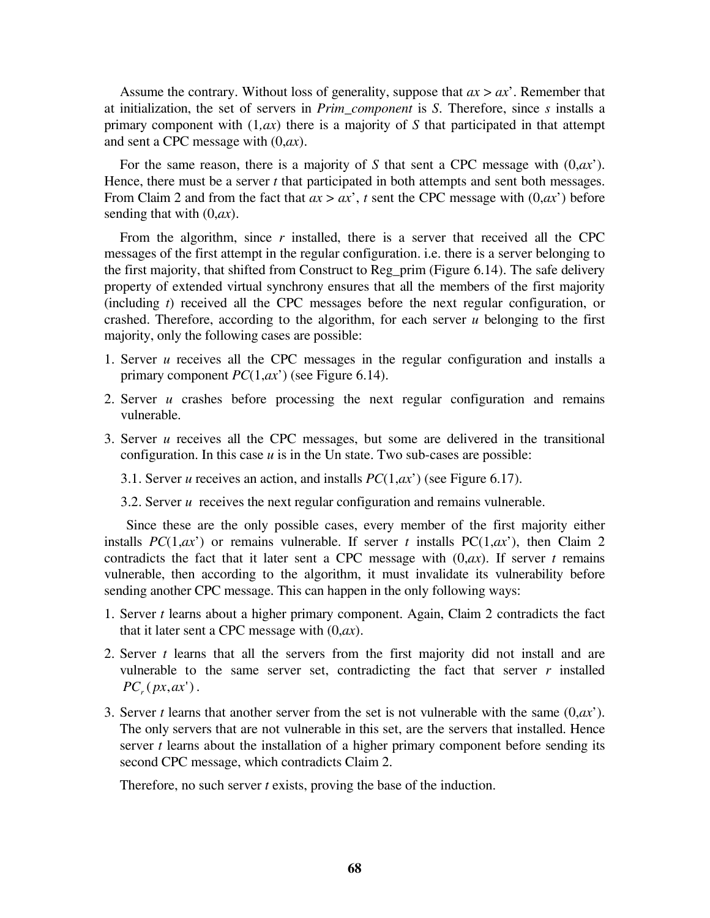Assume the contrary. Without loss of generality, suppose that $ax > ax'$. Remember that at initialization, the set of servers in *Prim_component* is *S*. Therefore, since *s* installs a primary component with $(1,ax)$ there is a majority of *S* that participated in that attempt and sent a CPC message with $(0,ax)$.

For the same reason, there is a majority of *S* that sent a CPC message with $(0,ax')$. Hence, there must be a server *t* that participated in both attempts and sent both messages. From Claim 2 and from the fact that $ax > ax'$, *t* sent the CPC message with $(0,ax')$ before sending that with $(0,ax)$.

From the algorithm, since *r* installed, there is a server that received all the CPC messages of the first attempt in the regular configuration. i.e. there is a server belonging to the first majority, that shifted from Construct to Reg_prim (Figure 6.14). The safe delivery property of extended virtual synchrony ensures that all the members of the first majority (including *t*) received all the CPC messages before the next regular configuration, or crashed. Therefore, according to the algorithm, for each server *u* belonging to the first majority, only the following cases are possible:

1. Server *u* receives all the CPC messages in the regular configuration and installs a primary component $PC(1,ax')$ (see Figure 6.14).
2. Server *u* crashes before processing the next regular configuration and remains vulnerable.
3. Server *u* receives all the CPC messages, but some are delivered in the transitional configuration. In this case *u* is in the Un state. Two sub-cases are possible:
   
   3.1. Server *u* receives an action, and installs $PC(1,ax')$ (see Figure 6.17).
   
   3.2. Server *u* receives the next regular configuration and remains vulnerable.

Since these are the only possible cases, every member of the first majority either installs $PC(1,ax')$ or remains vulnerable. If server *t* installs $PC(1,ax')$, then Claim 2 contradicts the fact that it later sent a CPC message with $(0,ax)$. If server *t* remains vulnerable, then according to the algorithm, it must invalidate its vulnerability before sending another CPC message. This can happen in the only following ways:

1. Server *t* learns about a higher primary component. Again, Claim 2 contradicts the fact that it later sent a CPC message with $(0,ax)$.
2. Server *t* learns that all the servers from the first majority did not install and are vulnerable to the same server set, contradicting the fact that server *r* installed $PC_r(px, ax')$.
3. Server *t* learns that another server from the set is not vulnerable with the same $(0,ax')$. The only servers that are not vulnerable in this set, are the servers that installed. Hence server *t* learns about the installation of a higher primary component before sending its second CPC message, which contradicts Claim 2.

Therefore, no such server *t* exists, proving the base of the induction.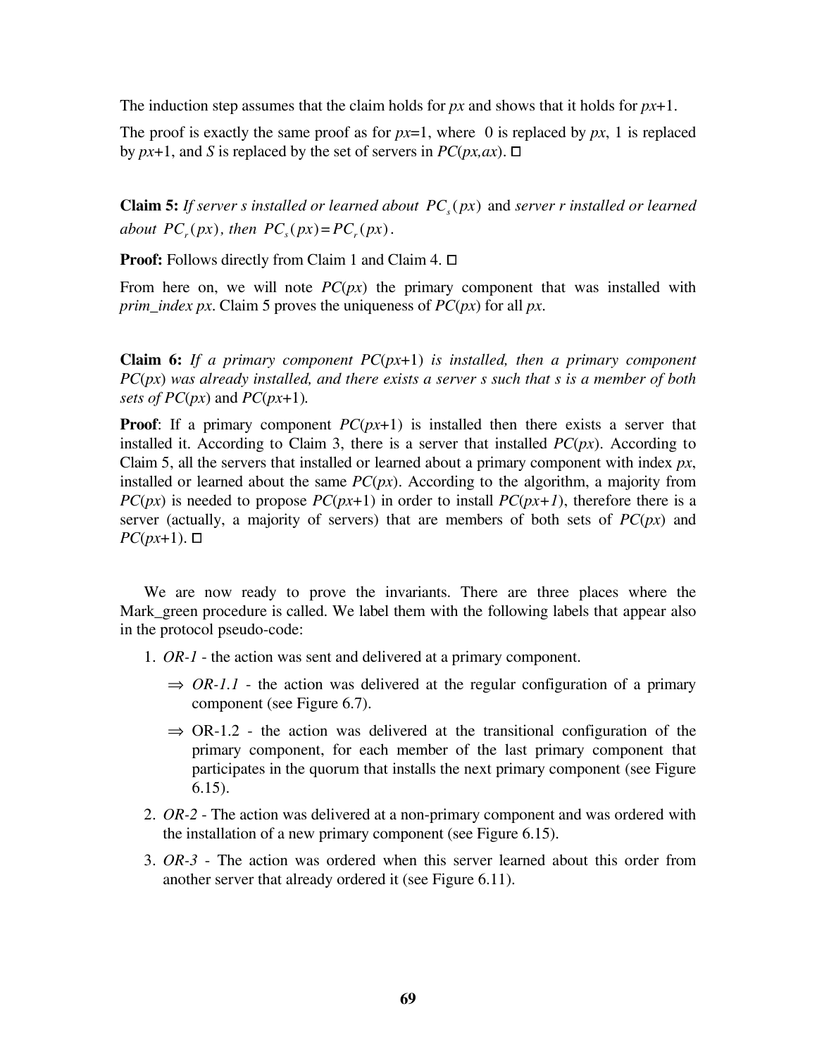The induction step assumes that the claim holds for *px* and shows that it holds for *px*+1.

The proof is exactly the same proof as for *px*=1, where 0 is replaced by *px*, 1 is replaced by *px*+1, and *S* is replaced by the set of servers in *PC*(*px,ax*). □

**Claim 5:** *If server s installed or learned about* $PC_s(px)$ and *server r installed or learned about* $PC_r(px)$*, then* $PC_s(px) = PC_r(px)$.

**Proof:** Follows directly from Claim 1 and Claim 4. □

From here on, we will note *PC*(*px*) the primary component that was installed with *prim_index px*. Claim 5 proves the uniqueness of *PC*(*px*) for all *px*.

**Claim 6:** *If a primary component* *PC*(*px*+1) *is installed, then a primary component* *PC*(*px*) *was already installed, and there exists a server s such that s is a member of both sets of* *PC*(*px*) and *PC*(*px*+1)*.*

**Proof**: If a primary component *PC*(*px*+1) is installed then there exists a server that installed it. According to Claim 3, there is a server that installed *PC*(*px*). According to Claim 5, all the servers that installed or learned about a primary component with index *px*, installed or learned about the same *PC*(*px*). According to the algorithm, a majority from *PC*(*px*) is needed to propose *PC*(*px*+1) in order to install *PC*(*px+1*), therefore there is a server (actually, a majority of servers) that are members of both sets of *PC*(*px*) and *PC*(*px*+1). □

We are now ready to prove the invariants. There are three places where the Mark_green procedure is called. We label them with the following labels that appear also in the protocol pseudo-code:

1. *OR-1* - the action was sent and delivered at a primary component.
   - ⇒ *OR-1.1* - the action was delivered at the regular configuration of a primary component (see Figure 6.7).
   - ⇒ OR-1.2 - the action was delivered at the transitional configuration of the primary component, for each member of the last primary component that participates in the quorum that installs the next primary component (see Figure 6.15).
2. *OR-2* - The action was delivered at a non-primary component and was ordered with the installation of a new primary component (see Figure 6.15).
3. *OR-3* - The action was ordered when this server learned about this order from another server that already ordered it (see Figure 6.11).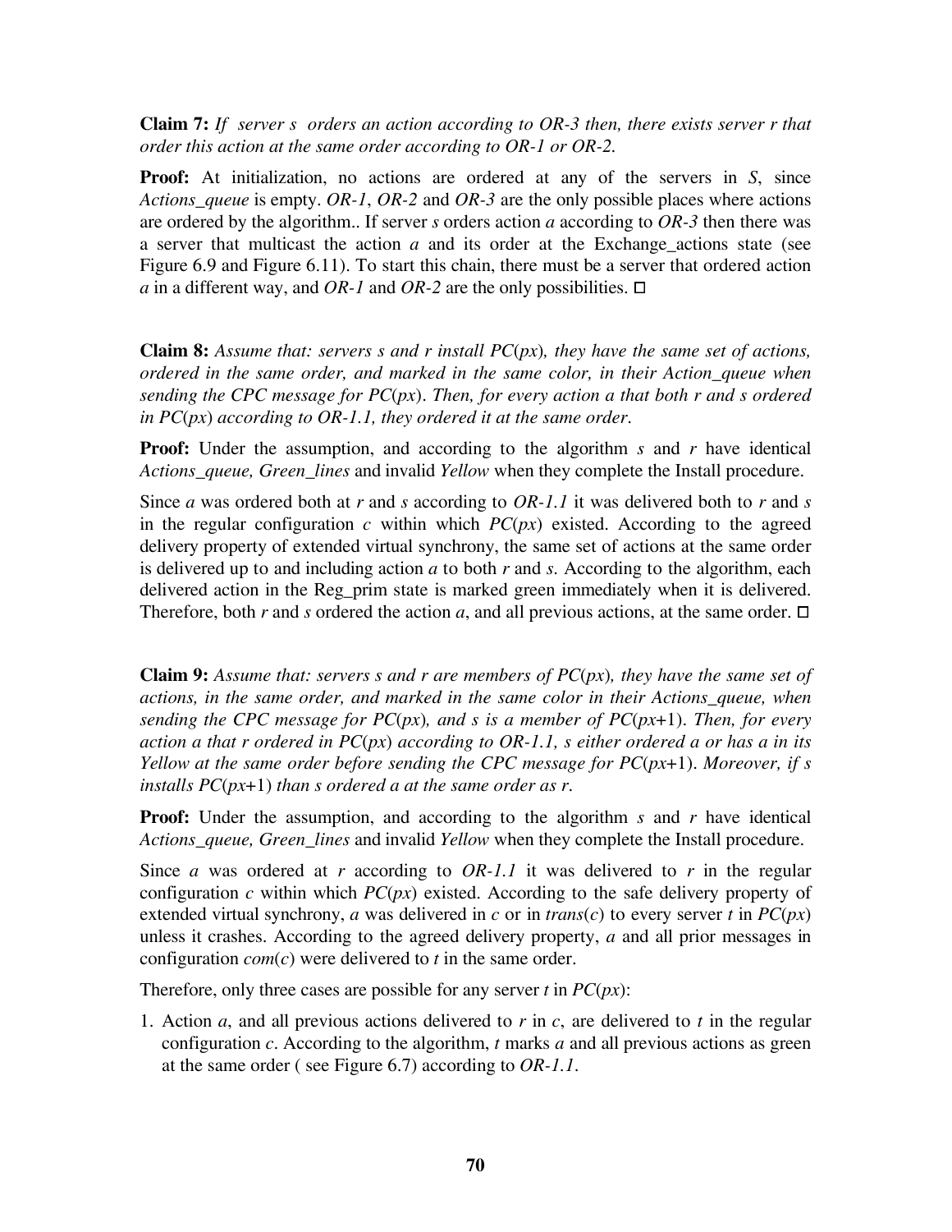**Claim 7:** *If server s orders an action according to OR-3 then, there exists server r that order this action at the same order according to OR-1 or OR-2.*

**Proof:** At initialization, no actions are ordered at any of the servers in *S*, since *Actions_queue* is empty. *OR-1*, *OR-2* and *OR-3* are the only possible places where actions are ordered by the algorithm.. If server *s* orders action *a* according to *OR-3* then there was a server that multicast the action *a* and its order at the Exchange_actions state (see Figure 6.9 and Figure 6.11). To start this chain, there must be a server that ordered action *a* in a different way, and *OR-1* and *OR-2* are the only possibilities. □

**Claim 8:** *Assume that: servers s and r install PC(px), they have the same set of actions, ordered in the same order, and marked in the same color, in their Action_queue when sending the CPC message for PC(px). Then, for every action a that both r and s ordered in PC(px) according to OR-1.1, they ordered it at the same order.*

**Proof:** Under the assumption, and according to the algorithm *s* and *r* have identical *Actions_queue, Green_lines* and invalid *Yellow* when they complete the Install procedure.

Since *a* was ordered both at *r* and *s* according to *OR-1.1* it was delivered both to *r* and *s* in the regular configuration *c* within which *PC*(*px*) existed. According to the agreed delivery property of extended virtual synchrony, the same set of actions at the same order is delivered up to and including action *a* to both *r* and *s*. According to the algorithm, each delivered action in the Reg_prim state is marked green immediately when it is delivered. Therefore, both *r* and *s* ordered the action *a*, and all previous actions, at the same order. □

**Claim 9:** *Assume that: servers s and r are members of PC(px), they have the same set of actions, in the same order, and marked in the same color in their Actions_queue, when sending the CPC message for PC(px), and s is a member of PC(px+1). Then, for every action a that r ordered in PC(px) according to OR-1.1, s either ordered a or has a in its Yellow at the same order before sending the CPC message for PC(px+1). Moreover, if s installs PC(px+1) than s ordered a at the same order as r.*

**Proof:** Under the assumption, and according to the algorithm *s* and *r* have identical *Actions_queue, Green_lines* and invalid *Yellow* when they complete the Install procedure.

Since *a* was ordered at *r* according to *OR-1.1* it was delivered to *r* in the regular configuration *c* within which *PC*(*px*) existed. According to the safe delivery property of extended virtual synchrony, *a* was delivered in *c* or in *trans*(*c*) to every server *t* in *PC*(*px*) unless it crashes. According to the agreed delivery property, *a* and all prior messages in configuration *com*(*c*) were delivered to *t* in the same order.

Therefore, only three cases are possible for any server *t* in *PC*(*px*):

1. Action *a*, and all previous actions delivered to *r* in *c*, are delivered to *t* in the regular configuration *c*. According to the algorithm, *t* marks *a* and all previous actions as green at the same order ( see Figure 6.7) according to *OR-1.1*.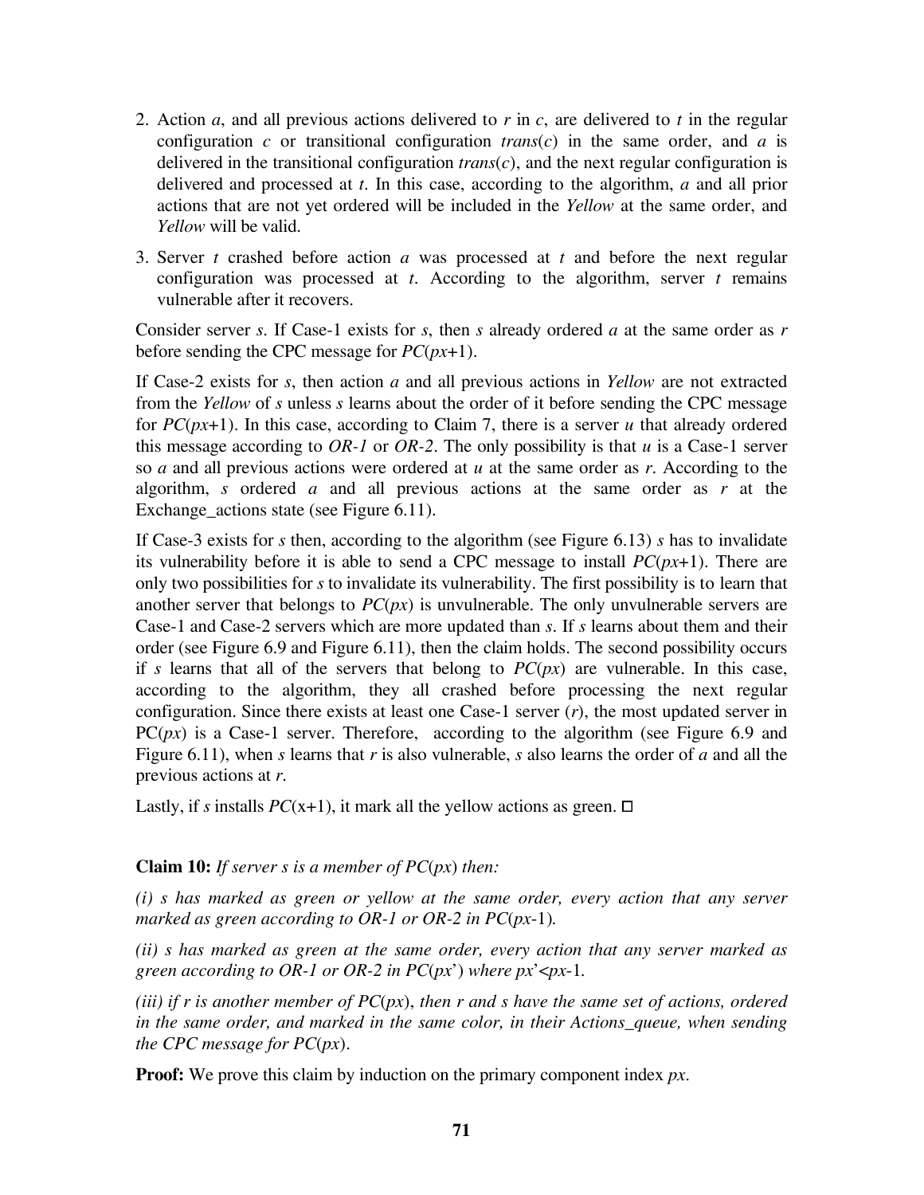2. Action *a*, and all previous actions delivered to *r* in *c*, are delivered to *t* in the regular configuration *c* or transitional configuration *trans*(*c*) in the same order, and *a* is delivered in the transitional configuration *trans*(*c*), and the next regular configuration is delivered and processed at *t*. In this case, according to the algorithm, *a* and all prior actions that are not yet ordered will be included in the *Yellow* at the same order, and *Yellow* will be valid.

3. Server *t* crashed before action *a* was processed at *t* and before the next regular configuration was processed at *t*. According to the algorithm, server *t* remains vulnerable after it recovers.

Consider server *s*. If Case-1 exists for *s*, then *s* already ordered *a* at the same order as *r* before sending the CPC message for *PC*(*px*+1).

If Case-2 exists for *s*, then action *a* and all previous actions in *Yellow* are not extracted from the *Yellow* of *s* unless *s* learns about the order of it before sending the CPC message for *PC*(*px*+1). In this case, according to Claim 7, there is a server *u* that already ordered this message according to *OR-1* or *OR-2*. The only possibility is that *u* is a Case-1 server so *a* and all previous actions were ordered at *u* at the same order as *r*. According to the algorithm, *s* ordered *a* and all previous actions at the same order as *r* at the Exchange_actions state (see Figure 6.11).

If Case-3 exists for *s* then, according to the algorithm (see Figure 6.13) *s* has to invalidate its vulnerability before it is able to send a CPC message to install *PC*(*px*+1). There are only two possibilities for *s* to invalidate its vulnerability. The first possibility is to learn that another server that belongs to *PC*(*px*) is unvulnerable. The only unvulnerable servers are Case-1 and Case-2 servers which are more updated than *s*. If *s* learns about them and their order (see Figure 6.9 and Figure 6.11), then the claim holds. The second possibility occurs if *s* learns that all of the servers that belong to *PC*(*px*) are vulnerable. In this case, according to the algorithm, they all crashed before processing the next regular configuration. Since there exists at least one Case-1 server (*r*), the most updated server in PC(*px*) is a Case-1 server. Therefore, according to the algorithm (see Figure 6.9 and Figure 6.11), when *s* learns that *r* is also vulnerable, *s* also learns the order of *a* and all the previous actions at *r*.

Lastly, if *s* installs *PC*(x+1), it mark all the yellow actions as green. □

**Claim 10:** *If server s is a member of* *PC*(*px*) *then:*

*(i) s has marked as green or yellow at the same order, every action that any server marked as green according to OR-1 or OR-2 in* *PC*(*px*-1)*.*

*(ii) s has marked as green at the same order, every action that any server marked as green according to OR-1 or OR-2 in* *PC*(*px*') *where px*'<*px*-1*.*

*(iii) if r is another member of* *PC*(*px*), *then r and s have the same set of actions, ordered in the same order, and marked in the same color, in their Actions_queue, when sending the CPC message for* *PC*(*px*)*.*

**Proof:** We prove this claim by induction on the primary component index *px*.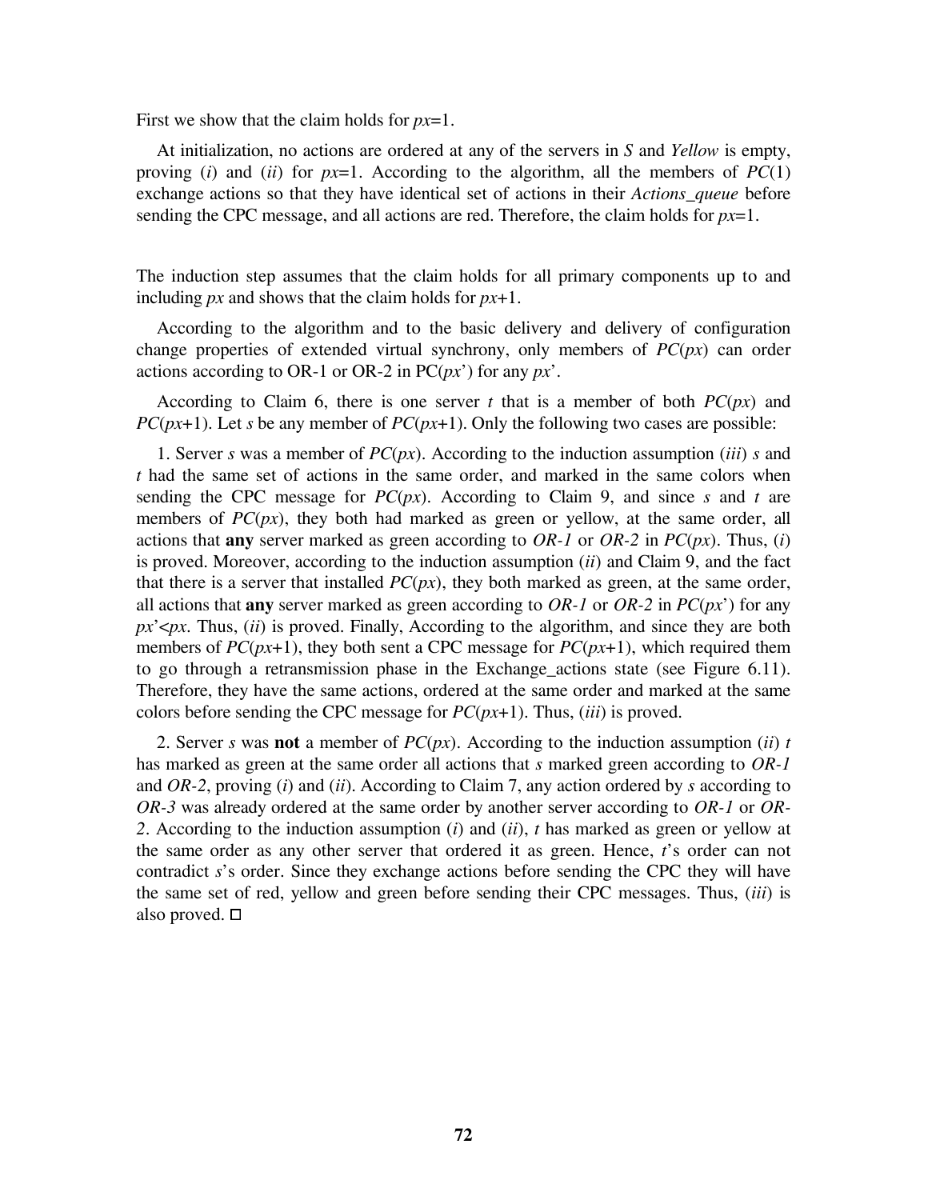First we show that the claim holds for *px*=1.

At initialization, no actions are ordered at any of the servers in *S* and *Yellow* is empty, proving (*i*) and (*ii*) for *px*=1. According to the algorithm, all the members of *PC*(1) exchange actions so that they have identical set of actions in their *Actions_queue* before sending the CPC message, and all actions are red. Therefore, the claim holds for *px*=1.

The induction step assumes that the claim holds for all primary components up to and including *px* and shows that the claim holds for *px*+1.

According to the algorithm and to the basic delivery and delivery of configuration change properties of extended virtual synchrony, only members of *PC*(*px*) can order actions according to OR-1 or OR-2 in PC(*px*') for any *px*'.

According to Claim 6, there is one server *t* that is a member of both *PC*(*px*) and *PC*(*px*+1). Let *s* be any member of *PC*(*px*+1). Only the following two cases are possible:

1. Server *s* was a member of *PC*(*px*). According to the induction assumption (*iii*) *s* and *t* had the same set of actions in the same order, and marked in the same colors when sending the CPC message for *PC*(*px*). According to Claim 9, and since *s* and *t* are members of *PC*(*px*), they both had marked as green or yellow, at the same order, all actions that **any** server marked as green according to *OR-1* or *OR-2* in *PC*(*px*). Thus, (*i*) is proved. Moreover, according to the induction assumption (*ii*) and Claim 9, and the fact that there is a server that installed *PC*(*px*), they both marked as green, at the same order, all actions that **any** server marked as green according to *OR-1* or *OR-2* in *PC*(*px*') for any *px*'<*px*. Thus, (*ii*) is proved. Finally, According to the algorithm, and since they are both members of *PC*(*px*+1), they both sent a CPC message for *PC*(*px*+1), which required them to go through a retransmission phase in the Exchange_actions state (see Figure 6.11). Therefore, they have the same actions, ordered at the same order and marked at the same colors before sending the CPC message for *PC*(*px*+1). Thus, (*iii*) is proved.

2. Server *s* was **not** a member of *PC*(*px*). According to the induction assumption (*ii*) *t* has marked as green at the same order all actions that *s* marked green according to *OR-1* and *OR-2*, proving (*i*) and (*ii*). According to Claim 7, any action ordered by *s* according to *OR-3* was already ordered at the same order by another server according to *OR-1* or *OR-2*. According to the induction assumption (*i*) and (*ii*), *t* has marked as green or yellow at the same order as any other server that ordered it as green. Hence, *t*'s order can not contradict *s*'s order. Since they exchange actions before sending the CPC they will have the same set of red, yellow and green before sending their CPC messages. Thus, (*iii*) is also proved. □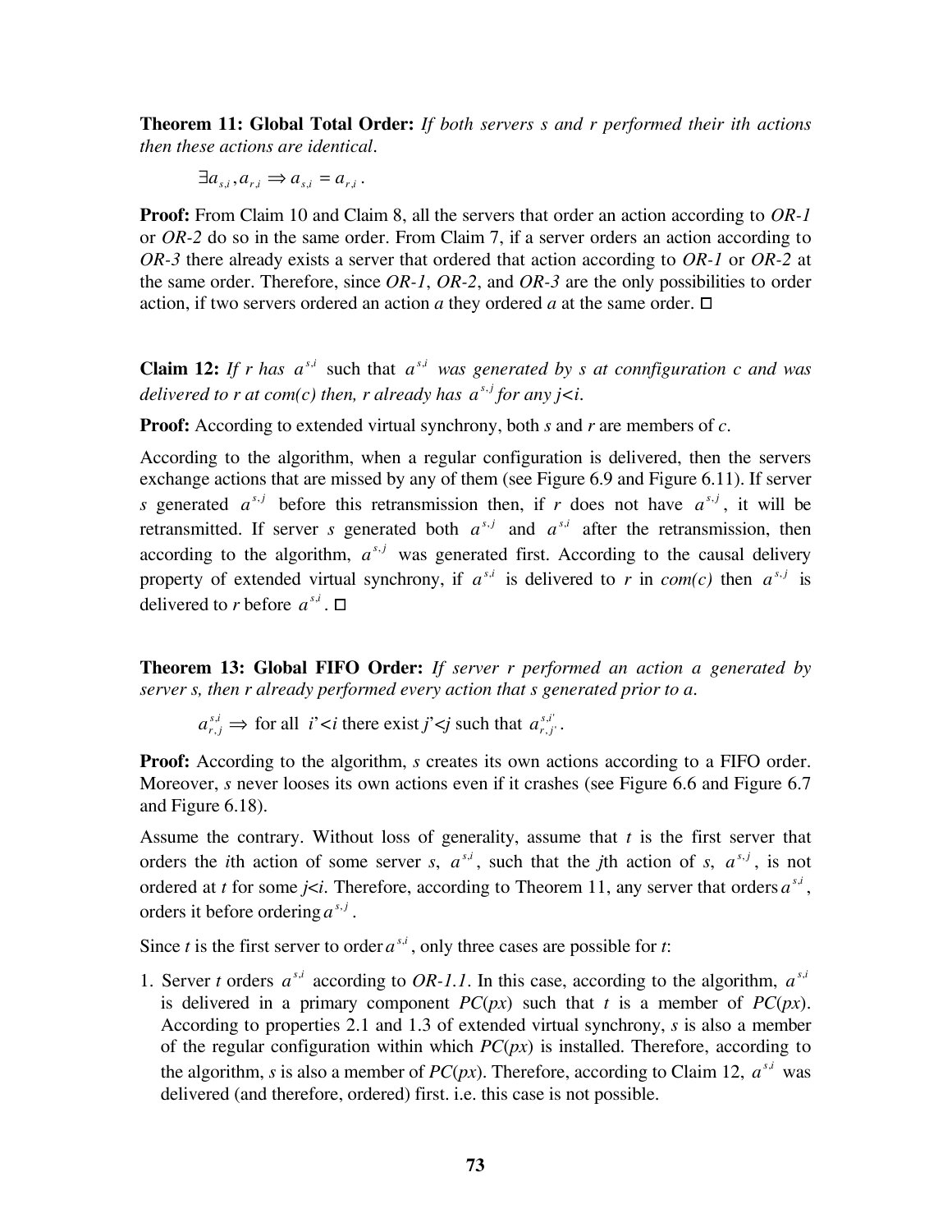**Theorem 11: Global Total Order:** *If both servers s and r performed their ith actions then these actions are identical.*

$$\exists a_{s,i}, a_{r,i} \Rightarrow a_{s,i} = a_{r,i} .$$

**Proof:** From Claim 10 and Claim 8, all the servers that order an action according to *OR-1* or *OR-2* do so in the same order. From Claim 7, if a server orders an action according to *OR-3* there already exists a server that ordered that action according to *OR-1* or *OR-2* at the same order. Therefore, since *OR-1*, *OR-2*, and *OR-3* are the only possibilities to order action, if two servers ordered an action *a* they ordered *a* at the same order. □

**Claim 12:** *If r has* $a^{s,i}$ *such that* $a^{s,i}$ *was generated by s at connfiguration c and was delivered to r at com(c) then, r already has* $a^{s,j}$ *for any j<i.*

**Proof:** According to extended virtual synchrony, both *s* and *r* are members of *c*.

According to the algorithm, when a regular configuration is delivered, then the servers exchange actions that are missed by any of them (see Figure 6.9 and Figure 6.11). If server *s* generated $a^{s,j}$ before this retransmission then, if *r* does not have $a^{s,j}$, it will be retransmitted. If server *s* generated both $a^{s,j}$ and $a^{s,i}$ after the retransmission, then according to the algorithm, $a^{s,j}$ was generated first. According to the causal delivery property of extended virtual synchrony, if $a^{s,i}$ is delivered to *r* in *com(c)* then $a^{s,j}$ is delivered to *r* before $a^{s,i}$. □

**Theorem 13: Global FIFO Order:** *If server r performed an action a generated by server s, then r already performed every action that s generated prior to a.*

$$a^{s,i}_{r,j} \Rightarrow \text{for all } i'<i \text{ there exist } j'<j \text{ such that } a^{s,i'}_{r,j'} .$$

**Proof:** According to the algorithm, *s* creates its own actions according to a FIFO order. Moreover, *s* never looses its own actions even if it crashes (see Figure 6.6 and Figure 6.7 and Figure 6.18).

Assume the contrary. Without loss of generality, assume that *t* is the first server that orders the *i*th action of some server *s*, $a^{s,i}$, such that the *j*th action of *s*, $a^{s,j}$, is not ordered at *t* for some *j<i*. Therefore, according to Theorem 11, any server that orders $a^{s,i}$, orders it before ordering $a^{s,j}$.

Since *t* is the first server to order $a^{s,i}$, only three cases are possible for *t*:

1. Server *t* orders $a^{s,i}$ according to *OR-1.1*. In this case, according to the algorithm, $a^{s,i}$ is delivered in a primary component *PC*(*px*) such that *t* is a member of *PC*(*px*). According to properties 2.1 and 1.3 of extended virtual synchrony, *s* is also a member of the regular configuration within which *PC*(*px*) is installed. Therefore, according to the algorithm, *s* is also a member of *PC*(*px*). Therefore, according to Claim 12, $a^{s,i}$ was delivered (and therefore, ordered) first. i.e. this case is not possible.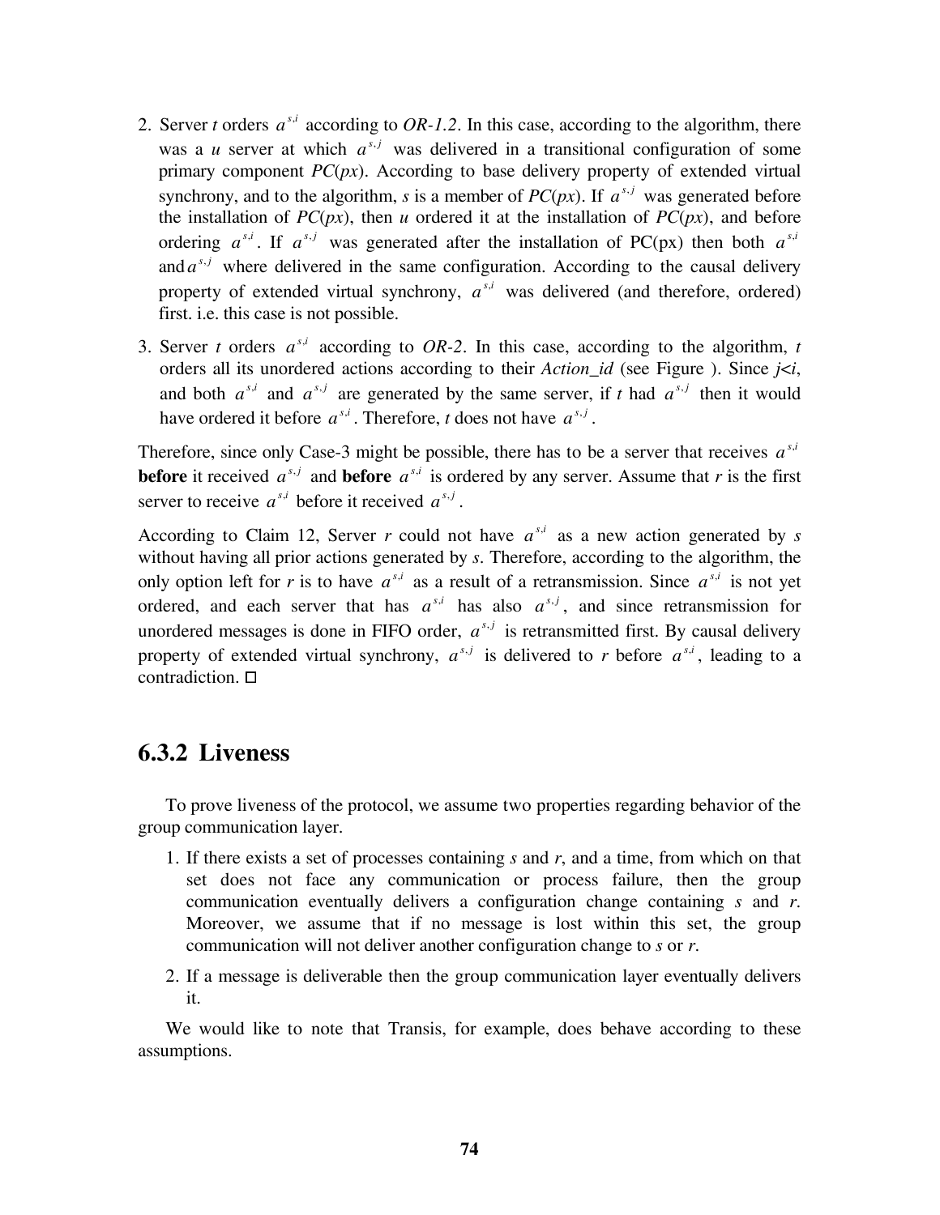2. Server *t* orders $a^{s,i}$ according to *OR-1.2*. In this case, according to the algorithm, there was a *u* server at which $a^{s,j}$ was delivered in a transitional configuration of some primary component *PC*(*px*). According to base delivery property of extended virtual synchrony, and to the algorithm, *s* is a member of *PC*(*px*). If $a^{s,j}$ was generated before the installation of *PC*(*px*), then *u* ordered it at the installation of *PC*(*px*), and before ordering $a^{s,i}$. If $a^{s,j}$ was generated after the installation of PC(px) then both $a^{s,i}$ and $a^{s,j}$ where delivered in the same configuration. According to the causal delivery property of extended virtual synchrony, $a^{s,i}$ was delivered (and therefore, ordered) first. i.e. this case is not possible.

3. Server *t* orders $a^{s,i}$ according to *OR-2*. In this case, according to the algorithm, *t* orders all its unordered actions according to their *Action_id* (see Figure ). Since $j<i$, and both $a^{s,i}$ and $a^{s,j}$ are generated by the same server, if *t* had $a^{s,j}$ then it would have ordered it before $a^{s,i}$. Therefore, *t* does not have $a^{s,j}$.

Therefore, since only Case-3 might be possible, there has to be a server that receives $a^{s,i}$ **before** it received $a^{s,j}$ and **before** $a^{s,i}$ is ordered by any server. Assume that *r* is the first server to receive $a^{s,i}$ before it received $a^{s,j}$.

According to Claim 12, Server *r* could not have $a^{s,i}$ as a new action generated by *s* without having all prior actions generated by *s*. Therefore, according to the algorithm, the only option left for *r* is to have $a^{s,i}$ as a result of a retransmission. Since $a^{s,i}$ is not yet ordered, and each server that has $a^{s,i}$ has also $a^{s,j}$, and since retransmission for unordered messages is done in FIFO order, $a^{s,j}$ is retransmitted first. By causal delivery property of extended virtual synchrony, $a^{s,j}$ is delivered to *r* before $a^{s,i}$, leading to a contradiction. □

### 6.3.2 Liveness

To prove liveness of the protocol, we assume two properties regarding behavior of the group communication layer.

1. If there exists a set of processes containing *s* and *r*, and a time, from which on that set does not face any communication or process failure, then the group communication eventually delivers a configuration change containing *s* and *r*. Moreover, we assume that if no message is lost within this set, the group communication will not deliver another configuration change to *s* or *r*.

2. If a message is deliverable then the group communication layer eventually delivers it.

We would like to note that Transis, for example, does behave according to these assumptions.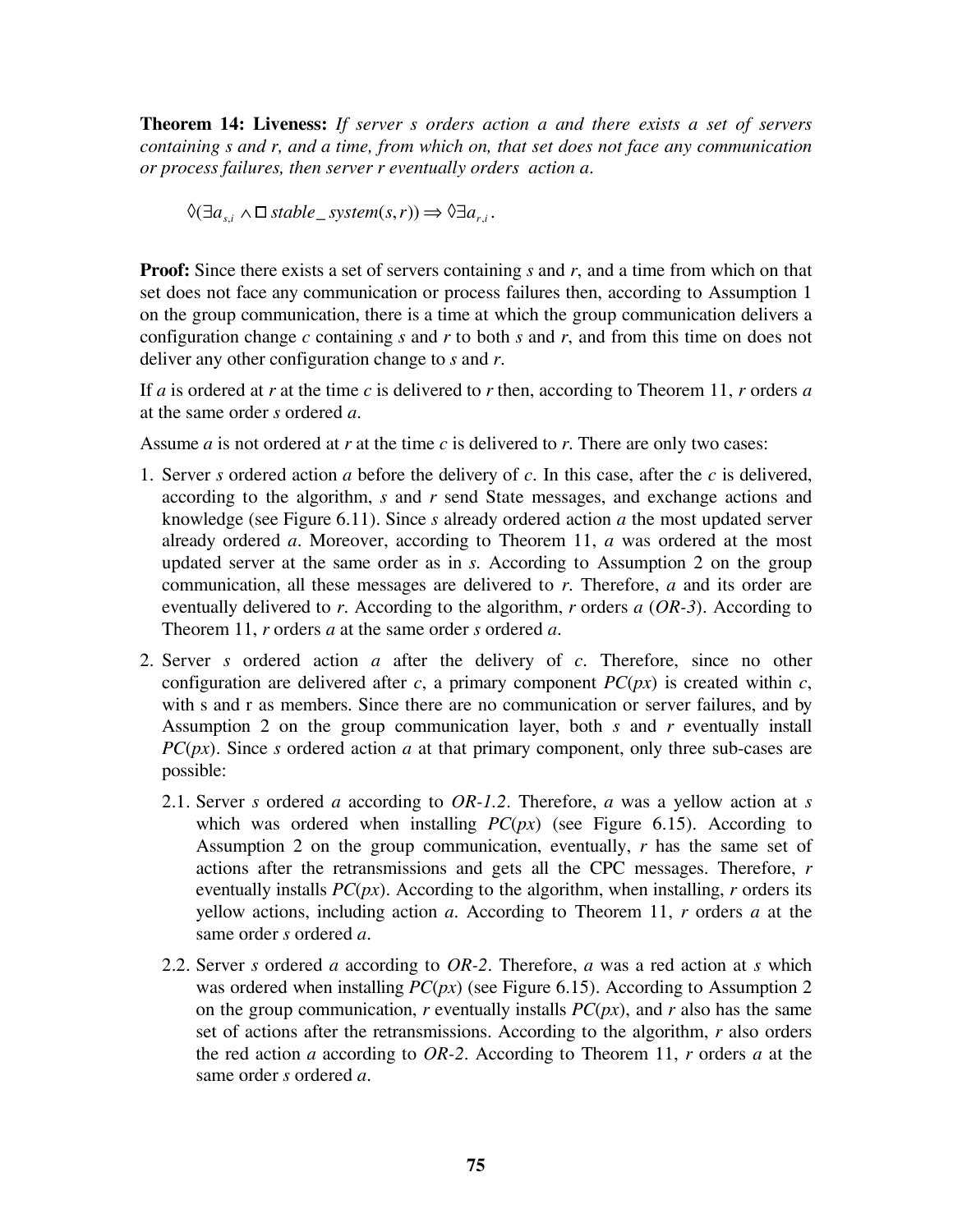**Theorem 14: Liveness:** *If server s orders action a and there exists a set of servers containing s and r, and a time, from which on, that set does not face any communication or process failures, then server r eventually orders action a.*

$$\Diamond(\exists a_{s,i} \wedge \Box\, stable\_system(s,r)) \Rightarrow \Diamond \exists a_{r,i}.$$

**Proof:** Since there exists a set of servers containing *s* and *r*, and a time from which on that set does not face any communication or process failures then, according to Assumption 1 on the group communication, there is a time at which the group communication delivers a configuration change *c* containing *s* and *r* to both *s* and *r*, and from this time on does not deliver any other configuration change to *s* and *r*.

If *a* is ordered at *r* at the time *c* is delivered to *r* then, according to Theorem 11, *r* orders *a* at the same order *s* ordered *a*.

Assume *a* is not ordered at *r* at the time *c* is delivered to *r*. There are only two cases:

1. Server *s* ordered action *a* before the delivery of *c*. In this case, after the *c* is delivered, according to the algorithm, *s* and *r* send State messages, and exchange actions and knowledge (see Figure 6.11). Since *s* already ordered action *a* the most updated server already ordered *a*. Moreover, according to Theorem 11, *a* was ordered at the most updated server at the same order as in *s*. According to Assumption 2 on the group communication, all these messages are delivered to *r*. Therefore, *a* and its order are eventually delivered to *r*. According to the algorithm, *r* orders *a* (*OR-3*). According to Theorem 11, *r* orders *a* at the same order *s* ordered *a*.

2. Server *s* ordered action *a* after the delivery of *c*. Therefore, since no other configuration are delivered after *c*, a primary component *PC*(*px*) is created within *c*, with s and r as members. Since there are no communication or server failures, and by Assumption 2 on the group communication layer, both *s* and *r* eventually install *PC*(*px*). Since *s* ordered action *a* at that primary component, only three sub-cases are possible:

   2.1. Server *s* ordered *a* according to *OR-1.2*. Therefore, *a* was a yellow action at *s* which was ordered when installing *PC*(*px*) (see Figure 6.15). According to Assumption 2 on the group communication, eventually, *r* has the same set of actions after the retransmissions and gets all the CPC messages. Therefore, *r* eventually installs *PC*(*px*). According to the algorithm, when installing, *r* orders its yellow actions, including action *a*. According to Theorem 11, *r* orders *a* at the same order *s* ordered *a*.

   2.2. Server *s* ordered *a* according to *OR-2*. Therefore, *a* was a red action at *s* which was ordered when installing *PC*(*px*) (see Figure 6.15). According to Assumption 2 on the group communication, *r* eventually installs *PC*(*px*), and *r* also has the same set of actions after the retransmissions. According to the algorithm, *r* also orders the red action *a* according to *OR-2*. According to Theorem 11, *r* orders *a* at the same order *s* ordered *a*.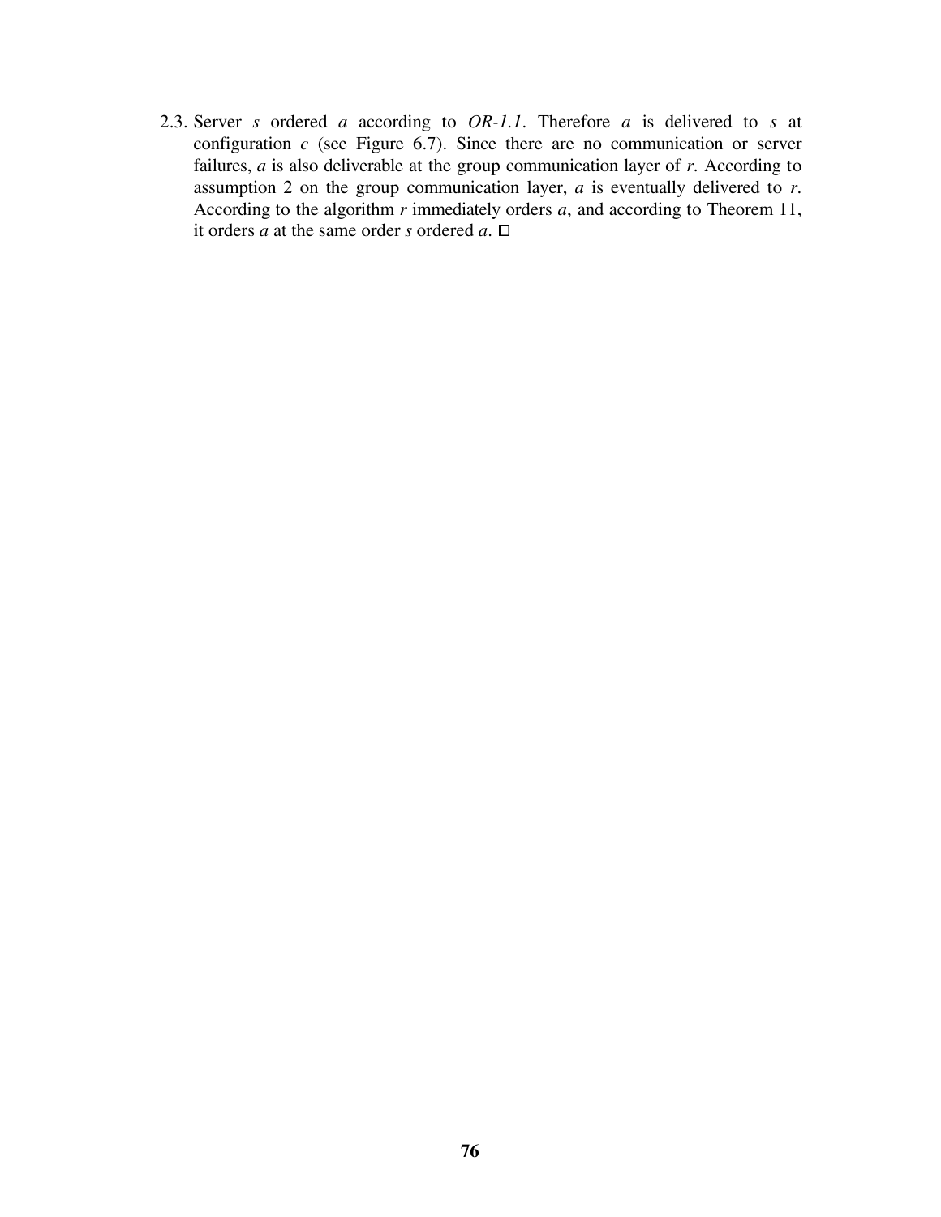2.3. Server *s* ordered *a* according to *OR-1.1*. Therefore *a* is delivered to *s* at configuration *c* (see Figure 6.7). Since there are no communication or server failures, *a* is also deliverable at the group communication layer of *r*. According to assumption 2 on the group communication layer, *a* is eventually delivered to *r*. According to the algorithm *r* immediately orders *a*, and according to Theorem 11, it orders *a* at the same order *s* ordered *a*. □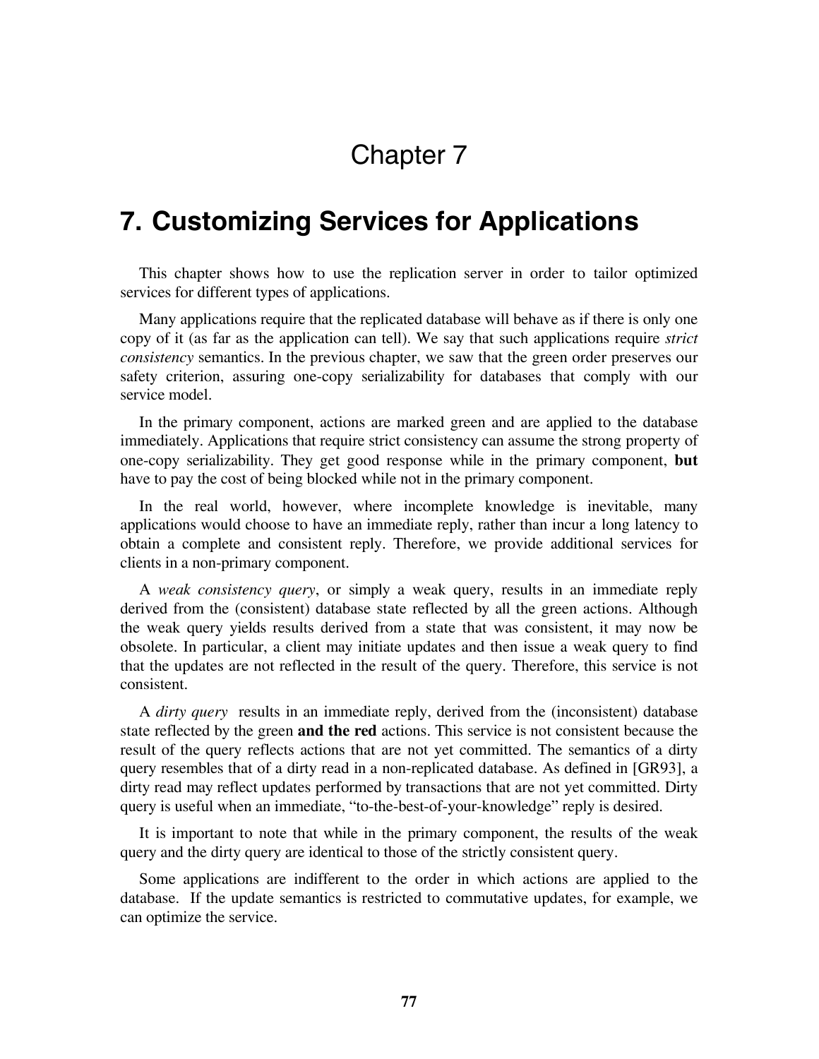# Chapter 7

# 7. Customizing Services for Applications

This chapter shows how to use the replication server in order to tailor optimized services for different types of applications.

Many applications require that the replicated database will behave as if there is only one copy of it (as far as the application can tell). We say that such applications require *strict consistency* semantics. In the previous chapter, we saw that the green order preserves our safety criterion, assuring one-copy serializability for databases that comply with our service model.

In the primary component, actions are marked green and are applied to the database immediately. Applications that require strict consistency can assume the strong property of one-copy serializability. They get good response while in the primary component, **but** have to pay the cost of being blocked while not in the primary component.

In the real world, however, where incomplete knowledge is inevitable, many applications would choose to have an immediate reply, rather than incur a long latency to obtain a complete and consistent reply. Therefore, we provide additional services for clients in a non-primary component.

A *weak consistency query*, or simply a weak query, results in an immediate reply derived from the (consistent) database state reflected by all the green actions. Although the weak query yields results derived from a state that was consistent, it may now be obsolete. In particular, a client may initiate updates and then issue a weak query to find that the updates are not reflected in the result of the query. Therefore, this service is not consistent.

A *dirty query* results in an immediate reply, derived from the (inconsistent) database state reflected by the green **and the red** actions. This service is not consistent because the result of the query reflects actions that are not yet committed. The semantics of a dirty query resembles that of a dirty read in a non-replicated database. As defined in [GR93], a dirty read may reflect updates performed by transactions that are not yet committed. Dirty query is useful when an immediate, "to-the-best-of-your-knowledge" reply is desired.

It is important to note that while in the primary component, the results of the weak query and the dirty query are identical to those of the strictly consistent query.

Some applications are indifferent to the order in which actions are applied to the database. If the update semantics is restricted to commutative updates, for example, we can optimize the service.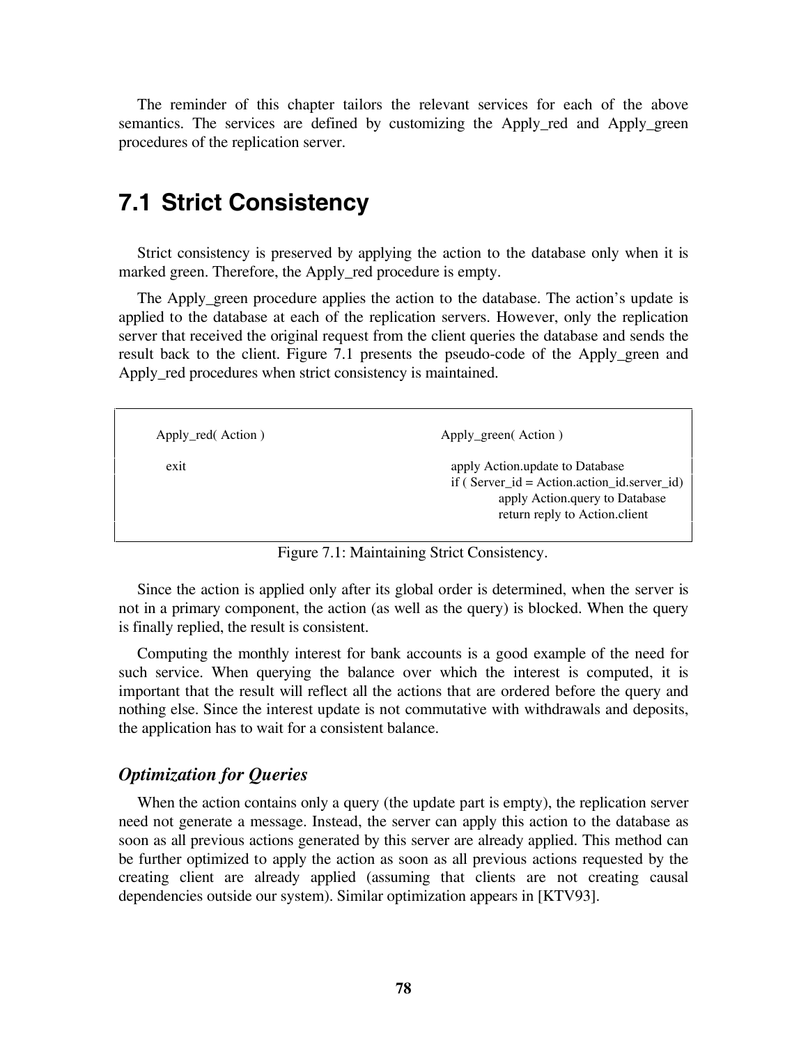The reminder of this chapter tailors the relevant services for each of the above semantics. The services are defined by customizing the Apply_red and Apply_green procedures of the replication server.

## 7.1 Strict Consistency

Strict consistency is preserved by applying the action to the database only when it is marked green. Therefore, the Apply_red procedure is empty.

The Apply_green procedure applies the action to the database. The action's update is applied to the database at each of the replication servers. However, only the replication server that received the original request from the client queries the database and sends the result back to the client. Figure 7.1 presents the pseudo-code of the Apply_green and Apply_red procedures when strict consistency is maintained.

```
Apply_red( Action )

   exit
```

```
Apply_green( Action )

   apply Action.update to Database
   if ( Server_id = Action.action_id.server_id)
        apply Action.query to Database
        return reply to Action.client
```

Figure 7.1: Maintaining Strict Consistency.

Since the action is applied only after its global order is determined, when the server is not in a primary component, the action (as well as the query) is blocked. When the query is finally replied, the result is consistent.

Computing the monthly interest for bank accounts is a good example of the need for such service. When querying the balance over which the interest is computed, it is important that the result will reflect all the actions that are ordered before the query and nothing else. Since the interest update is not commutative with withdrawals and deposits, the application has to wait for a consistent balance.

### *Optimization for Queries*

When the action contains only a query (the update part is empty), the replication server need not generate a message. Instead, the server can apply this action to the database as soon as all previous actions generated by this server are already applied. This method can be further optimized to apply the action as soon as all previous actions requested by the creating client are already applied (assuming that clients are not creating causal dependencies outside our system). Similar optimization appears in [KTV93].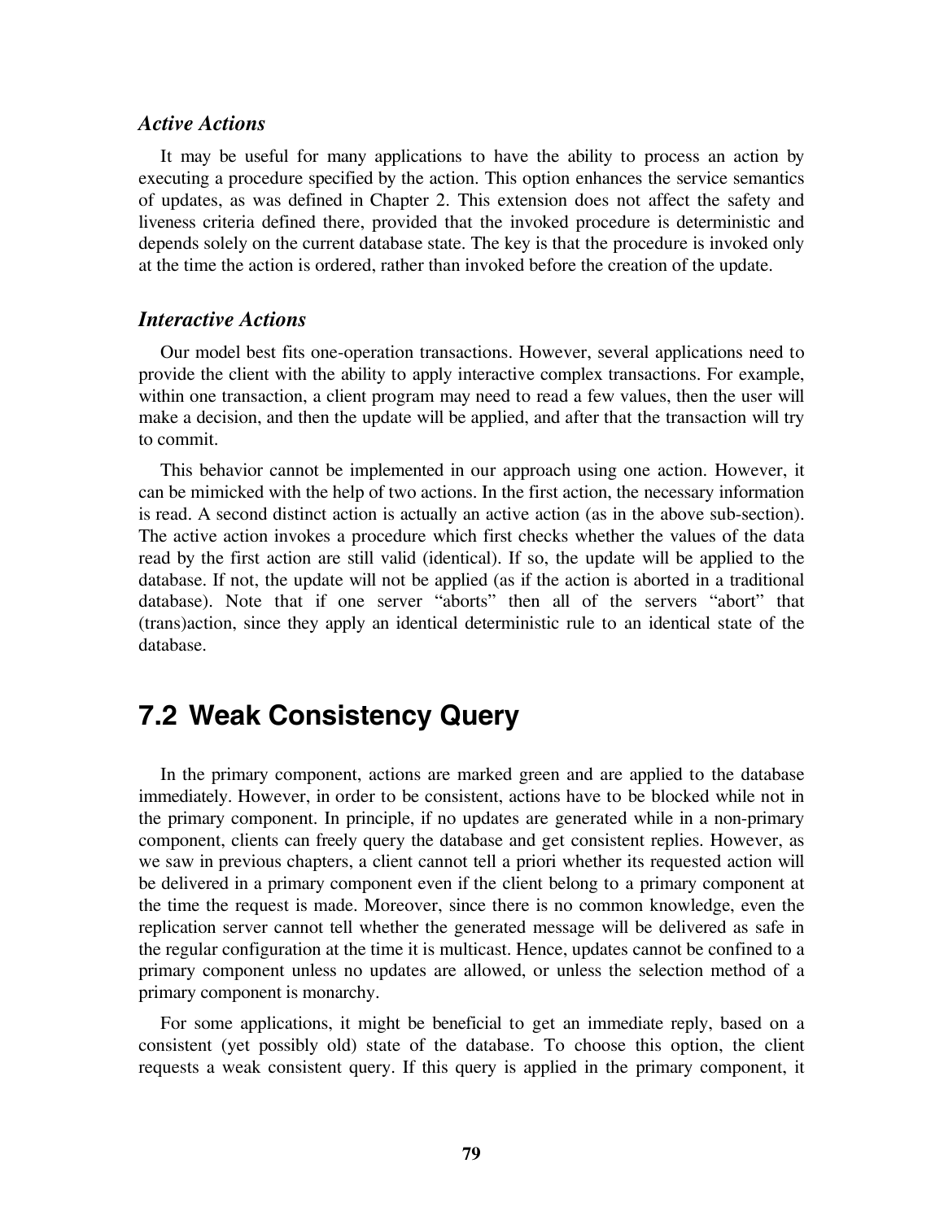### *Active Actions*

It may be useful for many applications to have the ability to process an action by executing a procedure specified by the action. This option enhances the service semantics of updates, as was defined in Chapter 2. This extension does not affect the safety and liveness criteria defined there, provided that the invoked procedure is deterministic and depends solely on the current database state. The key is that the procedure is invoked only at the time the action is ordered, rather than invoked before the creation of the update.

### *Interactive Actions*

Our model best fits one-operation transactions. However, several applications need to provide the client with the ability to apply interactive complex transactions. For example, within one transaction, a client program may need to read a few values, then the user will make a decision, and then the update will be applied, and after that the transaction will try to commit.

This behavior cannot be implemented in our approach using one action. However, it can be mimicked with the help of two actions. In the first action, the necessary information is read. A second distinct action is actually an active action (as in the above sub-section). The active action invokes a procedure which first checks whether the values of the data read by the first action are still valid (identical). If so, the update will be applied to the database. If not, the update will not be applied (as if the action is aborted in a traditional database). Note that if one server "aborts" then all of the servers "abort" that (trans)action, since they apply an identical deterministic rule to an identical state of the database.

## 7.2 Weak Consistency Query

In the primary component, actions are marked green and are applied to the database immediately. However, in order to be consistent, actions have to be blocked while not in the primary component. In principle, if no updates are generated while in a non-primary component, clients can freely query the database and get consistent replies. However, as we saw in previous chapters, a client cannot tell a priori whether its requested action will be delivered in a primary component even if the client belong to a primary component at the time the request is made. Moreover, since there is no common knowledge, even the replication server cannot tell whether the generated message will be delivered as safe in the regular configuration at the time it is multicast. Hence, updates cannot be confined to a primary component unless no updates are allowed, or unless the selection method of a primary component is monarchy.

For some applications, it might be beneficial to get an immediate reply, based on a consistent (yet possibly old) state of the database. To choose this option, the client requests a weak consistent query. If this query is applied in the primary component, it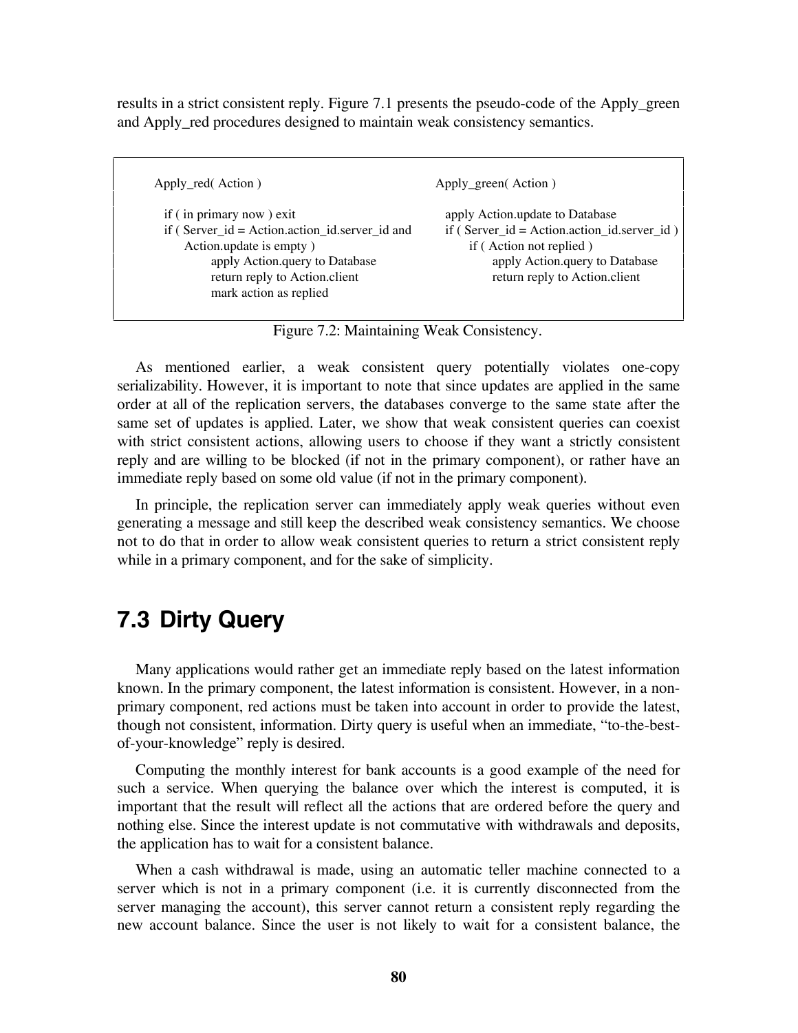results in a strict consistent reply. Figure 7.1 presents the pseudo-code of the Apply_green and Apply_red procedures designed to maintain weak consistency semantics.

```
Apply_red( Action )                                      Apply_green( Action )

  if ( in primary now ) exit                               apply Action.update to Database
  if ( Server_id = Action.action_id.server_id and          if ( Server_id = Action.action_id.server_id )
      Action.update is empty )                                 if ( Action not replied )
          apply Action.query to Database                           apply Action.query to Database
          return reply to Action.client                            return reply to Action.client
          mark action as replied
```

Figure 7.2: Maintaining Weak Consistency.

As mentioned earlier, a weak consistent query potentially violates one-copy serializability. However, it is important to note that since updates are applied in the same order at all of the replication servers, the databases converge to the same state after the same set of updates is applied. Later, we show that weak consistent queries can coexist with strict consistent actions, allowing users to choose if they want a strictly consistent reply and are willing to be blocked (if not in the primary component), or rather have an immediate reply based on some old value (if not in the primary component).

In principle, the replication server can immediately apply weak queries without even generating a message and still keep the described weak consistency semantics. We choose not to do that in order to allow weak consistent queries to return a strict consistent reply while in a primary component, and for the sake of simplicity.

## 7.3 Dirty Query

Many applications would rather get an immediate reply based on the latest information known. In the primary component, the latest information is consistent. However, in a non-primary component, red actions must be taken into account in order to provide the latest, though not consistent, information. Dirty query is useful when an immediate, "to-the-best-of-your-knowledge" reply is desired.

Computing the monthly interest for bank accounts is a good example of the need for such a service. When querying the balance over which the interest is computed, it is important that the result will reflect all the actions that are ordered before the query and nothing else. Since the interest update is not commutative with withdrawals and deposits, the application has to wait for a consistent balance.

When a cash withdrawal is made, using an automatic teller machine connected to a server which is not in a primary component (i.e. it is currently disconnected from the server managing the account), this server cannot return a consistent reply regarding the new account balance. Since the user is not likely to wait for a consistent balance, the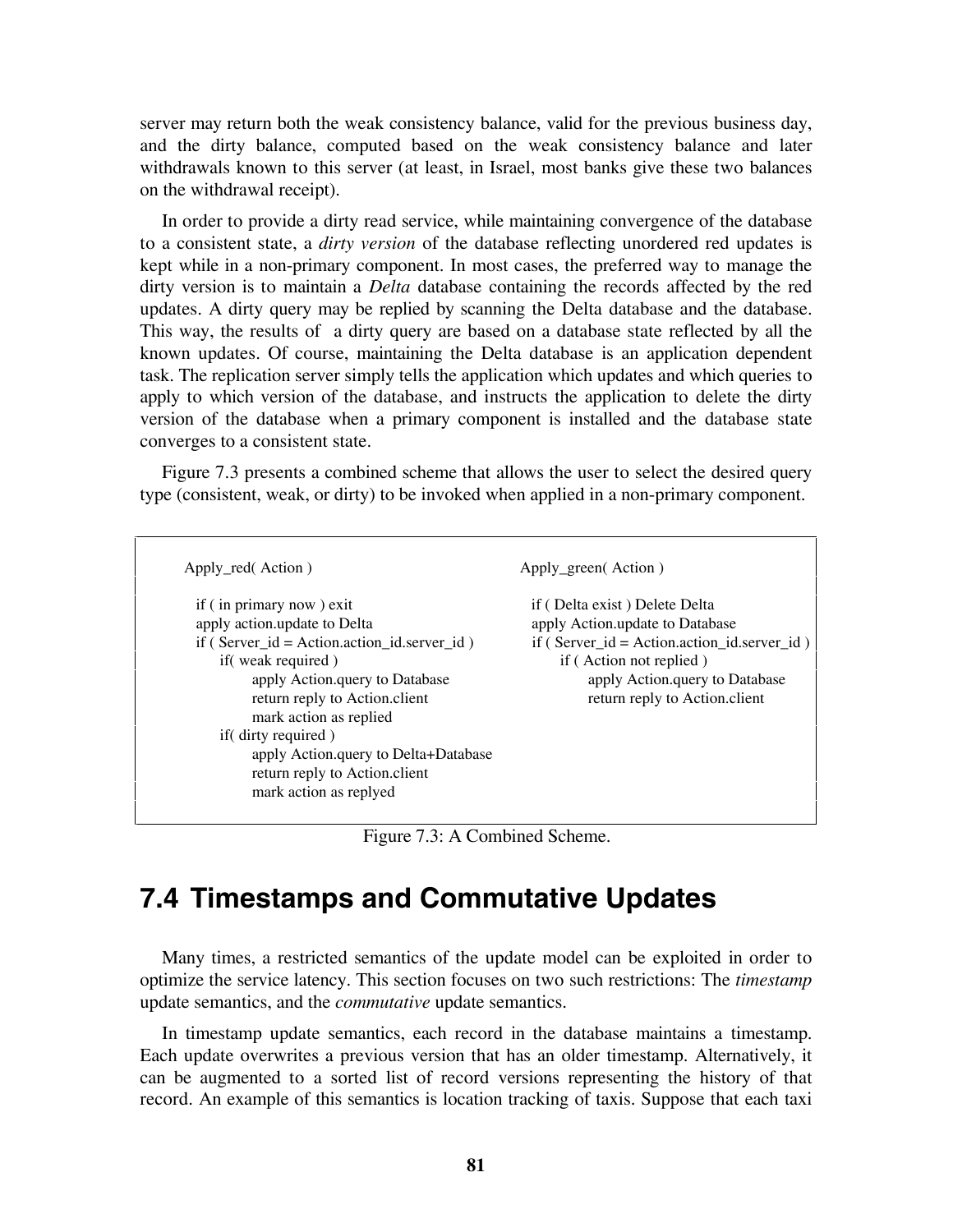server may return both the weak consistency balance, valid for the previous business day, and the dirty balance, computed based on the weak consistency balance and later withdrawals known to this server (at least, in Israel, most banks give these two balances on the withdrawal receipt).

In order to provide a dirty read service, while maintaining convergence of the database to a consistent state, a *dirty version* of the database reflecting unordered red updates is kept while in a non-primary component. In most cases, the preferred way to manage the dirty version is to maintain a *Delta* database containing the records affected by the red updates. A dirty query may be replied by scanning the Delta database and the database. This way, the results of a dirty query are based on a database state reflected by all the known updates. Of course, maintaining the Delta database is an application dependent task. The replication server simply tells the application which updates and which queries to apply to which version of the database, and instructs the application to delete the dirty version of the database when a primary component is installed and the database state converges to a consistent state.

Figure 7.3 presents a combined scheme that allows the user to select the desired query type (consistent, weak, or dirty) to be invoked when applied in a non-primary component.

```
Apply_red( Action )

  if ( in primary now ) exit
  apply action.update to Delta
  if ( Server_id = Action.action_id.server_id )
      if( weak required )
           apply Action.query to Database
           return reply to Action.client
           mark action as replied
      if( dirty required )
           apply Action.query to Delta+Database
           return reply to Action.client
           mark action as replyed

Apply_green( Action )

  if ( Delta exist ) Delete Delta
  apply Action.update to Database
  if ( Server_id = Action.action_id.server_id )
      if ( Action not replied )
           apply Action.query to Database
           return reply to Action.client
```

Figure 7.3: A Combined Scheme.

## 7.4 Timestamps and Commutative Updates

Many times, a restricted semantics of the update model can be exploited in order to optimize the service latency. This section focuses on two such restrictions: The *timestamp* update semantics, and the *commutative* update semantics.

In timestamp update semantics, each record in the database maintains a timestamp. Each update overwrites a previous version that has an older timestamp. Alternatively, it can be augmented to a sorted list of record versions representing the history of that record. An example of this semantics is location tracking of taxis. Suppose that each taxi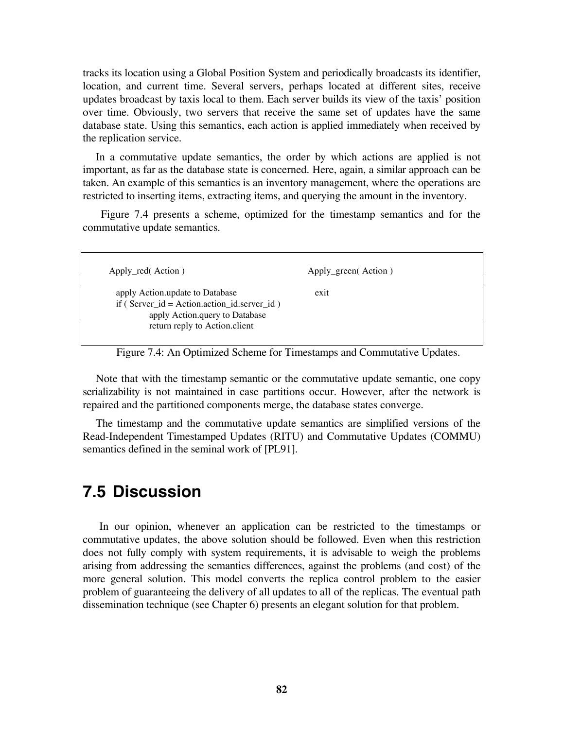tracks its location using a Global Position System and periodically broadcasts its identifier, location, and current time. Several servers, perhaps located at different sites, receive updates broadcast by taxis local to them. Each server builds its view of the taxis' position over time. Obviously, two servers that receive the same set of updates have the same database state. Using this semantics, each action is applied immediately when received by the replication service.

In a commutative update semantics, the order by which actions are applied is not important, as far as the database state is concerned. Here, again, a similar approach can be taken. An example of this semantics is an inventory management, where the operations are restricted to inserting items, extracting items, and querying the amount in the inventory.

Figure 7.4 presents a scheme, optimized for the timestamp semantics and for the commutative update semantics.

```
Apply_red( Action )                                   Apply_green( Action )

  apply Action.update to Database                        exit
  if ( Server_id = Action.action_id.server_id )
        apply Action.query to Database
        return reply to Action.client
```

Figure 7.4: An Optimized Scheme for Timestamps and Commutative Updates.

Note that with the timestamp semantic or the commutative update semantic, one copy serializability is not maintained in case partitions occur. However, after the network is repaired and the partitioned components merge, the database states converge.

The timestamp and the commutative update semantics are simplified versions of the Read-Independent Timestamped Updates (RITU) and Commutative Updates (COMMU) semantics defined in the seminal work of [PL91].

## 7.5 Discussion

In our opinion, whenever an application can be restricted to the timestamps or commutative updates, the above solution should be followed. Even when this restriction does not fully comply with system requirements, it is advisable to weigh the problems arising from addressing the semantics differences, against the problems (and cost) of the more general solution. This model converts the replica control problem to the easier problem of guaranteeing the delivery of all updates to all of the replicas. The eventual path dissemination technique (see Chapter 6) presents an elegant solution for that problem.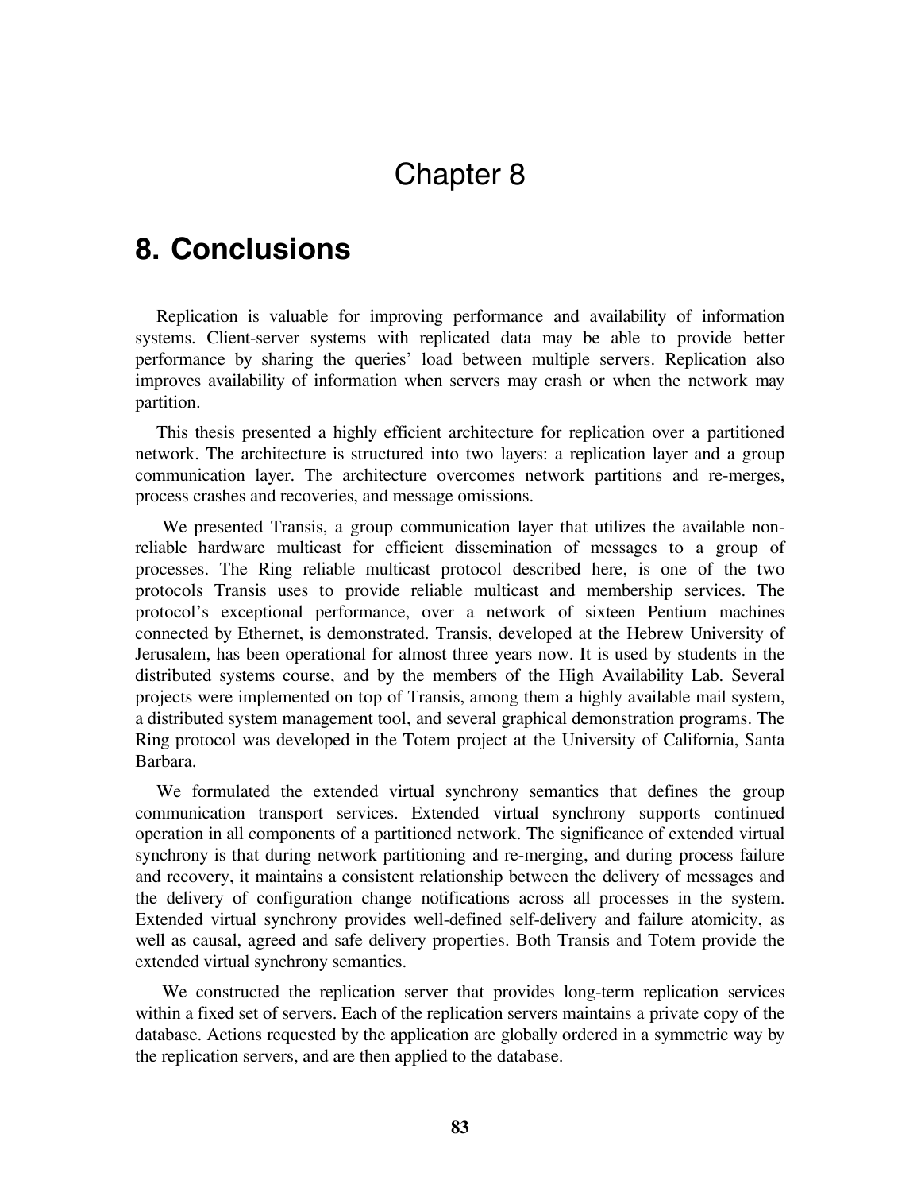# Chapter 8

# 8. Conclusions

Replication is valuable for improving performance and availability of information systems. Client-server systems with replicated data may be able to provide better performance by sharing the queries' load between multiple servers. Replication also improves availability of information when servers may crash or when the network may partition.

This thesis presented a highly efficient architecture for replication over a partitioned network. The architecture is structured into two layers: a replication layer and a group communication layer. The architecture overcomes network partitions and re-merges, process crashes and recoveries, and message omissions.

We presented Transis, a group communication layer that utilizes the available non-reliable hardware multicast for efficient dissemination of messages to a group of processes. The Ring reliable multicast protocol described here, is one of the two protocols Transis uses to provide reliable multicast and membership services. The protocol's exceptional performance, over a network of sixteen Pentium machines connected by Ethernet, is demonstrated. Transis, developed at the Hebrew University of Jerusalem, has been operational for almost three years now. It is used by students in the distributed systems course, and by the members of the High Availability Lab. Several projects were implemented on top of Transis, among them a highly available mail system, a distributed system management tool, and several graphical demonstration programs. The Ring protocol was developed in the Totem project at the University of California, Santa Barbara.

We formulated the extended virtual synchrony semantics that defines the group communication transport services. Extended virtual synchrony supports continued operation in all components of a partitioned network. The significance of extended virtual synchrony is that during network partitioning and re-merging, and during process failure and recovery, it maintains a consistent relationship between the delivery of messages and the delivery of configuration change notifications across all processes in the system. Extended virtual synchrony provides well-defined self-delivery and failure atomicity, as well as causal, agreed and safe delivery properties. Both Transis and Totem provide the extended virtual synchrony semantics.

We constructed the replication server that provides long-term replication services within a fixed set of servers. Each of the replication servers maintains a private copy of the database. Actions requested by the application are globally ordered in a symmetric way by the replication servers, and are then applied to the database.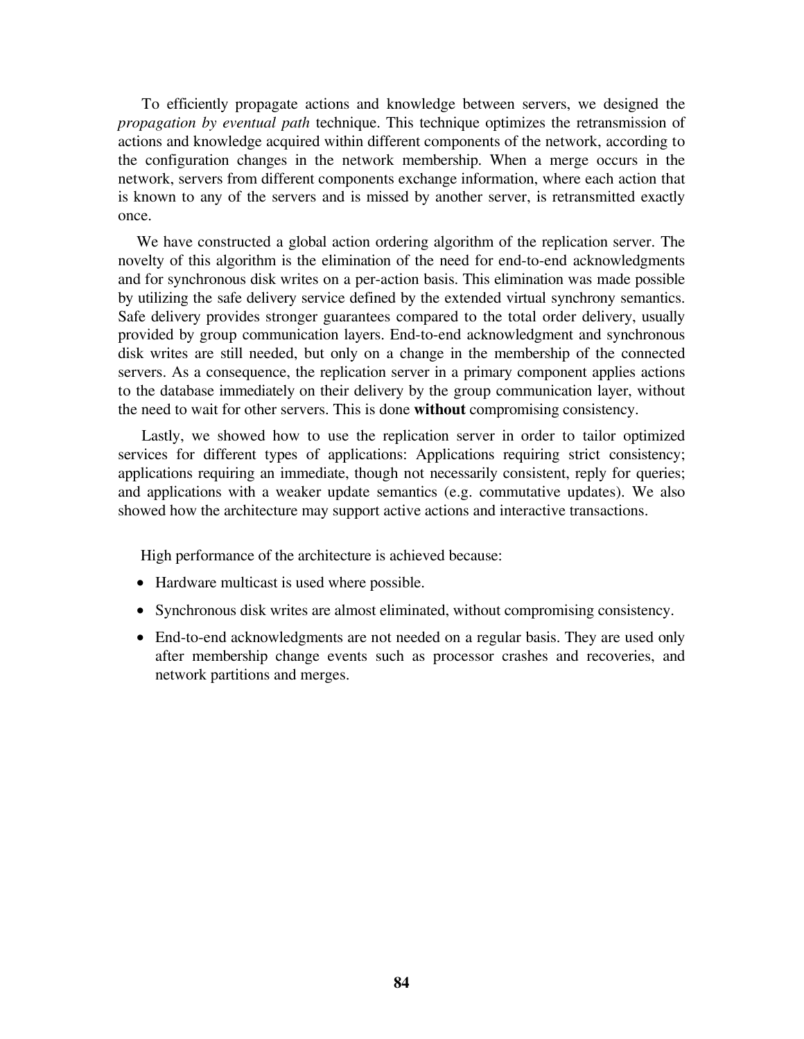To efficiently propagate actions and knowledge between servers, we designed the *propagation by eventual path* technique. This technique optimizes the retransmission of actions and knowledge acquired within different components of the network, according to the configuration changes in the network membership. When a merge occurs in the network, servers from different components exchange information, where each action that is known to any of the servers and is missed by another server, is retransmitted exactly once.

We have constructed a global action ordering algorithm of the replication server. The novelty of this algorithm is the elimination of the need for end-to-end acknowledgments and for synchronous disk writes on a per-action basis. This elimination was made possible by utilizing the safe delivery service defined by the extended virtual synchrony semantics. Safe delivery provides stronger guarantees compared to the total order delivery, usually provided by group communication layers. End-to-end acknowledgment and synchronous disk writes are still needed, but only on a change in the membership of the connected servers. As a consequence, the replication server in a primary component applies actions to the database immediately on their delivery by the group communication layer, without the need to wait for other servers. This is done **without** compromising consistency.

Lastly, we showed how to use the replication server in order to tailor optimized services for different types of applications: Applications requiring strict consistency; applications requiring an immediate, though not necessarily consistent, reply for queries; and applications with a weaker update semantics (e.g. commutative updates). We also showed how the architecture may support active actions and interactive transactions.

High performance of the architecture is achieved because:

- Hardware multicast is used where possible.
- Synchronous disk writes are almost eliminated, without compromising consistency.
- End-to-end acknowledgments are not needed on a regular basis. They are used only after membership change events such as processor crashes and recoveries, and network partitions and merges.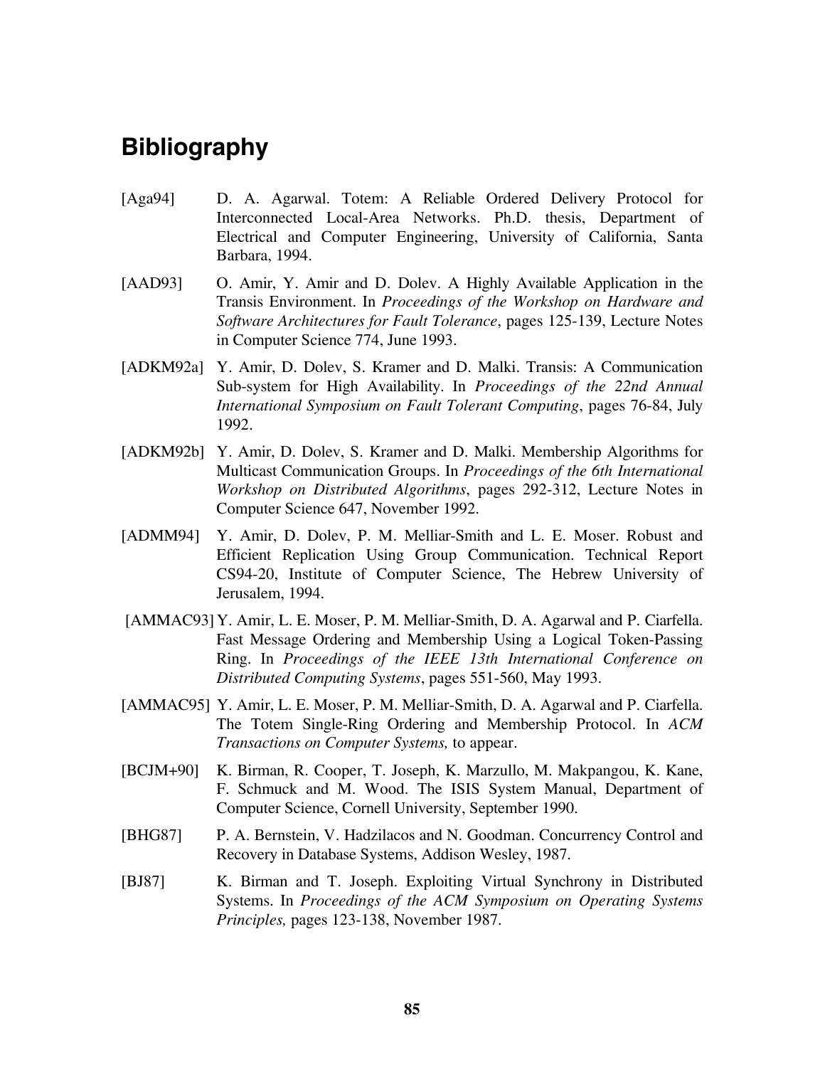# Bibliography

[Aga94] D. A. Agarwal. Totem: A Reliable Ordered Delivery Protocol for Interconnected Local-Area Networks. Ph.D. thesis, Department of Electrical and Computer Engineering, University of California, Santa Barbara, 1994.

[AAD93] O. Amir, Y. Amir and D. Dolev. A Highly Available Application in the Transis Environment. In *Proceedings of the Workshop on Hardware and Software Architectures for Fault Tolerance*, pages 125-139, Lecture Notes in Computer Science 774, June 1993.

[ADKM92a] Y. Amir, D. Dolev, S. Kramer and D. Malki. Transis: A Communication Sub-system for High Availability. In *Proceedings of the 22nd Annual International Symposium on Fault Tolerant Computing*, pages 76-84, July 1992.

[ADKM92b] Y. Amir, D. Dolev, S. Kramer and D. Malki. Membership Algorithms for Multicast Communication Groups. In *Proceedings of the 6th International Workshop on Distributed Algorithms*, pages 292-312, Lecture Notes in Computer Science 647, November 1992.

[ADMM94] Y. Amir, D. Dolev, P. M. Melliar-Smith and L. E. Moser. Robust and Efficient Replication Using Group Communication. Technical Report CS94-20, Institute of Computer Science, The Hebrew University of Jerusalem, 1994.

[AMMAC93] Y. Amir, L. E. Moser, P. M. Melliar-Smith, D. A. Agarwal and P. Ciarfella. Fast Message Ordering and Membership Using a Logical Token-Passing Ring. In *Proceedings of the IEEE 13th International Conference on Distributed Computing Systems*, pages 551-560, May 1993.

[AMMAC95] Y. Amir, L. E. Moser, P. M. Melliar-Smith, D. A. Agarwal and P. Ciarfella. The Totem Single-Ring Ordering and Membership Protocol. In *ACM Transactions on Computer Systems,* to appear.

[BCJM+90] K. Birman, R. Cooper, T. Joseph, K. Marzullo, M. Makpangou, K. Kane, F. Schmuck and M. Wood. The ISIS System Manual, Department of Computer Science, Cornell University, September 1990.

[BHG87] P. A. Bernstein, V. Hadzilacos and N. Goodman. Concurrency Control and Recovery in Database Systems, Addison Wesley, 1987.

[BJ87] K. Birman and T. Joseph. Exploiting Virtual Synchrony in Distributed Systems. In *Proceedings of the ACM Symposium on Operating Systems Principles,* pages 123-138, November 1987.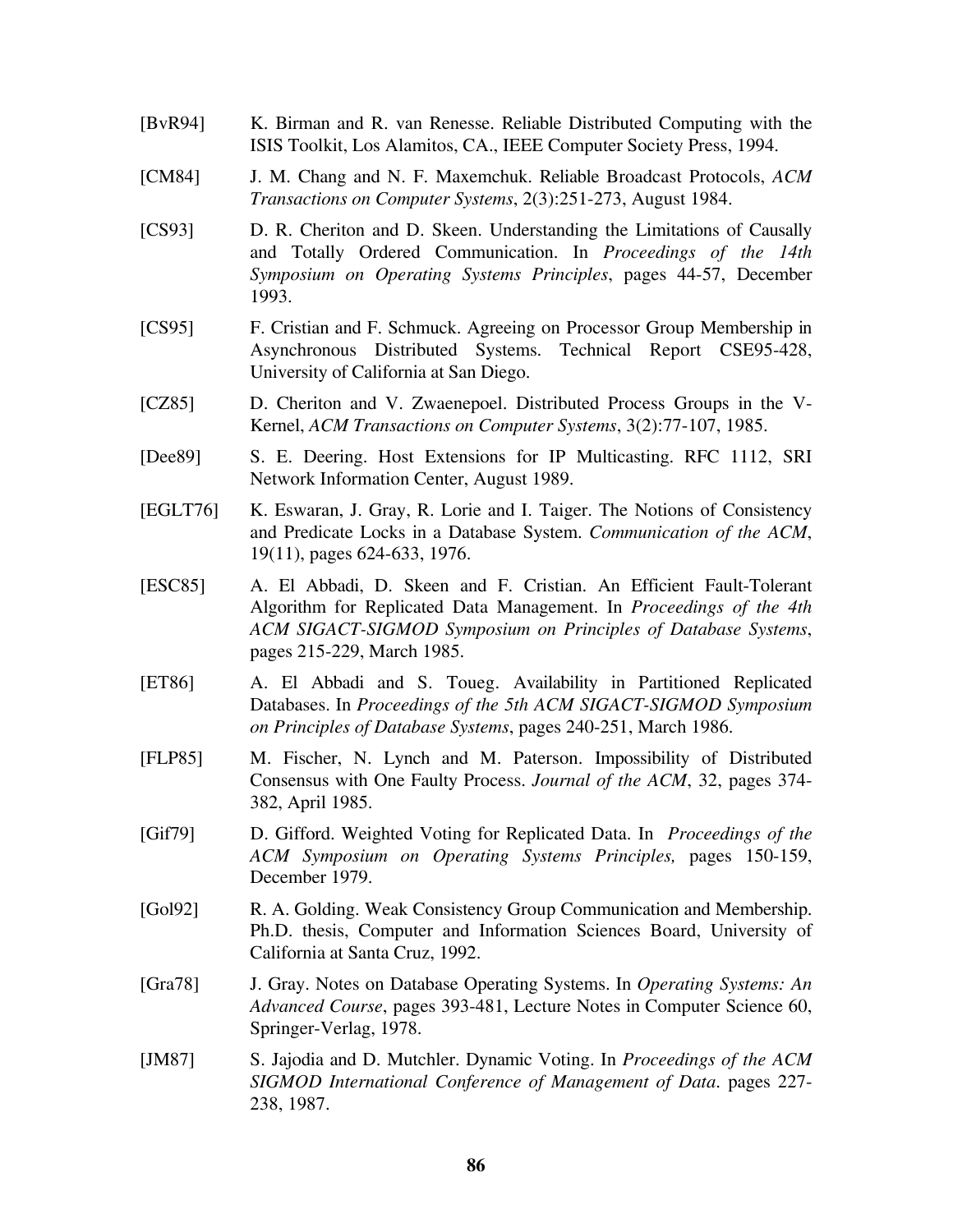[BvR94] K. Birman and R. van Renesse. Reliable Distributed Computing with the ISIS Toolkit, Los Alamitos, CA., IEEE Computer Society Press, 1994.

[CM84] J. M. Chang and N. F. Maxemchuk. Reliable Broadcast Protocols, *ACM Transactions on Computer Systems*, 2(3):251-273, August 1984.

[CS93] D. R. Cheriton and D. Skeen. Understanding the Limitations of Causally and Totally Ordered Communication. In *Proceedings of the 14th Symposium on Operating Systems Principles*, pages 44-57, December 1993.

[CS95] F. Cristian and F. Schmuck. Agreeing on Processor Group Membership in Asynchronous Distributed Systems. Technical Report CSE95-428, University of California at San Diego.

[CZ85] D. Cheriton and V. Zwaenepoel. Distributed Process Groups in the V-Kernel, *ACM Transactions on Computer Systems*, 3(2):77-107, 1985.

[Dee89] S. E. Deering. Host Extensions for IP Multicasting. RFC 1112, SRI Network Information Center, August 1989.

[EGLT76] K. Eswaran, J. Gray, R. Lorie and I. Taiger. The Notions of Consistency and Predicate Locks in a Database System. *Communication of the ACM*, 19(11), pages 624-633, 1976.

[ESC85] A. El Abbadi, D. Skeen and F. Cristian. An Efficient Fault-Tolerant Algorithm for Replicated Data Management. In *Proceedings of the 4th ACM SIGACT-SIGMOD Symposium on Principles of Database Systems*, pages 215-229, March 1985.

[ET86] A. El Abbadi and S. Toueg. Availability in Partitioned Replicated Databases. In *Proceedings of the 5th ACM SIGACT-SIGMOD Symposium on Principles of Database Systems*, pages 240-251, March 1986.

[FLP85] M. Fischer, N. Lynch and M. Paterson. Impossibility of Distributed Consensus with One Faulty Process. *Journal of the ACM*, 32, pages 374-382, April 1985.

[Gif79] D. Gifford. Weighted Voting for Replicated Data. In *Proceedings of the ACM Symposium on Operating Systems Principles,* pages 150-159, December 1979.

[Gol92] R. A. Golding. Weak Consistency Group Communication and Membership. Ph.D. thesis, Computer and Information Sciences Board, University of California at Santa Cruz, 1992.

[Gra78] J. Gray. Notes on Database Operating Systems. In *Operating Systems: An Advanced Course*, pages 393-481, Lecture Notes in Computer Science 60, Springer-Verlag, 1978.

[JM87] S. Jajodia and D. Mutchler. Dynamic Voting. In *Proceedings of the ACM SIGMOD International Conference of Management of Data*. pages 227-238, 1987.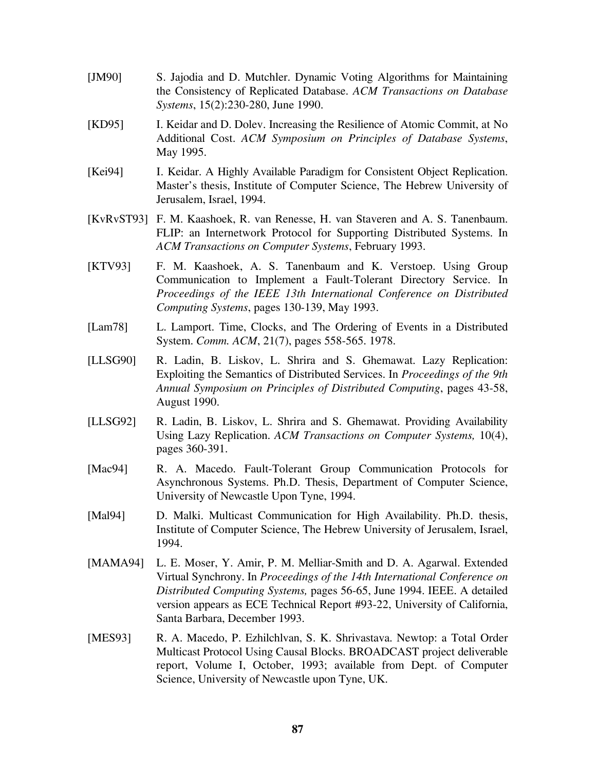[JM90] S. Jajodia and D. Mutchler. Dynamic Voting Algorithms for Maintaining the Consistency of Replicated Database. *ACM Transactions on Database Systems*, 15(2):230-280, June 1990.

[KD95] I. Keidar and D. Dolev. Increasing the Resilience of Atomic Commit, at No Additional Cost. *ACM Symposium on Principles of Database Systems*, May 1995.

[Kei94] I. Keidar. A Highly Available Paradigm for Consistent Object Replication. Master's thesis, Institute of Computer Science, The Hebrew University of Jerusalem, Israel, 1994.

[KvRvST93] F. M. Kaashoek, R. van Renesse, H. van Staveren and A. S. Tanenbaum. FLIP: an Internetwork Protocol for Supporting Distributed Systems. In *ACM Transactions on Computer Systems*, February 1993.

[KTV93] F. M. Kaashoek, A. S. Tanenbaum and K. Verstoep. Using Group Communication to Implement a Fault-Tolerant Directory Service. In *Proceedings of the IEEE 13th International Conference on Distributed Computing Systems*, pages 130-139, May 1993.

[Lam78] L. Lamport. Time, Clocks, and The Ordering of Events in a Distributed System. *Comm. ACM*, 21(7), pages 558-565. 1978.

[LLSG90] R. Ladin, B. Liskov, L. Shrira and S. Ghemawat. Lazy Replication: Exploiting the Semantics of Distributed Services. In *Proceedings of the 9th Annual Symposium on Principles of Distributed Computing*, pages 43-58, August 1990.

[LLSG92] R. Ladin, B. Liskov, L. Shrira and S. Ghemawat. Providing Availability Using Lazy Replication. *ACM Transactions on Computer Systems,* 10(4), pages 360-391.

[Mac94] R. A. Macedo. Fault-Tolerant Group Communication Protocols for Asynchronous Systems. Ph.D. Thesis, Department of Computer Science, University of Newcastle Upon Tyne, 1994.

[Mal94] D. Malki. Multicast Communication for High Availability. Ph.D. thesis, Institute of Computer Science, The Hebrew University of Jerusalem, Israel, 1994.

[MAMA94] L. E. Moser, Y. Amir, P. M. Melliar-Smith and D. A. Agarwal. Extended Virtual Synchrony. In *Proceedings of the 14th International Conference on Distributed Computing Systems,* pages 56-65, June 1994. IEEE. A detailed version appears as ECE Technical Report #93-22, University of California, Santa Barbara, December 1993.

[MES93] R. A. Macedo, P. Ezhilchlvan, S. K. Shrivastava. Newtop: a Total Order Multicast Protocol Using Causal Blocks. BROADCAST project deliverable report, Volume I, October, 1993; available from Dept. of Computer Science, University of Newcastle upon Tyne, UK.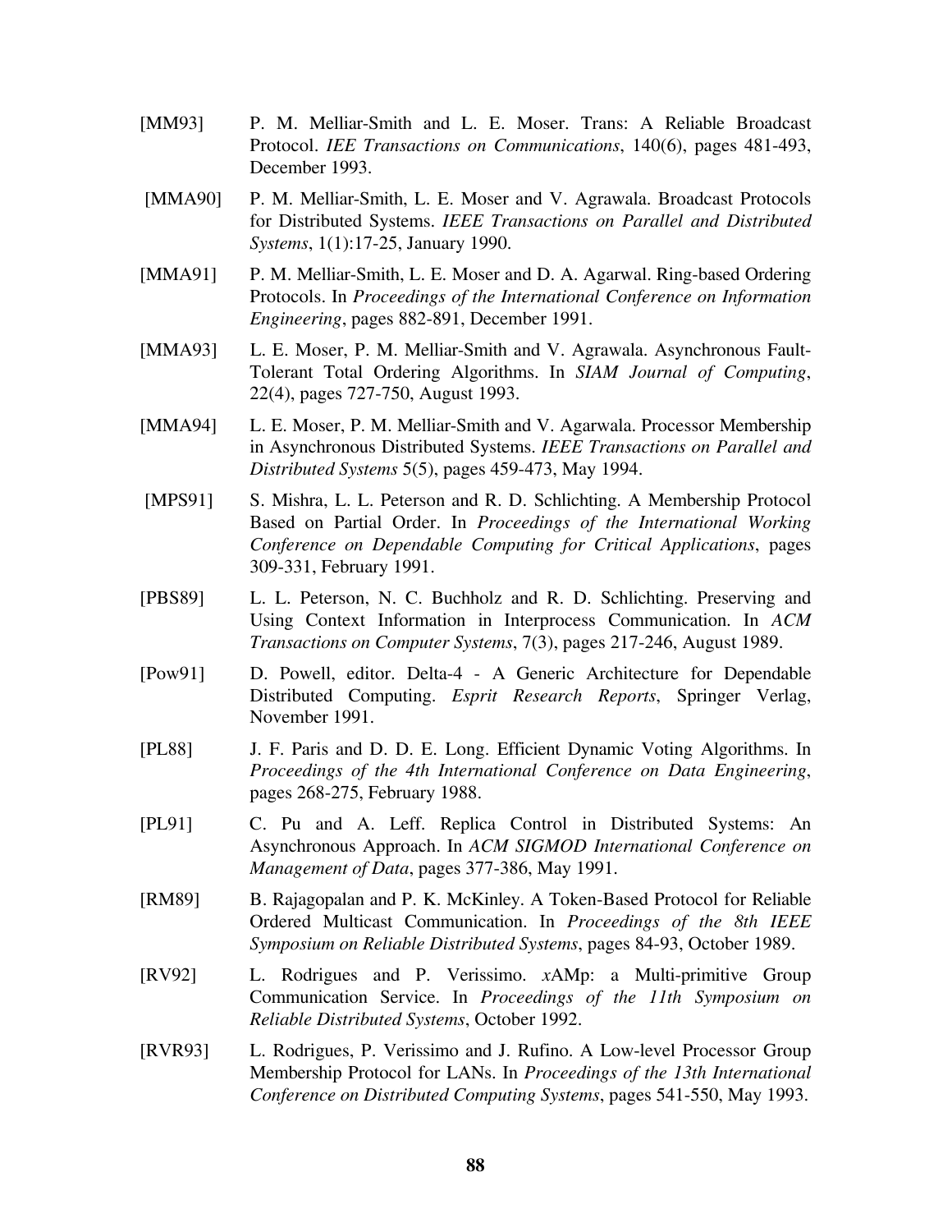[MM93] P. M. Melliar-Smith and L. E. Moser. Trans: A Reliable Broadcast Protocol. *IEE Transactions on Communications*, 140(6), pages 481-493, December 1993.

[MMA90] P. M. Melliar-Smith, L. E. Moser and V. Agrawala. Broadcast Protocols for Distributed Systems. *IEEE Transactions on Parallel and Distributed Systems*, 1(1):17-25, January 1990.

[MMA91] P. M. Melliar-Smith, L. E. Moser and D. A. Agarwal. Ring-based Ordering Protocols. In *Proceedings of the International Conference on Information Engineering*, pages 882-891, December 1991.

[MMA93] L. E. Moser, P. M. Melliar-Smith and V. Agrawala. Asynchronous Fault-Tolerant Total Ordering Algorithms. In *SIAM Journal of Computing*, 22(4), pages 727-750, August 1993.

[MMA94] L. E. Moser, P. M. Melliar-Smith and V. Agarwala. Processor Membership in Asynchronous Distributed Systems. *IEEE Transactions on Parallel and Distributed Systems* 5(5), pages 459-473, May 1994.

[MPS91] S. Mishra, L. L. Peterson and R. D. Schlichting. A Membership Protocol Based on Partial Order. In *Proceedings of the International Working Conference on Dependable Computing for Critical Applications*, pages 309-331, February 1991.

[PBS89] L. L. Peterson, N. C. Buchholz and R. D. Schlichting. Preserving and Using Context Information in Interprocess Communication. In *ACM Transactions on Computer Systems*, 7(3), pages 217-246, August 1989.

[Pow91] D. Powell, editor. Delta-4 - A Generic Architecture for Dependable Distributed Computing. *Esprit Research Reports*, Springer Verlag, November 1991.

[PL88] J. F. Paris and D. D. E. Long. Efficient Dynamic Voting Algorithms. In *Proceedings of the 4th International Conference on Data Engineering*, pages 268-275, February 1988.

[PL91] C. Pu and A. Leff. Replica Control in Distributed Systems: An Asynchronous Approach. In *ACM SIGMOD International Conference on Management of Data*, pages 377-386, May 1991.

[RM89] B. Rajagopalan and P. K. McKinley. A Token-Based Protocol for Reliable Ordered Multicast Communication. In *Proceedings of the 8th IEEE Symposium on Reliable Distributed Systems*, pages 84-93, October 1989.

[RV92] L. Rodrigues and P. Verissimo. *x*AMp: a Multi-primitive Group Communication Service. In *Proceedings of the 11th Symposium on Reliable Distributed Systems*, October 1992.

[RVR93] L. Rodrigues, P. Verissimo and J. Rufino. A Low-level Processor Group Membership Protocol for LANs. In *Proceedings of the 13th International Conference on Distributed Computing Systems*, pages 541-550, May 1993.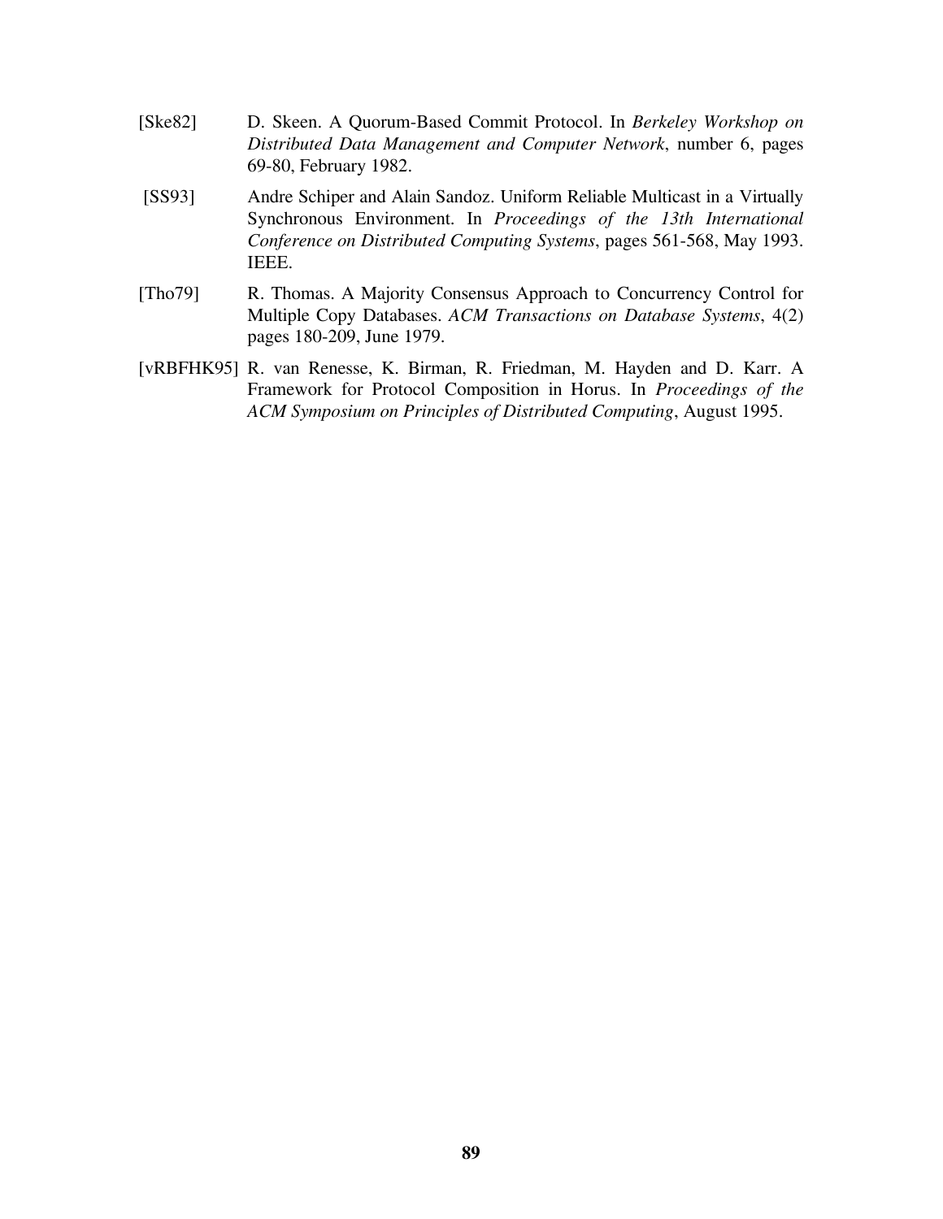[Ske82] D. Skeen. A Quorum-Based Commit Protocol. In *Berkeley Workshop on Distributed Data Management and Computer Network*, number 6, pages 69-80, February 1982.

[SS93] Andre Schiper and Alain Sandoz. Uniform Reliable Multicast in a Virtually Synchronous Environment. In *Proceedings of the 13th International Conference on Distributed Computing Systems*, pages 561-568, May 1993. IEEE.

[Tho79] R. Thomas. A Majority Consensus Approach to Concurrency Control for Multiple Copy Databases. *ACM Transactions on Database Systems*, 4(2) pages 180-209, June 1979.

[vRBFHK95] R. van Renesse, K. Birman, R. Friedman, M. Hayden and D. Karr. A Framework for Protocol Composition in Horus. In *Proceedings of the ACM Symposium on Principles of Distributed Computing*, August 1995.